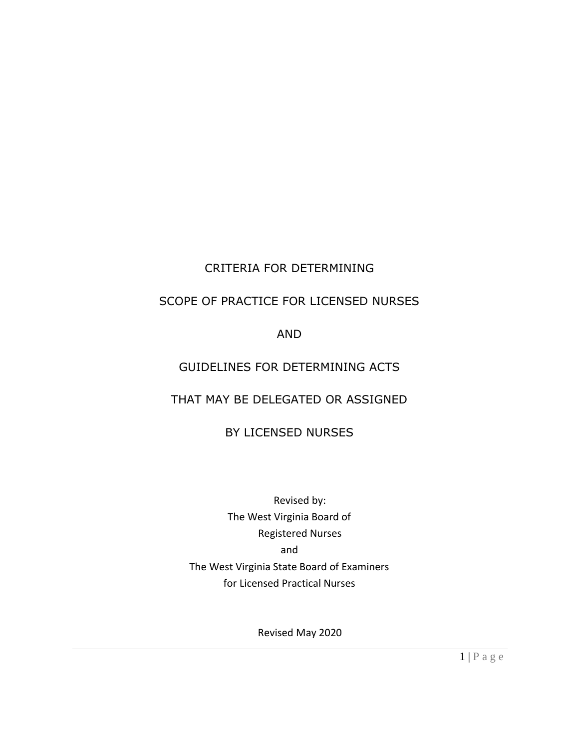# CRITERIA FOR DETERMINING

# SCOPE OF PRACTICE FOR LICENSED NURSES

# AND

# GUIDELINES FOR DETERMINING ACTS

# THAT MAY BE DELEGATED OR ASSIGNED

# BY LICENSED NURSES

Revised by:
The West Virginia Board of
Registered Nurses
and
The West Virginia State Board of Examiners
for Licensed Practical Nurses

Revised May 2020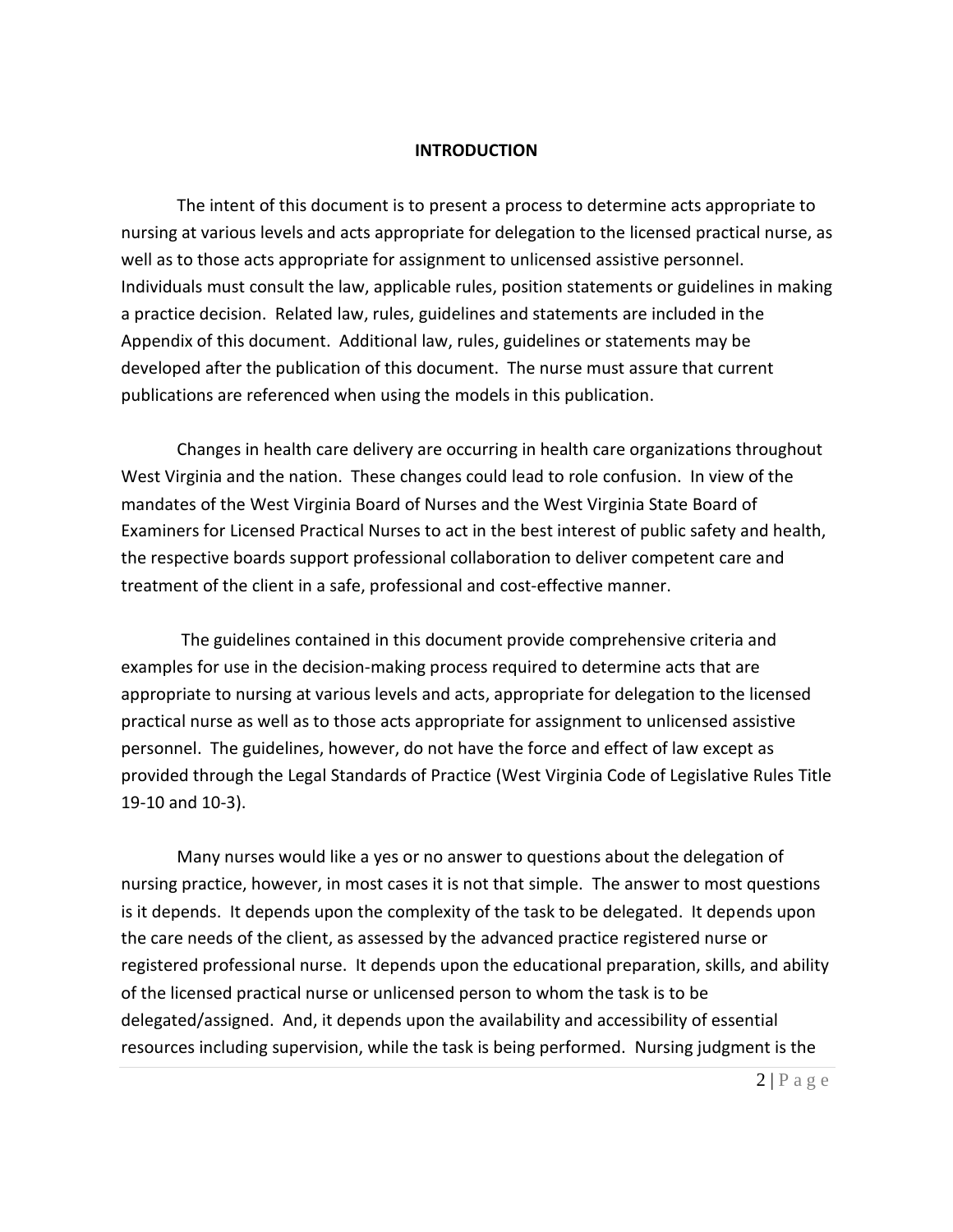# INTRODUCTION

The intent of this document is to present a process to determine acts appropriate to nursing at various levels and acts appropriate for delegation to the licensed practical nurse, as well as to those acts appropriate for assignment to unlicensed assistive personnel. Individuals must consult the law, applicable rules, position statements or guidelines in making a practice decision. Related law, rules, guidelines and statements are included in the Appendix of this document. Additional law, rules, guidelines or statements may be developed after the publication of this document. The nurse must assure that current publications are referenced when using the models in this publication.

Changes in health care delivery are occurring in health care organizations throughout West Virginia and the nation. These changes could lead to role confusion. In view of the mandates of the West Virginia Board of Nurses and the West Virginia State Board of Examiners for Licensed Practical Nurses to act in the best interest of public safety and health, the respective boards support professional collaboration to deliver competent care and treatment of the client in a safe, professional and cost-effective manner.

The guidelines contained in this document provide comprehensive criteria and examples for use in the decision-making process required to determine acts that are appropriate to nursing at various levels and acts, appropriate for delegation to the licensed practical nurse as well as to those acts appropriate for assignment to unlicensed assistive personnel. The guidelines, however, do not have the force and effect of law except as provided through the Legal Standards of Practice (West Virginia Code of Legislative Rules Title 19-10 and 10-3).

Many nurses would like a yes or no answer to questions about the delegation of nursing practice, however, in most cases it is not that simple. The answer to most questions is it depends. It depends upon the complexity of the task to be delegated. It depends upon the care needs of the client, as assessed by the advanced practice registered nurse or registered professional nurse. It depends upon the educational preparation, skills, and ability of the licensed practical nurse or unlicensed person to whom the task is to be delegated/assigned. And, it depends upon the availability and accessibility of essential resources including supervision, while the task is being performed. Nursing judgment is the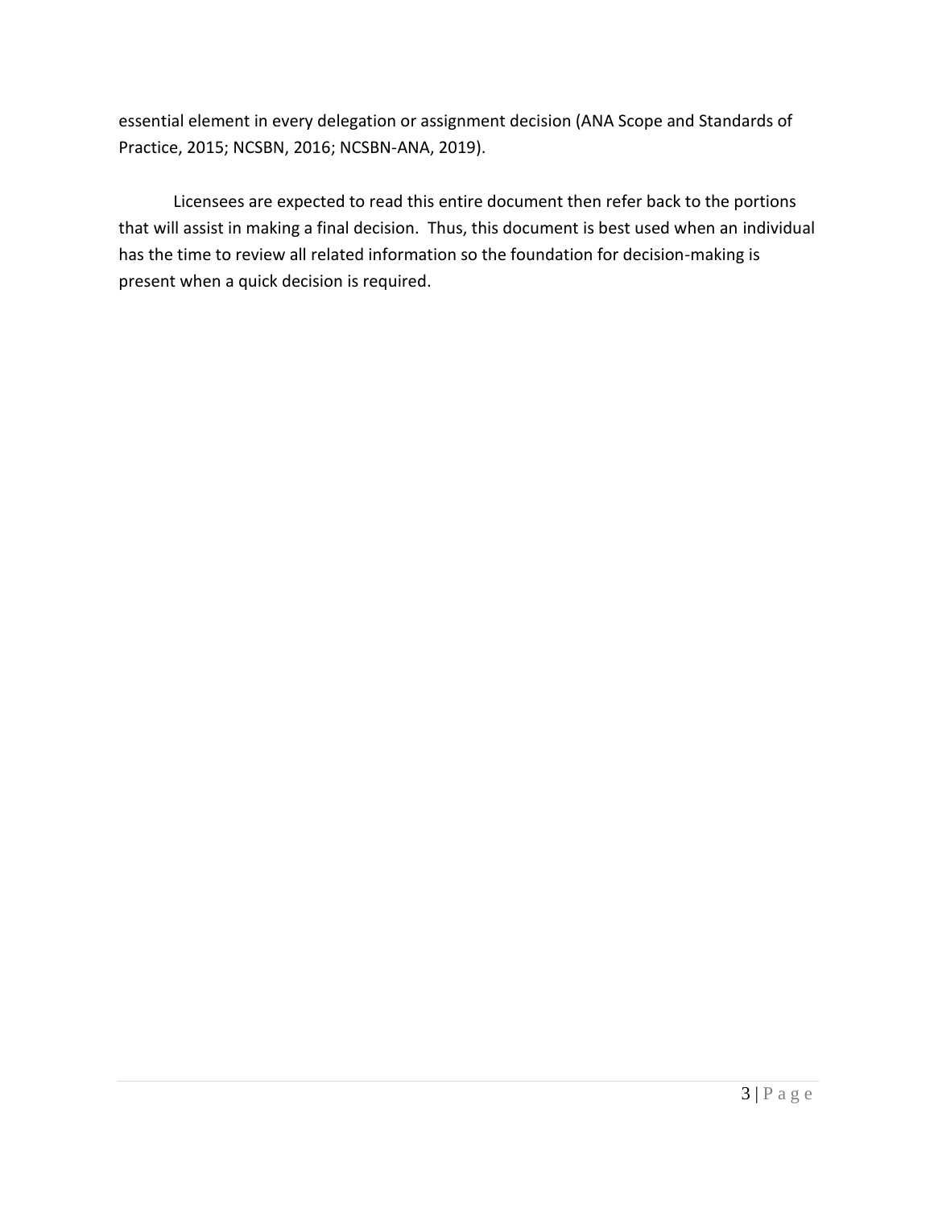essential element in every delegation or assignment decision (ANA Scope and Standards of Practice, 2015; NCSBN, 2016; NCSBN-ANA, 2019).

Licensees are expected to read this entire document then refer back to the portions that will assist in making a final decision. Thus, this document is best used when an individual has the time to review all related information so the foundation for decision-making is present when a quick decision is required.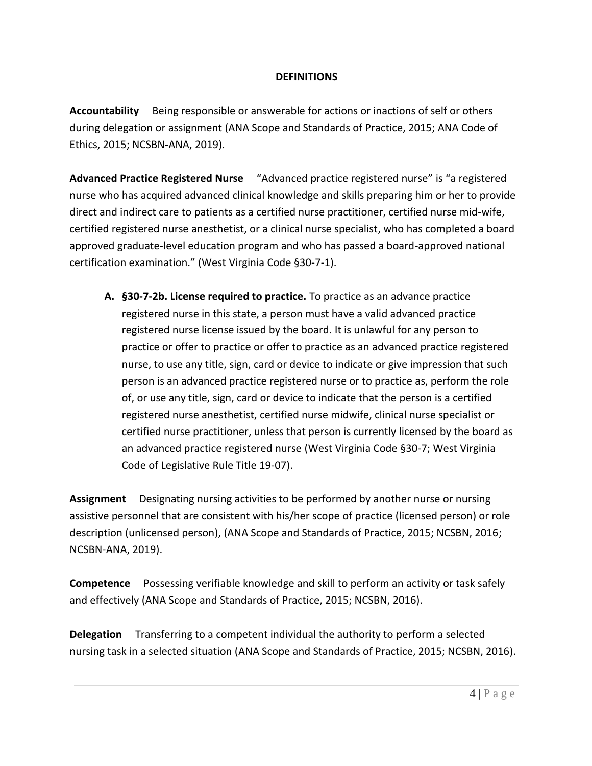## DEFINITIONS

**Accountability** Being responsible or answerable for actions or inactions of self or others during delegation or assignment (ANA Scope and Standards of Practice, 2015; ANA Code of Ethics, 2015; NCSBN-ANA, 2019).

**Advanced Practice Registered Nurse** "Advanced practice registered nurse" is "a registered nurse who has acquired advanced clinical knowledge and skills preparing him or her to provide direct and indirect care to patients as a certified nurse practitioner, certified nurse mid-wife, certified registered nurse anesthetist, or a clinical nurse specialist, who has completed a board approved graduate-level education program and who has passed a board-approved national certification examination." (West Virginia Code §30-7-1).

A. **§30-7-2b. License required to practice.** To practice as an advance practice registered nurse in this state, a person must have a valid advanced practice registered nurse license issued by the board. It is unlawful for any person to practice or offer to practice or offer to practice as an advanced practice registered nurse, to use any title, sign, card or device to indicate or give impression that such person is an advanced practice registered nurse or to practice as, perform the role of, or use any title, sign, card or device to indicate that the person is a certified registered nurse anesthetist, certified nurse midwife, clinical nurse specialist or certified nurse practitioner, unless that person is currently licensed by the board as an advanced practice registered nurse (West Virginia Code §30-7; West Virginia Code of Legislative Rule Title 19-07).

**Assignment** Designating nursing activities to be performed by another nurse or nursing assistive personnel that are consistent with his/her scope of practice (licensed person) or role description (unlicensed person), (ANA Scope and Standards of Practice, 2015; NCSBN, 2016; NCSBN-ANA, 2019).

**Competence** Possessing verifiable knowledge and skill to perform an activity or task safely and effectively (ANA Scope and Standards of Practice, 2015; NCSBN, 2016).

**Delegation** Transferring to a competent individual the authority to perform a selected nursing task in a selected situation (ANA Scope and Standards of Practice, 2015; NCSBN, 2016).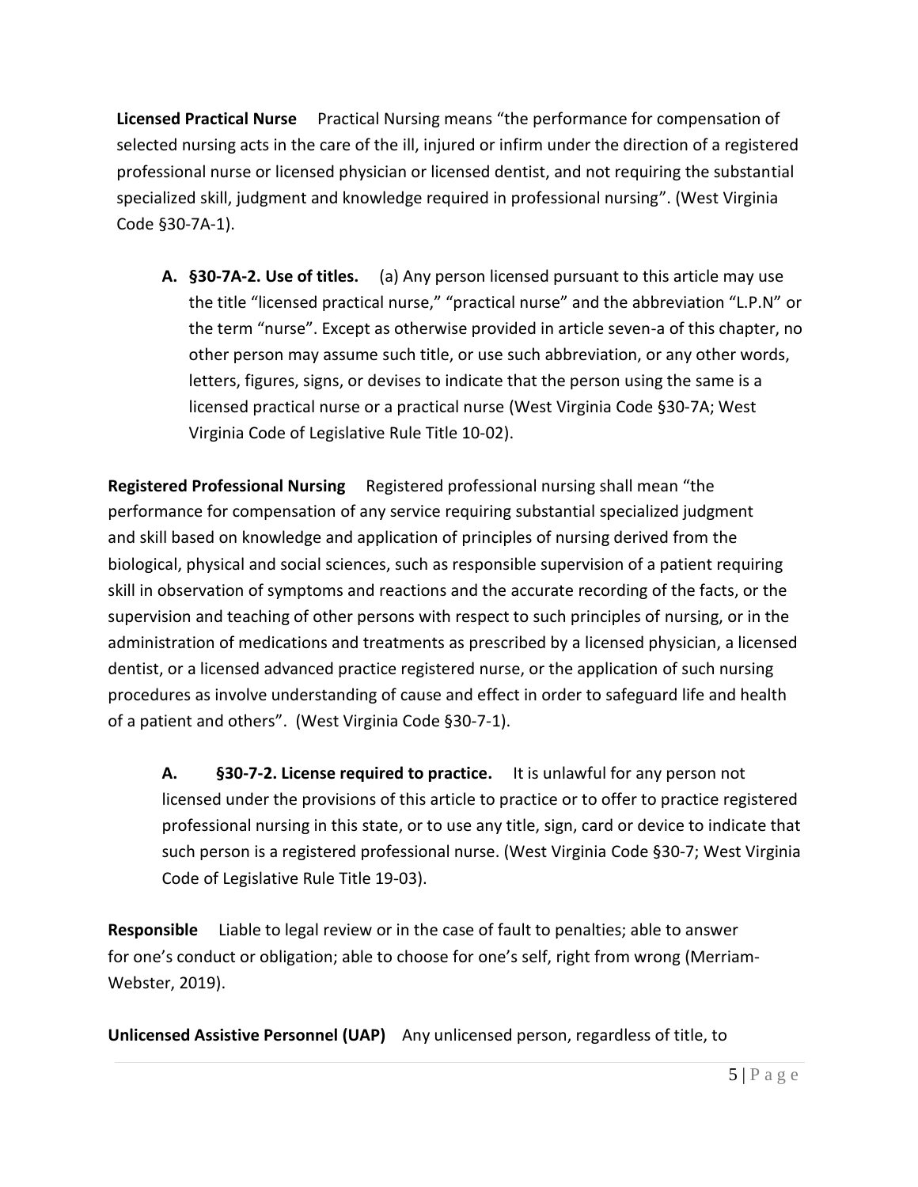**Licensed Practical Nurse** Practical Nursing means "the performance for compensation of selected nursing acts in the care of the ill, injured or infirm under the direction of a registered professional nurse or licensed physician or licensed dentist, and not requiring the substantial specialized skill, judgment and knowledge required in professional nursing". (West Virginia Code §30-7A-1).

A. **§30-7A-2. Use of titles.** (a) Any person licensed pursuant to this article may use the title "licensed practical nurse," "practical nurse" and the abbreviation "L.P.N" or the term "nurse". Except as otherwise provided in article seven-a of this chapter, no other person may assume such title, or use such abbreviation, or any other words, letters, figures, signs, or devises to indicate that the person using the same is a licensed practical nurse or a practical nurse (West Virginia Code §30-7A; West Virginia Code of Legislative Rule Title 10-02).

**Registered Professional Nursing** Registered professional nursing shall mean "the performance for compensation of any service requiring substantial specialized judgment and skill based on knowledge and application of principles of nursing derived from the biological, physical and social sciences, such as responsible supervision of a patient requiring skill in observation of symptoms and reactions and the accurate recording of the facts, or the supervision and teaching of other persons with respect to such principles of nursing, or in the administration of medications and treatments as prescribed by a licensed physician, a licensed dentist, or a licensed advanced practice registered nurse, or the application of such nursing procedures as involve understanding of cause and effect in order to safeguard life and health of a patient and others". (West Virginia Code §30-7-1).

A. **§30-7-2. License required to practice.** It is unlawful for any person not licensed under the provisions of this article to practice or to offer to practice registered professional nursing in this state, or to use any title, sign, card or device to indicate that such person is a registered professional nurse. (West Virginia Code §30-7; West Virginia Code of Legislative Rule Title 19-03).

**Responsible** Liable to legal review or in the case of fault to penalties; able to answer for one's conduct or obligation; able to choose for one's self, right from wrong (Merriam-Webster, 2019).

**Unlicensed Assistive Personnel (UAP)** Any unlicensed person, regardless of title, to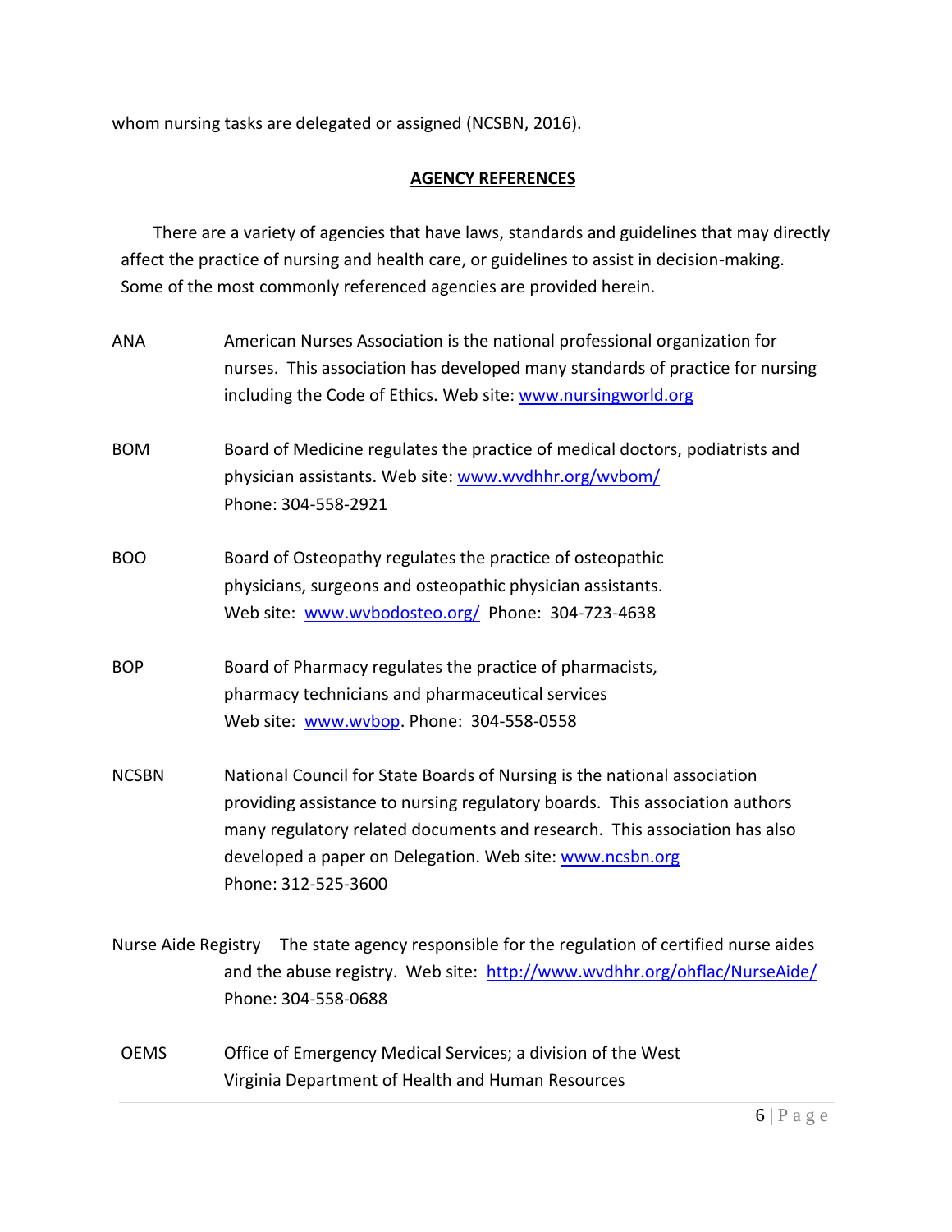whom nursing tasks are delegated or assigned (NCSBN, 2016).

## AGENCY REFERENCES

There are a variety of agencies that have laws, standards and guidelines that may directly affect the practice of nursing and health care, or guidelines to assist in decision-making. Some of the most commonly referenced agencies are provided herein.

**ANA** American Nurses Association is the national professional organization for nurses. This association has developed many standards of practice for nursing including the Code of Ethics. Web site: www.nursingworld.org

**BOM** Board of Medicine regulates the practice of medical doctors, podiatrists and physician assistants. Web site: www.wvdhhr.org/wvbom/
Phone: 304-558-2921

**BOO** Board of Osteopathy regulates the practice of osteopathic physicians, surgeons and osteopathic physician assistants.
Web site: www.wvbodosteo.org/ Phone: 304-723-4638

**BOP** Board of Pharmacy regulates the practice of pharmacists, pharmacy technicians and pharmaceutical services
Web site: www.wvbop. Phone: 304-558-0558

**NCSBN** National Council for State Boards of Nursing is the national association providing assistance to nursing regulatory boards. This association authors many regulatory related documents and research. This association has also developed a paper on Delegation. Web site: www.ncsbn.org
Phone: 312-525-3600

**Nurse Aide Registry** The state agency responsible for the regulation of certified nurse aides and the abuse registry. Web site: http://www.wvdhhr.org/ohflac/NurseAide/
Phone: 304-558-0688

**OEMS** Office of Emergency Medical Services; a division of the West Virginia Department of Health and Human Resources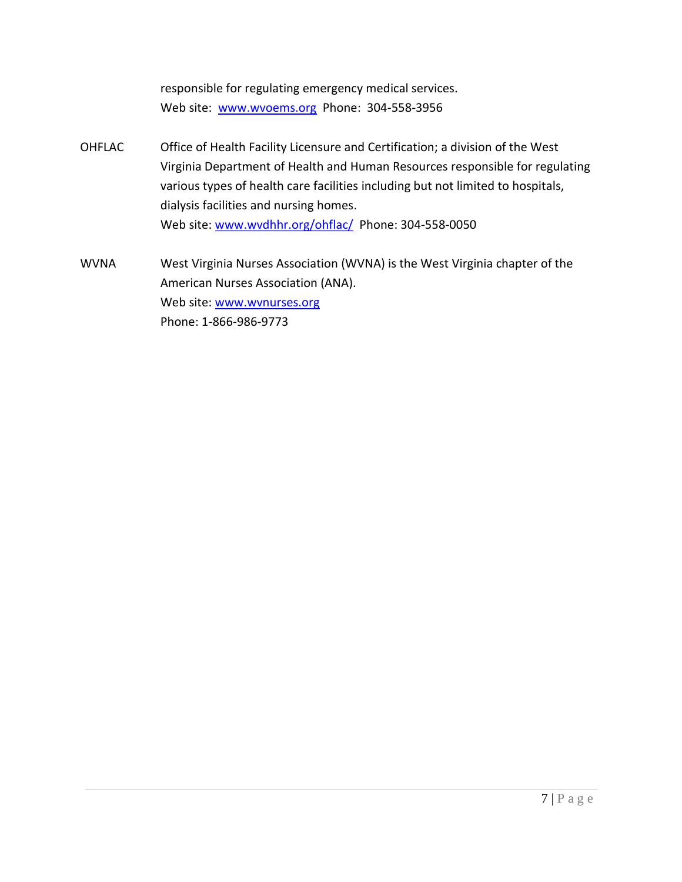responsible for regulating emergency medical services.
Web site: www.wvoems.org Phone: 304-558-3956

OHFLAC — Office of Health Facility Licensure and Certification; a division of the West Virginia Department of Health and Human Resources responsible for regulating various types of health care facilities including but not limited to hospitals, dialysis facilities and nursing homes.
Web site: www.wvdhhr.org/ohflac/ Phone: 304-558-0050

WVNA — West Virginia Nurses Association (WVNA) is the West Virginia chapter of the American Nurses Association (ANA).
Web site: www.wvnurses.org
Phone: 1-866-986-9773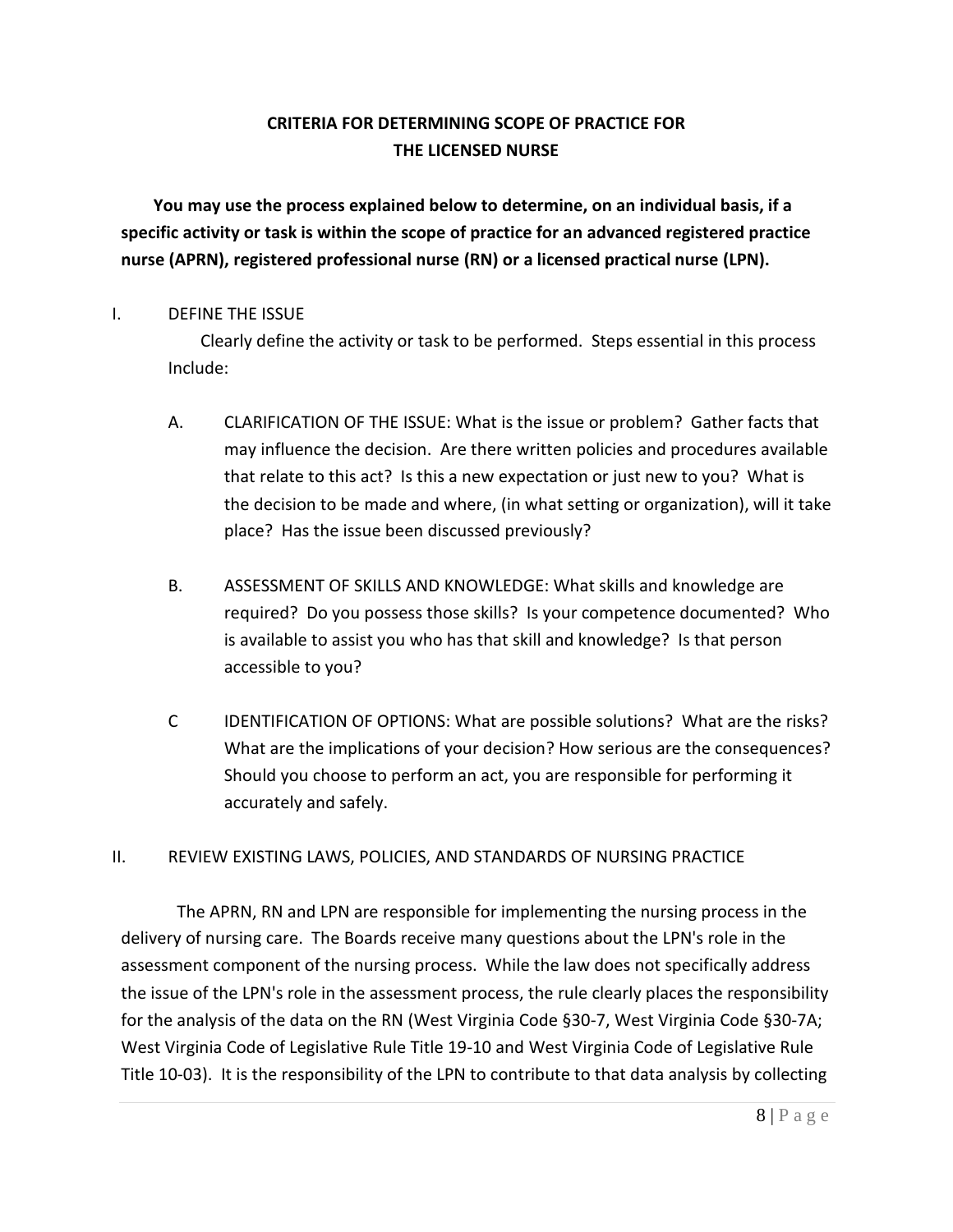## CRITERIA FOR DETERMINING SCOPE OF PRACTICE FOR THE LICENSED NURSE

**You may use the process explained below to determine, on an individual basis, if a specific activity or task is within the scope of practice for an advanced registered practice nurse (APRN), registered professional nurse (RN) or a licensed practical nurse (LPN).**

I. DEFINE THE ISSUE

Clearly define the activity or task to be performed. Steps essential in this process Include:

A. CLARIFICATION OF THE ISSUE: What is the issue or problem? Gather facts that may influence the decision. Are there written policies and procedures available that relate to this act? Is this a new expectation or just new to you? What is the decision to be made and where, (in what setting or organization), will it take place? Has the issue been discussed previously?

B. ASSESSMENT OF SKILLS AND KNOWLEDGE: What skills and knowledge are required? Do you possess those skills? Is your competence documented? Who is available to assist you who has that skill and knowledge? Is that person accessible to you?

C IDENTIFICATION OF OPTIONS: What are possible solutions? What are the risks? What are the implications of your decision? How serious are the consequences? Should you choose to perform an act, you are responsible for performing it accurately and safely.

II. REVIEW EXISTING LAWS, POLICIES, AND STANDARDS OF NURSING PRACTICE

The APRN, RN and LPN are responsible for implementing the nursing process in the delivery of nursing care. The Boards receive many questions about the LPN's role in the assessment component of the nursing process. While the law does not specifically address the issue of the LPN's role in the assessment process, the rule clearly places the responsibility for the analysis of the data on the RN (West Virginia Code §30-7, West Virginia Code §30-7A; West Virginia Code of Legislative Rule Title 19-10 and West Virginia Code of Legislative Rule Title 10-03). It is the responsibility of the LPN to contribute to that data analysis by collecting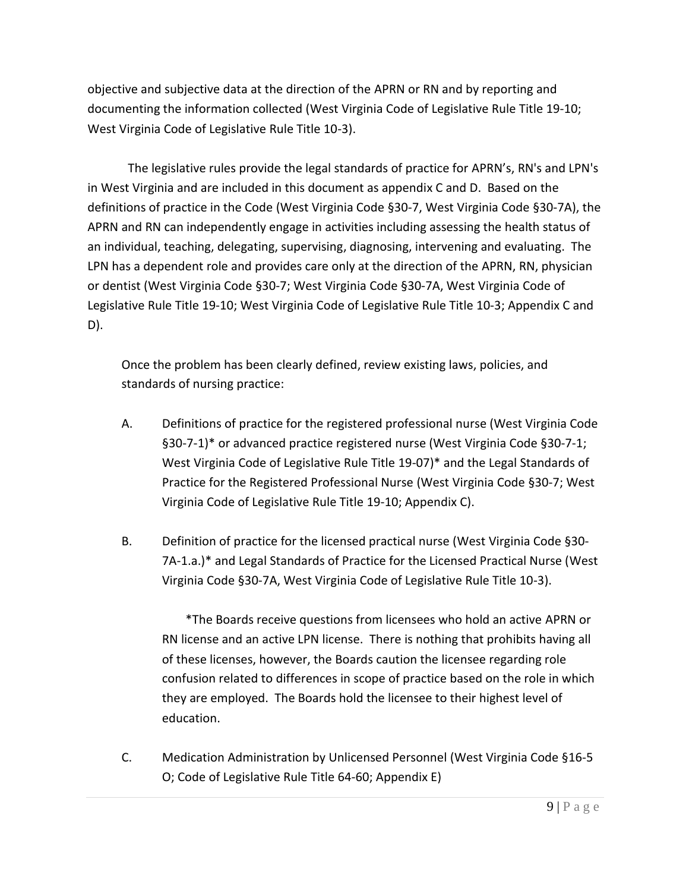objective and subjective data at the direction of the APRN or RN and by reporting and documenting the information collected (West Virginia Code of Legislative Rule Title 19-10; West Virginia Code of Legislative Rule Title 10-3).

The legislative rules provide the legal standards of practice for APRN's, RN's and LPN's in West Virginia and are included in this document as appendix C and D. Based on the definitions of practice in the Code (West Virginia Code §30-7, West Virginia Code §30-7A), the APRN and RN can independently engage in activities including assessing the health status of an individual, teaching, delegating, supervising, diagnosing, intervening and evaluating. The LPN has a dependent role and provides care only at the direction of the APRN, RN, physician or dentist (West Virginia Code §30-7; West Virginia Code §30-7A, West Virginia Code of Legislative Rule Title 19-10; West Virginia Code of Legislative Rule Title 10-3; Appendix C and D).

Once the problem has been clearly defined, review existing laws, policies, and standards of nursing practice:

A. Definitions of practice for the registered professional nurse (West Virginia Code §30-7-1)* or advanced practice registered nurse (West Virginia Code §30-7-1; West Virginia Code of Legislative Rule Title 19-07)* and the Legal Standards of Practice for the Registered Professional Nurse (West Virginia Code §30-7; West Virginia Code of Legislative Rule Title 19-10; Appendix C).

B. Definition of practice for the licensed practical nurse (West Virginia Code §30-7A-1.a.)* and Legal Standards of Practice for the Licensed Practical Nurse (West Virginia Code §30-7A, West Virginia Code of Legislative Rule Title 10-3).

*The Boards receive questions from licensees who hold an active APRN or RN license and an active LPN license. There is nothing that prohibits having all of these licenses, however, the Boards caution the licensee regarding role confusion related to differences in scope of practice based on the role in which they are employed. The Boards hold the licensee to their highest level of education.

C. Medication Administration by Unlicensed Personnel (West Virginia Code §16-5 O; Code of Legislative Rule Title 64-60; Appendix E)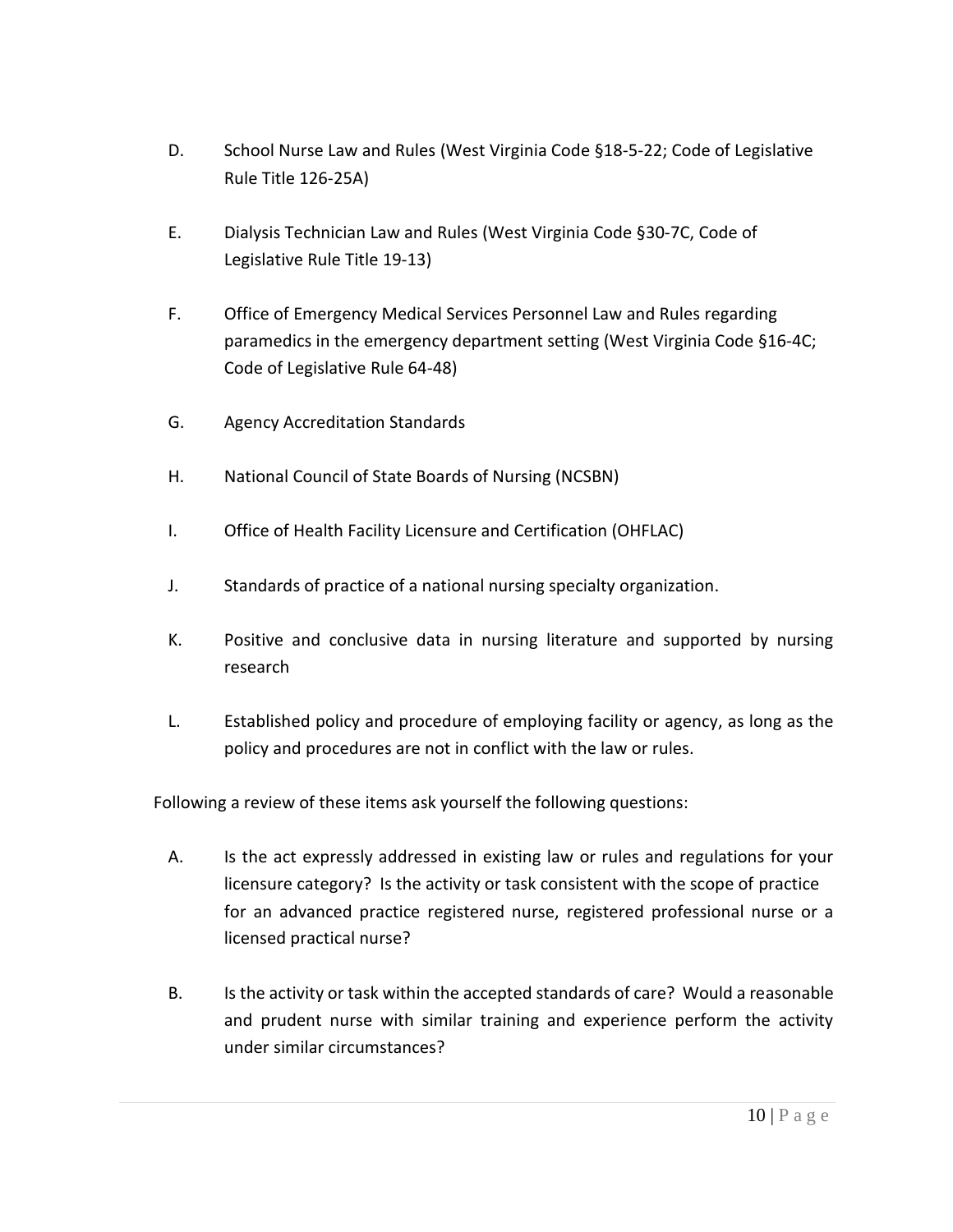D. School Nurse Law and Rules (West Virginia Code §18-5-22; Code of Legislative Rule Title 126-25A)

E. Dialysis Technician Law and Rules (West Virginia Code §30-7C, Code of Legislative Rule Title 19-13)

F. Office of Emergency Medical Services Personnel Law and Rules regarding paramedics in the emergency department setting (West Virginia Code §16-4C; Code of Legislative Rule 64-48)

G. Agency Accreditation Standards

H. National Council of State Boards of Nursing (NCSBN)

I. Office of Health Facility Licensure and Certification (OHFLAC)

J. Standards of practice of a national nursing specialty organization.

K. Positive and conclusive data in nursing literature and supported by nursing research

L. Established policy and procedure of employing facility or agency, as long as the policy and procedures are not in conflict with the law or rules.

Following a review of these items ask yourself the following questions:

A. Is the act expressly addressed in existing law or rules and regulations for your licensure category? Is the activity or task consistent with the scope of practice for an advanced practice registered nurse, registered professional nurse or a licensed practical nurse?

B. Is the activity or task within the accepted standards of care? Would a reasonable and prudent nurse with similar training and experience perform the activity under similar circumstances?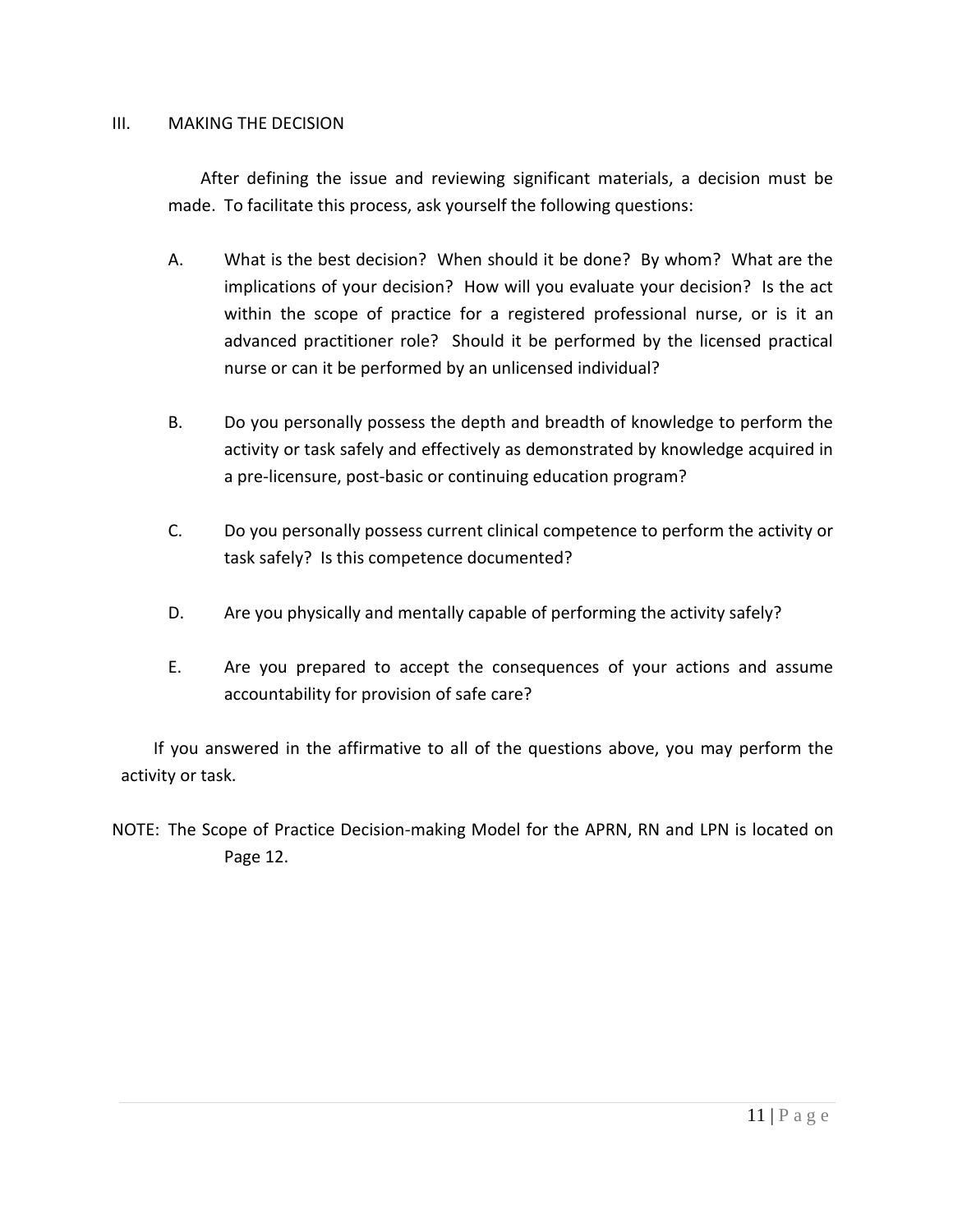## III. MAKING THE DECISION

After defining the issue and reviewing significant materials, a decision must be made. To facilitate this process, ask yourself the following questions:

A. What is the best decision? When should it be done? By whom? What are the implications of your decision? How will you evaluate your decision? Is the act within the scope of practice for a registered professional nurse, or is it an advanced practitioner role? Should it be performed by the licensed practical nurse or can it be performed by an unlicensed individual?

B. Do you personally possess the depth and breadth of knowledge to perform the activity or task safely and effectively as demonstrated by knowledge acquired in a pre-licensure, post-basic or continuing education program?

C. Do you personally possess current clinical competence to perform the activity or task safely? Is this competence documented?

D. Are you physically and mentally capable of performing the activity safely?

E. Are you prepared to accept the consequences of your actions and assume accountability for provision of safe care?

If you answered in the affirmative to all of the questions above, you may perform the activity or task.

NOTE: The Scope of Practice Decision-making Model for the APRN, RN and LPN is located on Page 12.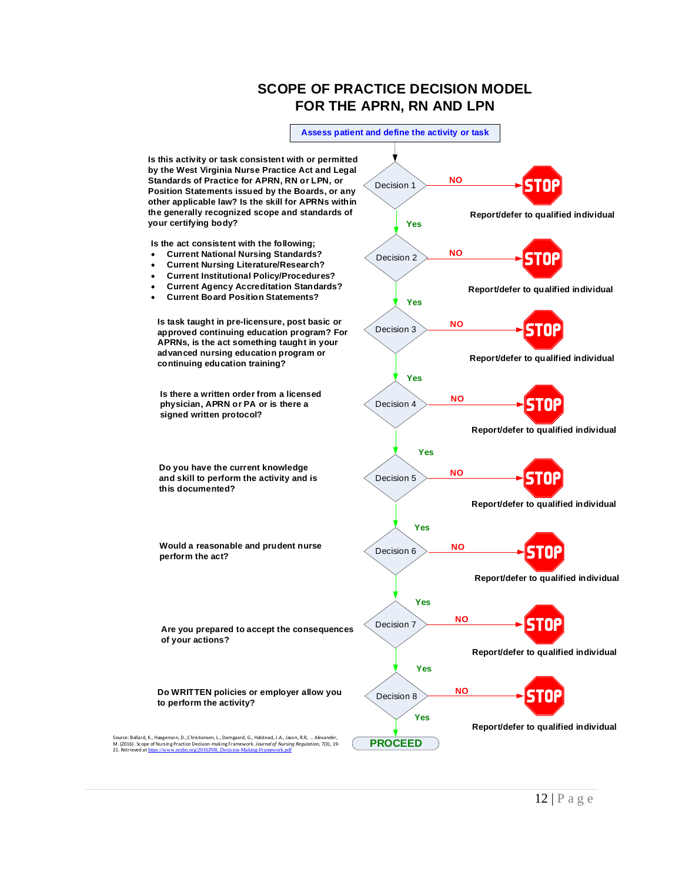# SCOPE OF PRACTICE DECISION MODEL FOR THE APRN, RN AND LPN

**Assess patient and define the activity or task**

**Decision 1:** Is this activity or task consistent with or permitted by the West Virginia Nurse Practice Act and Legal Standards of Practice for APRN, RN or LPN, or Position Statements issued by the Boards, or any other applicable law? Is the skill for APRNs within the generally recognized scope and standards of your certifying body?

- NO → STOP — Report/defer to qualified individual
- Yes → Decision 2

**Decision 2:** Is the act consistent with the following;

- Current National Nursing Standards?
- Current Nursing Literature/Research?
- Current Institutional Policy/Procedures?
- Current Agency Accreditation Standards?
- Current Board Position Statements?

- NO → STOP — Report/defer to qualified individual
- Yes → Decision 3

**Decision 3:** Is task taught in pre-licensure, post basic or approved continuing education program? For APRNs, is the act something taught in your advanced nursing education program or continuing education training?

- NO → STOP — Report/defer to qualified individual
- Yes → Decision 4

**Decision 4:** Is there a written order from a licensed physician, APRN or PA or is there a signed written protocol?

- NO → STOP — Report/defer to qualified individual
- Yes → Decision 5

**Decision 5:** Do you have the current knowledge and skill to perform the activity and is this documented?

- NO → STOP — Report/defer to qualified individual
- Yes → Decision 6

**Decision 6:** Would a reasonable and prudent nurse perform the act?

- NO → STOP — Report/defer to qualified individual
- Yes → Decision 7

**Decision 7:** Are you prepared to accept the consequences of your actions?

- NO → STOP — Report/defer to qualified individual
- Yes → Decision 8

**Decision 8:** Do WRITTEN policies or employer allow you to perform the activity?

- NO → STOP — Report/defer to qualified individual
- Yes → **PROCEED**

Source: Ballard, K., Haagenson, D., Christiansen, L., Damgaard, G., Halstead, J.A., Jason, R.R, ... Alexander, M. (2016). Scope of Nursing Practice Decision-making Framework. *Journal of Nursing Regulation*, 7(3), 19-21. Retrieved at https://www.ncsbn.org/2016JNR_Decision-Making-Framework.pdf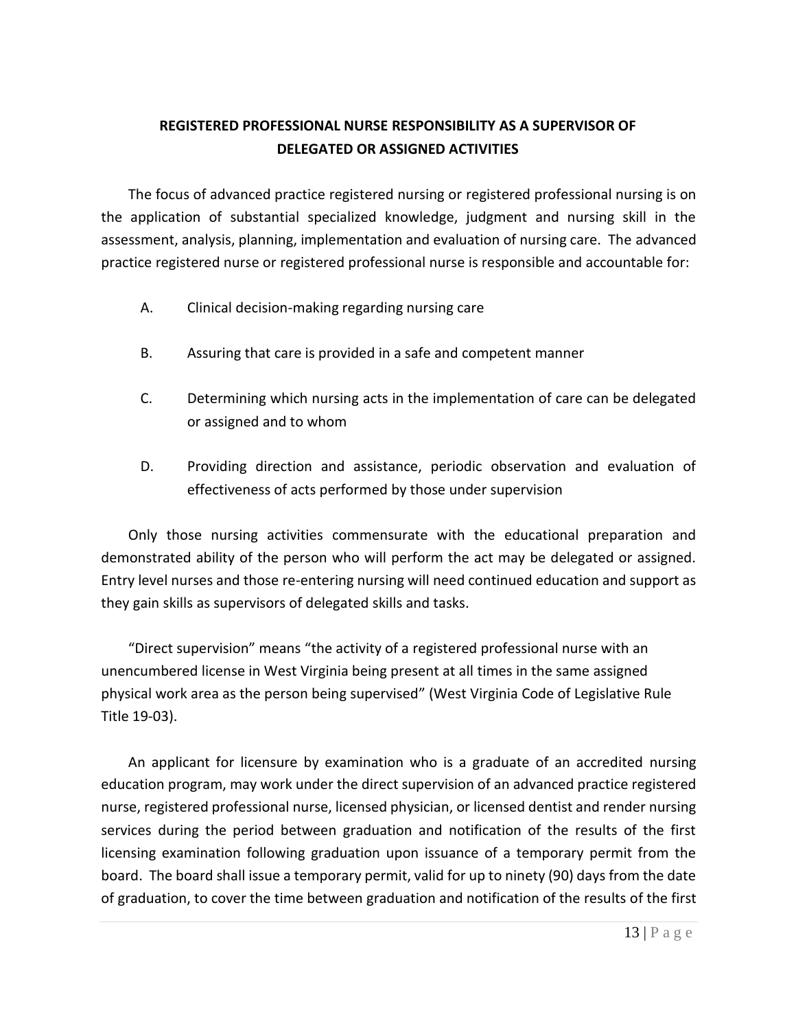## REGISTERED PROFESSIONAL NURSE RESPONSIBILITY AS A SUPERVISOR OF DELEGATED OR ASSIGNED ACTIVITIES

The focus of advanced practice registered nursing or registered professional nursing is on the application of substantial specialized knowledge, judgment and nursing skill in the assessment, analysis, planning, implementation and evaluation of nursing care. The advanced practice registered nurse or registered professional nurse is responsible and accountable for:

A. Clinical decision-making regarding nursing care

B. Assuring that care is provided in a safe and competent manner

C. Determining which nursing acts in the implementation of care can be delegated or assigned and to whom

D. Providing direction and assistance, periodic observation and evaluation of effectiveness of acts performed by those under supervision

Only those nursing activities commensurate with the educational preparation and demonstrated ability of the person who will perform the act may be delegated or assigned. Entry level nurses and those re-entering nursing will need continued education and support as they gain skills as supervisors of delegated skills and tasks.

"Direct supervision" means "the activity of a registered professional nurse with an unencumbered license in West Virginia being present at all times in the same assigned physical work area as the person being supervised" (West Virginia Code of Legislative Rule Title 19-03).

An applicant for licensure by examination who is a graduate of an accredited nursing education program, may work under the direct supervision of an advanced practice registered nurse, registered professional nurse, licensed physician, or licensed dentist and render nursing services during the period between graduation and notification of the results of the first licensing examination following graduation upon issuance of a temporary permit from the board. The board shall issue a temporary permit, valid for up to ninety (90) days from the date of graduation, to cover the time between graduation and notification of the results of the first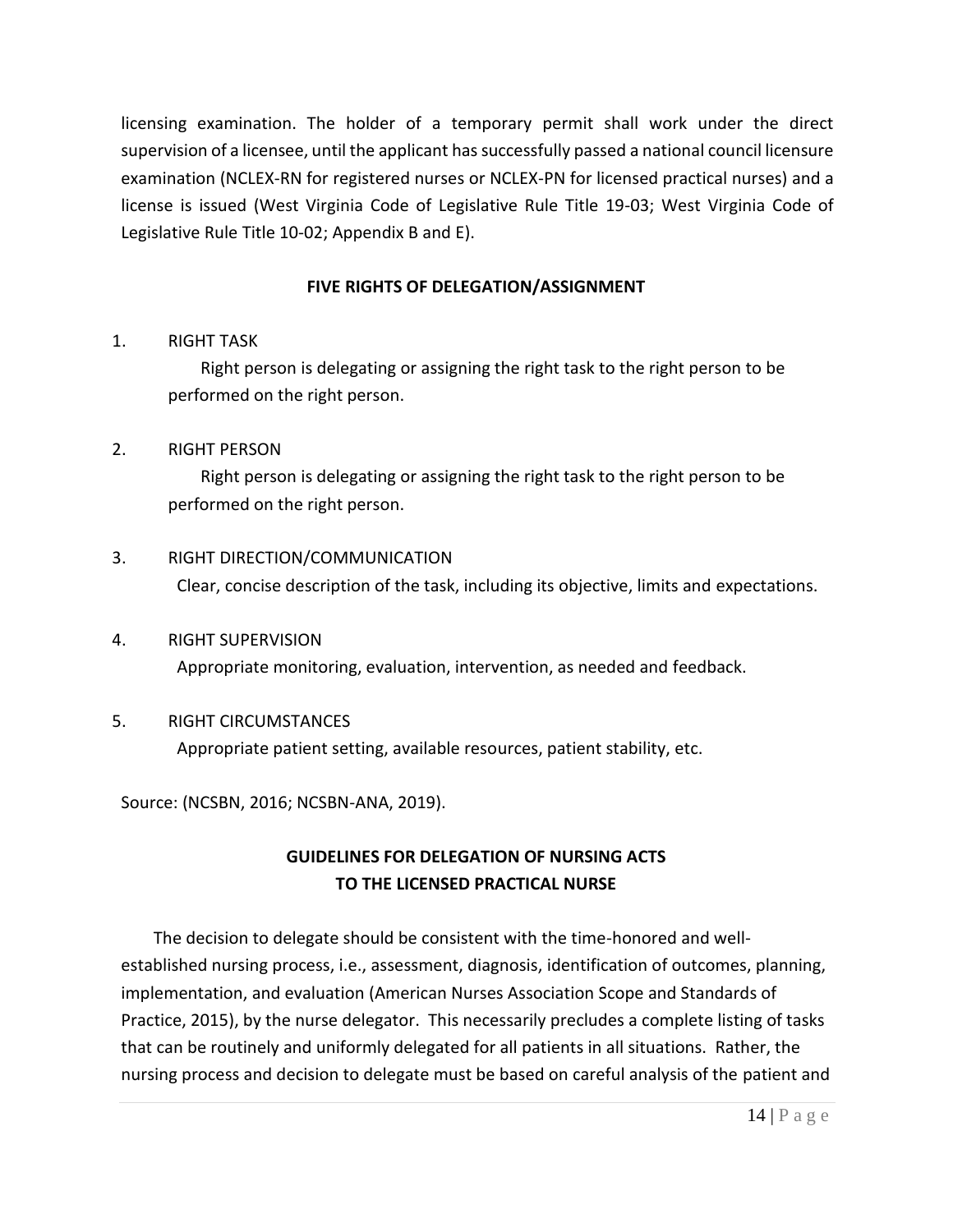licensing examination. The holder of a temporary permit shall work under the direct supervision of a licensee, until the applicant has successfully passed a national council licensure examination (NCLEX-RN for registered nurses or NCLEX-PN for licensed practical nurses) and a license is issued (West Virginia Code of Legislative Rule Title 19-03; West Virginia Code of Legislative Rule Title 10-02; Appendix B and E).

## FIVE RIGHTS OF DELEGATION/ASSIGNMENT

1. RIGHT TASK

   Right person is delegating or assigning the right task to the right person to be performed on the right person.

2. RIGHT PERSON

   Right person is delegating or assigning the right task to the right person to be performed on the right person.

3. RIGHT DIRECTION/COMMUNICATION

   Clear, concise description of the task, including its objective, limits and expectations.

4. RIGHT SUPERVISION

   Appropriate monitoring, evaluation, intervention, as needed and feedback.

5. RIGHT CIRCUMSTANCES

   Appropriate patient setting, available resources, patient stability, etc.

Source: (NCSBN, 2016; NCSBN-ANA, 2019).

## GUIDELINES FOR DELEGATION OF NURSING ACTS TO THE LICENSED PRACTICAL NURSE

The decision to delegate should be consistent with the time-honored and well-established nursing process, i.e., assessment, diagnosis, identification of outcomes, planning, implementation, and evaluation (American Nurses Association Scope and Standards of Practice, 2015), by the nurse delegator. This necessarily precludes a complete listing of tasks that can be routinely and uniformly delegated for all patients in all situations. Rather, the nursing process and decision to delegate must be based on careful analysis of the patient and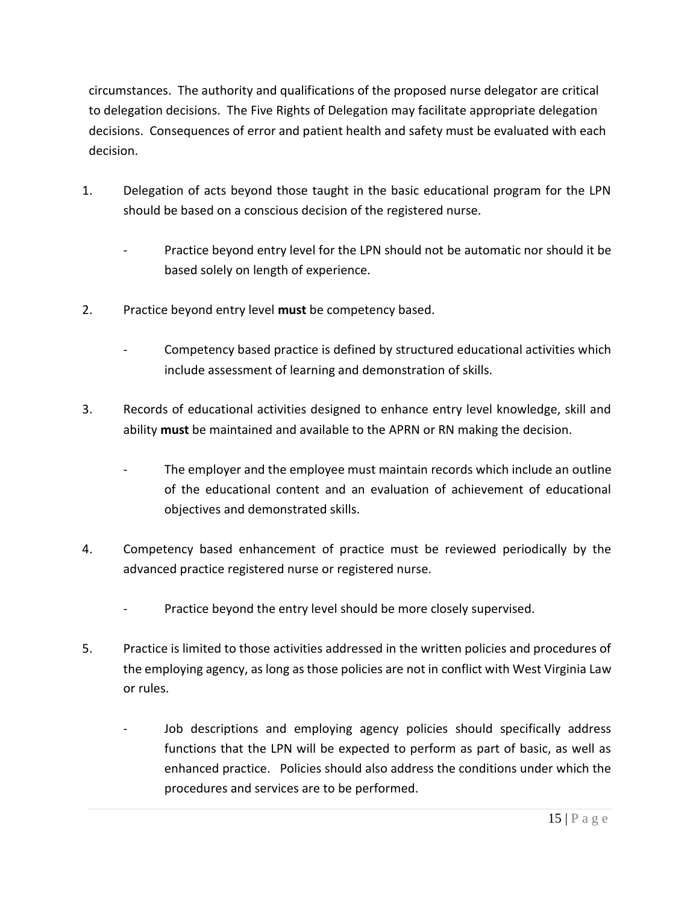circumstances. The authority and qualifications of the proposed nurse delegator are critical to delegation decisions. The Five Rights of Delegation may facilitate appropriate delegation decisions. Consequences of error and patient health and safety must be evaluated with each decision.

1. Delegation of acts beyond those taught in the basic educational program for the LPN should be based on a conscious decision of the registered nurse.

   - Practice beyond entry level for the LPN should not be automatic nor should it be based solely on length of experience.

2. Practice beyond entry level **must** be competency based.

   - Competency based practice is defined by structured educational activities which include assessment of learning and demonstration of skills.

3. Records of educational activities designed to enhance entry level knowledge, skill and ability **must** be maintained and available to the APRN or RN making the decision.

   - The employer and the employee must maintain records which include an outline of the educational content and an evaluation of achievement of educational objectives and demonstrated skills.

4. Competency based enhancement of practice must be reviewed periodically by the advanced practice registered nurse or registered nurse.

   - Practice beyond the entry level should be more closely supervised.

5. Practice is limited to those activities addressed in the written policies and procedures of the employing agency, as long as those policies are not in conflict with West Virginia Law or rules.

   - Job descriptions and employing agency policies should specifically address functions that the LPN will be expected to perform as part of basic, as well as enhanced practice. Policies should also address the conditions under which the procedures and services are to be performed.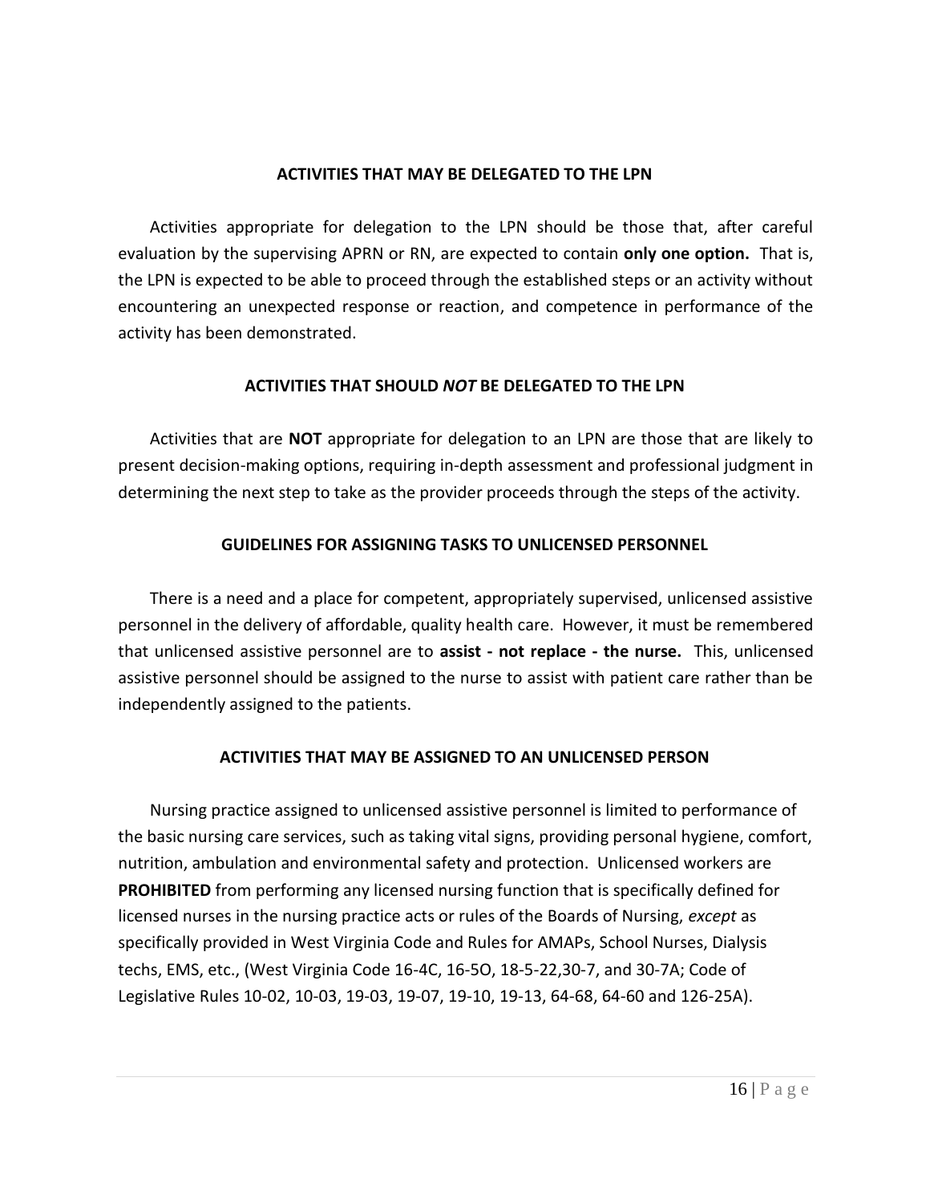## ACTIVITIES THAT MAY BE DELEGATED TO THE LPN

Activities appropriate for delegation to the LPN should be those that, after careful evaluation by the supervising APRN or RN, are expected to contain **only one option.** That is, the LPN is expected to be able to proceed through the established steps or an activity without encountering an unexpected response or reaction, and competence in performance of the activity has been demonstrated.

## ACTIVITIES THAT SHOULD *NOT* BE DELEGATED TO THE LPN

Activities that are **NOT** appropriate for delegation to an LPN are those that are likely to present decision-making options, requiring in-depth assessment and professional judgment in determining the next step to take as the provider proceeds through the steps of the activity.

## GUIDELINES FOR ASSIGNING TASKS TO UNLICENSED PERSONNEL

There is a need and a place for competent, appropriately supervised, unlicensed assistive personnel in the delivery of affordable, quality health care. However, it must be remembered that unlicensed assistive personnel are to **assist - not replace - the nurse.** This, unlicensed assistive personnel should be assigned to the nurse to assist with patient care rather than be independently assigned to the patients.

## ACTIVITIES THAT MAY BE ASSIGNED TO AN UNLICENSED PERSON

Nursing practice assigned to unlicensed assistive personnel is limited to performance of the basic nursing care services, such as taking vital signs, providing personal hygiene, comfort, nutrition, ambulation and environmental safety and protection. Unlicensed workers are **PROHIBITED** from performing any licensed nursing function that is specifically defined for licensed nurses in the nursing practice acts or rules of the Boards of Nursing, *except* as specifically provided in West Virginia Code and Rules for AMAPs, School Nurses, Dialysis techs, EMS, etc., (West Virginia Code 16-4C, 16-5O, 18-5-22,30-7, and 30-7A; Code of Legislative Rules 10-02, 10-03, 19-03, 19-07, 19-10, 19-13, 64-68, 64-60 and 126-25A).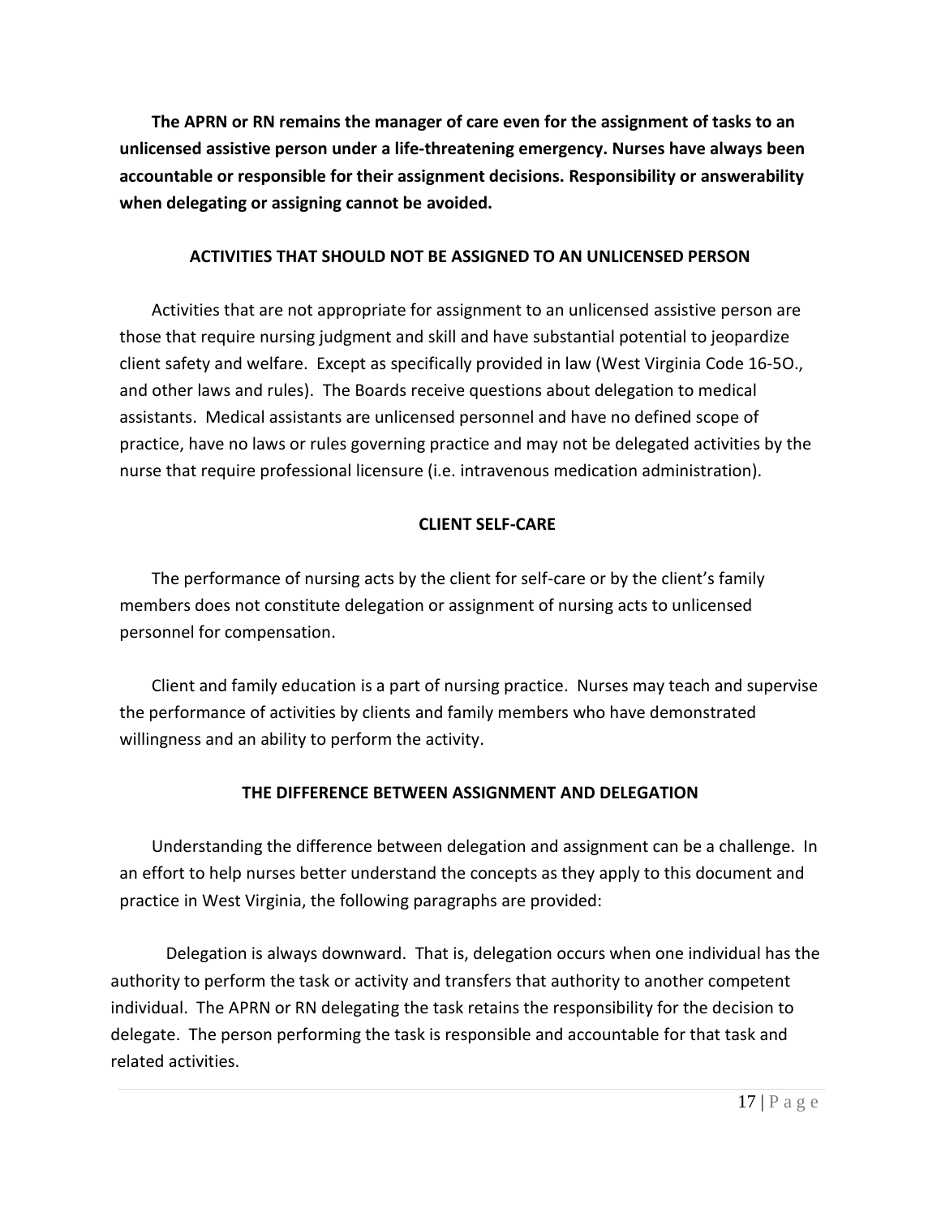**The APRN or RN remains the manager of care even for the assignment of tasks to an unlicensed assistive person under a life-threatening emergency. Nurses have always been accountable or responsible for their assignment decisions. Responsibility or answerability when delegating or assigning cannot be avoided.**

## ACTIVITIES THAT SHOULD NOT BE ASSIGNED TO AN UNLICENSED PERSON

Activities that are not appropriate for assignment to an unlicensed assistive person are those that require nursing judgment and skill and have substantial potential to jeopardize client safety and welfare. Except as specifically provided in law (West Virginia Code 16-5O., and other laws and rules). The Boards receive questions about delegation to medical assistants. Medical assistants are unlicensed personnel and have no defined scope of practice, have no laws or rules governing practice and may not be delegated activities by the nurse that require professional licensure (i.e. intravenous medication administration).

## CLIENT SELF-CARE

The performance of nursing acts by the client for self-care or by the client's family members does not constitute delegation or assignment of nursing acts to unlicensed personnel for compensation.

Client and family education is a part of nursing practice. Nurses may teach and supervise the performance of activities by clients and family members who have demonstrated willingness and an ability to perform the activity.

## THE DIFFERENCE BETWEEN ASSIGNMENT AND DELEGATION

Understanding the difference between delegation and assignment can be a challenge. In an effort to help nurses better understand the concepts as they apply to this document and practice in West Virginia, the following paragraphs are provided:

Delegation is always downward. That is, delegation occurs when one individual has the authority to perform the task or activity and transfers that authority to another competent individual. The APRN or RN delegating the task retains the responsibility for the decision to delegate. The person performing the task is responsible and accountable for that task and related activities.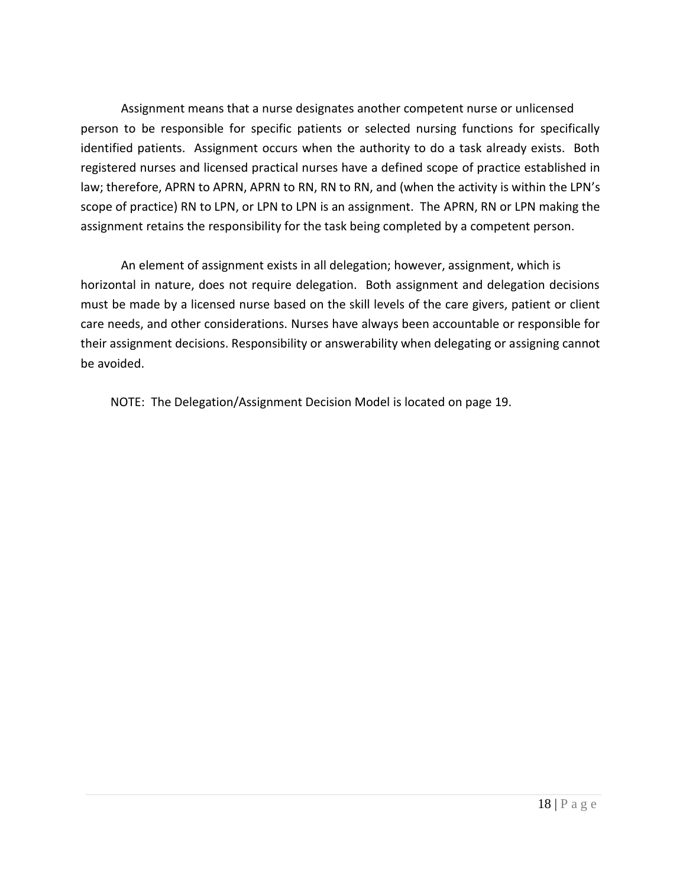Assignment means that a nurse designates another competent nurse or unlicensed person to be responsible for specific patients or selected nursing functions for specifically identified patients. Assignment occurs when the authority to do a task already exists. Both registered nurses and licensed practical nurses have a defined scope of practice established in law; therefore, APRN to APRN, APRN to RN, RN to RN, and (when the activity is within the LPN's scope of practice) RN to LPN, or LPN to LPN is an assignment. The APRN, RN or LPN making the assignment retains the responsibility for the task being completed by a competent person.

An element of assignment exists in all delegation; however, assignment, which is horizontal in nature, does not require delegation. Both assignment and delegation decisions must be made by a licensed nurse based on the skill levels of the care givers, patient or client care needs, and other considerations. Nurses have always been accountable or responsible for their assignment decisions. Responsibility or answerability when delegating or assigning cannot be avoided.

NOTE: The Delegation/Assignment Decision Model is located on page 19.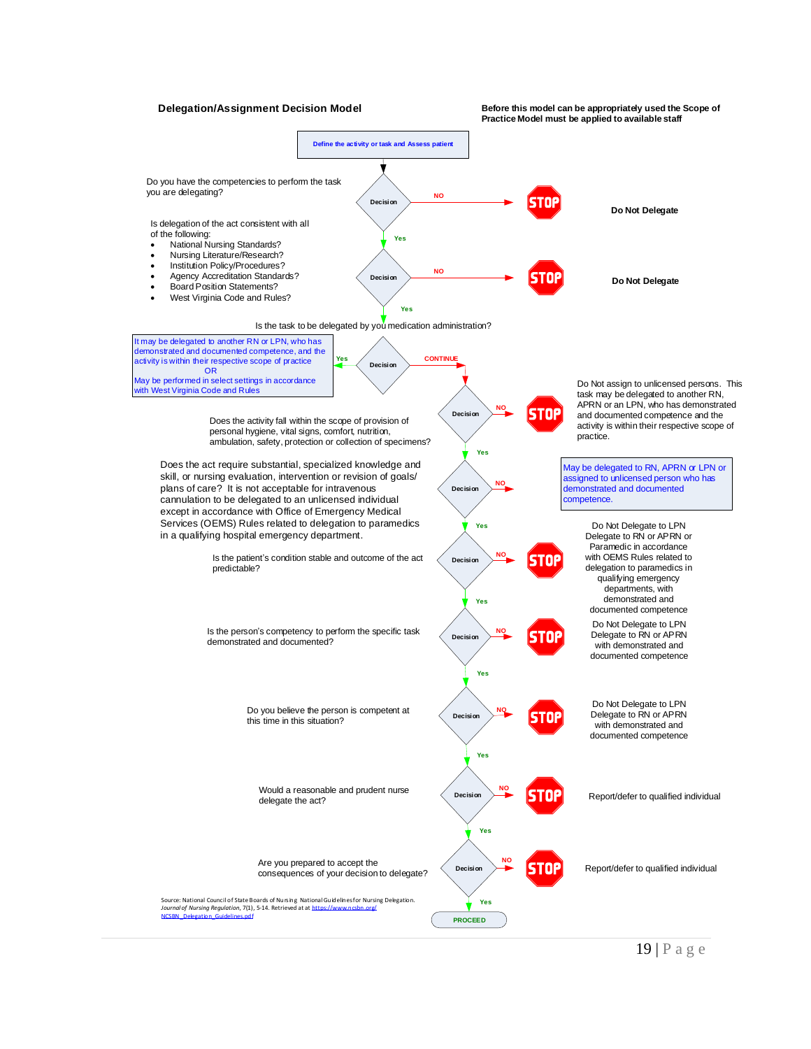**Delegation/Assignment Decision Model**

**Before this model can be appropriately used the Scope of Practice Model must be applied to available staff**

Define the activity or task and Assess patient

Do you have the competencies to perform the task you are delegating?

- Decision — NO → STOP — **Do Not Delegate**
- Yes ↓

Is delegation of the act consistent with all of the following:

- National Nursing Standards?
- Nursing Literature/Research?
- Institution Policy/Procedures?
- Agency Accreditation Standards?
- Board Position Statements?
- West Virginia Code and Rules?

- Decision — NO → STOP — **Do Not Delegate**
- Yes ↓

Is the task to be delegated by you medication administration?

- Decision — Yes → It may be delegated to another RN or LPN, who has demonstrated and documented competence, and the activity is within their respective scope of practice OR May be performed in select settings in accordance with West Virginia Code and Rules
- CONTINUE ↓

Does the activity fall within the scope of provision of personal hygiene, vital signs, comfort, nutrition, ambulation, safety, protection or collection of specimens?

- Decision — NO → STOP — Do Not assign to unlicensed persons. This task may be delegated to another RN, APRN or an LPN, who has demonstrated and documented competence and the activity is within their respective scope of practice.
- Yes ↓

Does the act require substantial, specialized knowledge and skill, or nursing evaluation, intervention or revision of goals/ plans of care? It is not acceptable for intravenous cannulation to be delegated to an unlicensed individual except in accordance with Office of Emergency Medical Services (OEMS) Rules related to delegation to paramedics in a qualifying hospital emergency department.

- Decision — NO → May be delegated to RN, APRN or LPN or assigned to unlicensed person who has demonstrated and documented competence.
- Yes ↓

Is the patient's condition stable and outcome of the act predictable?

- Decision — NO → STOP — Do Not Delegate to LPN Delegate to RN or APRN or Paramedic in accordance with OEMS Rules related to delegation to paramedics in qualifying emergency departments, with demonstrated and documented competence
- Yes ↓

Is the person's competency to perform the specific task demonstrated and documented?

- Decision — NO → STOP — Do Not Delegate to LPN Delegate to RN or APRN with demonstrated and documented competence
- Yes ↓

Do you believe the person is competent at this time in this situation?

- Decision — NO → STOP — Do Not Delegate to LPN Delegate to RN or APRN with demonstrated and documented competence
- Yes ↓

Would a reasonable and prudent nurse delegate the act?

- Decision — NO → STOP — Report/defer to qualified individual
- Yes ↓

Are you prepared to accept the consequences of your decision to delegate?

- Decision — NO → STOP — Report/defer to qualified individual
- Yes ↓

PROCEED

Source: National Council of State Boards of Nursing National Guidelines for Nursing Delegation. *Journal of Nursing Regulation*, 7(1), 5-14. Retrieved at at https://www.ncsbn.org/NCSBN_Delegation_Guidelines.pdf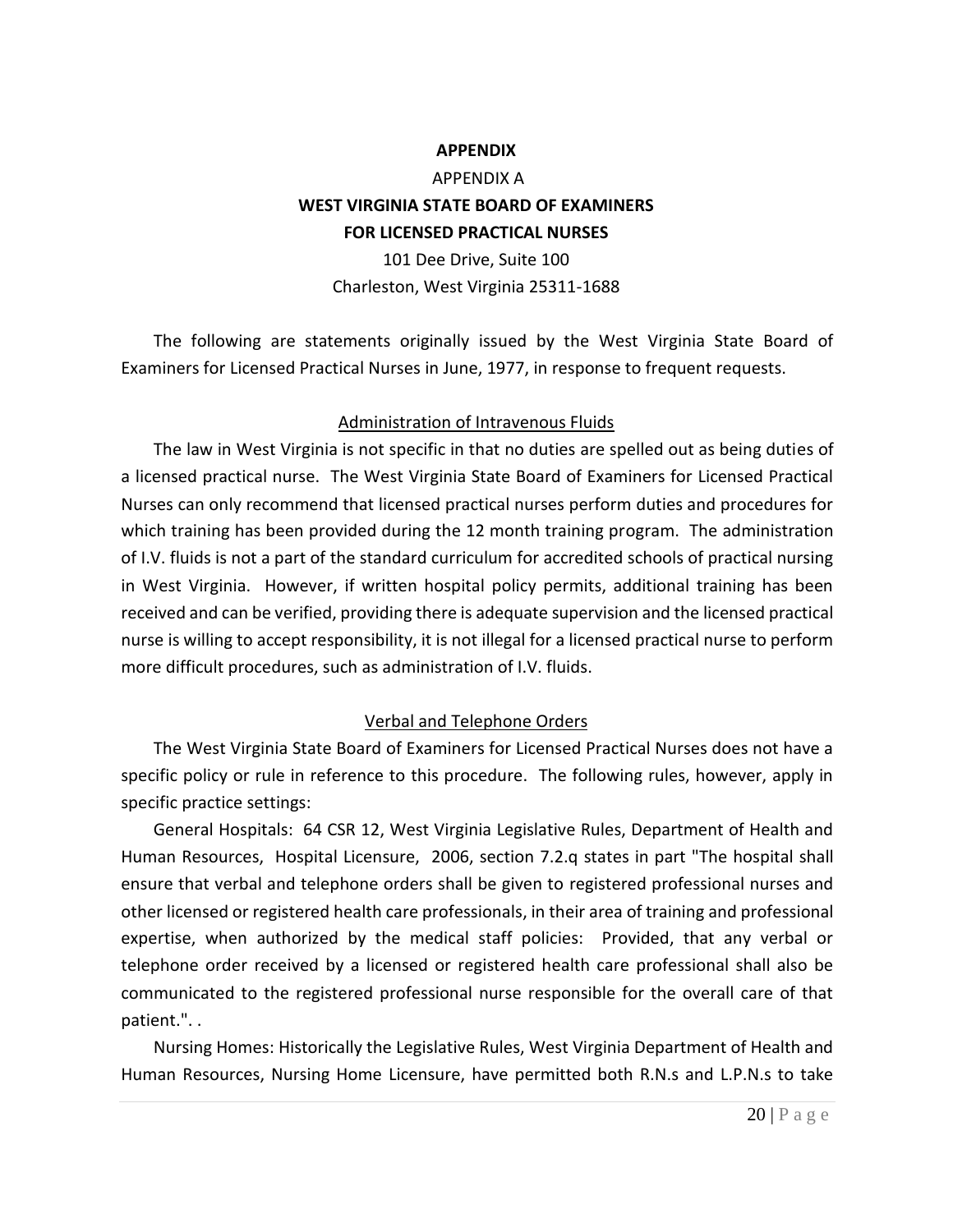# APPENDIX

## APPENDIX A

## WEST VIRGINIA STATE BOARD OF EXAMINERS FOR LICENSED PRACTICAL NURSES

101 Dee Drive, Suite 100
Charleston, West Virginia 25311-1688

The following are statements originally issued by the West Virginia State Board of Examiners for Licensed Practical Nurses in June, 1977, in response to frequent requests.

### Administration of Intravenous Fluids

The law in West Virginia is not specific in that no duties are spelled out as being duties of a licensed practical nurse. The West Virginia State Board of Examiners for Licensed Practical Nurses can only recommend that licensed practical nurses perform duties and procedures for which training has been provided during the 12 month training program. The administration of I.V. fluids is not a part of the standard curriculum for accredited schools of practical nursing in West Virginia. However, if written hospital policy permits, additional training has been received and can be verified, providing there is adequate supervision and the licensed practical nurse is willing to accept responsibility, it is not illegal for a licensed practical nurse to perform more difficult procedures, such as administration of I.V. fluids.

### Verbal and Telephone Orders

The West Virginia State Board of Examiners for Licensed Practical Nurses does not have a specific policy or rule in reference to this procedure. The following rules, however, apply in specific practice settings:

General Hospitals: 64 CSR 12, West Virginia Legislative Rules, Department of Health and Human Resources, Hospital Licensure, 2006, section 7.2.q states in part "The hospital shall ensure that verbal and telephone orders shall be given to registered professional nurses and other licensed or registered health care professionals, in their area of training and professional expertise, when authorized by the medical staff policies: Provided, that any verbal or telephone order received by a licensed or registered health care professional shall also be communicated to the registered professional nurse responsible for the overall care of that patient.". .

Nursing Homes: Historically the Legislative Rules, West Virginia Department of Health and Human Resources, Nursing Home Licensure, have permitted both R.N.s and L.P.N.s to take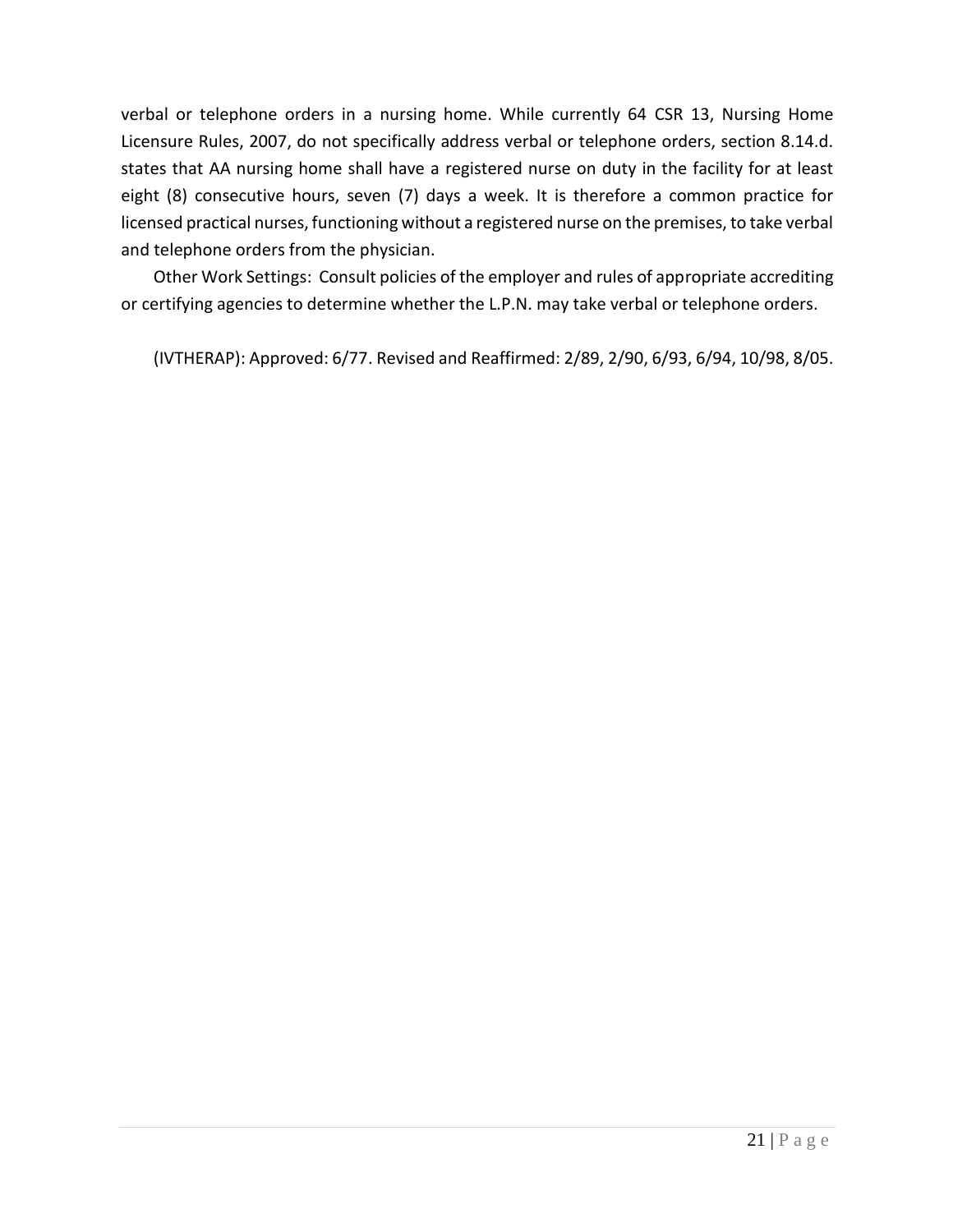verbal or telephone orders in a nursing home. While currently 64 CSR 13, Nursing Home Licensure Rules, 2007, do not specifically address verbal or telephone orders, section 8.14.d. states that AA nursing home shall have a registered nurse on duty in the facility for at least eight (8) consecutive hours, seven (7) days a week. It is therefore a common practice for licensed practical nurses, functioning without a registered nurse on the premises, to take verbal and telephone orders from the physician.

Other Work Settings: Consult policies of the employer and rules of appropriate accrediting or certifying agencies to determine whether the L.P.N. may take verbal or telephone orders.

(IVTHERAP): Approved: 6/77. Revised and Reaffirmed: 2/89, 2/90, 6/93, 6/94, 10/98, 8/05.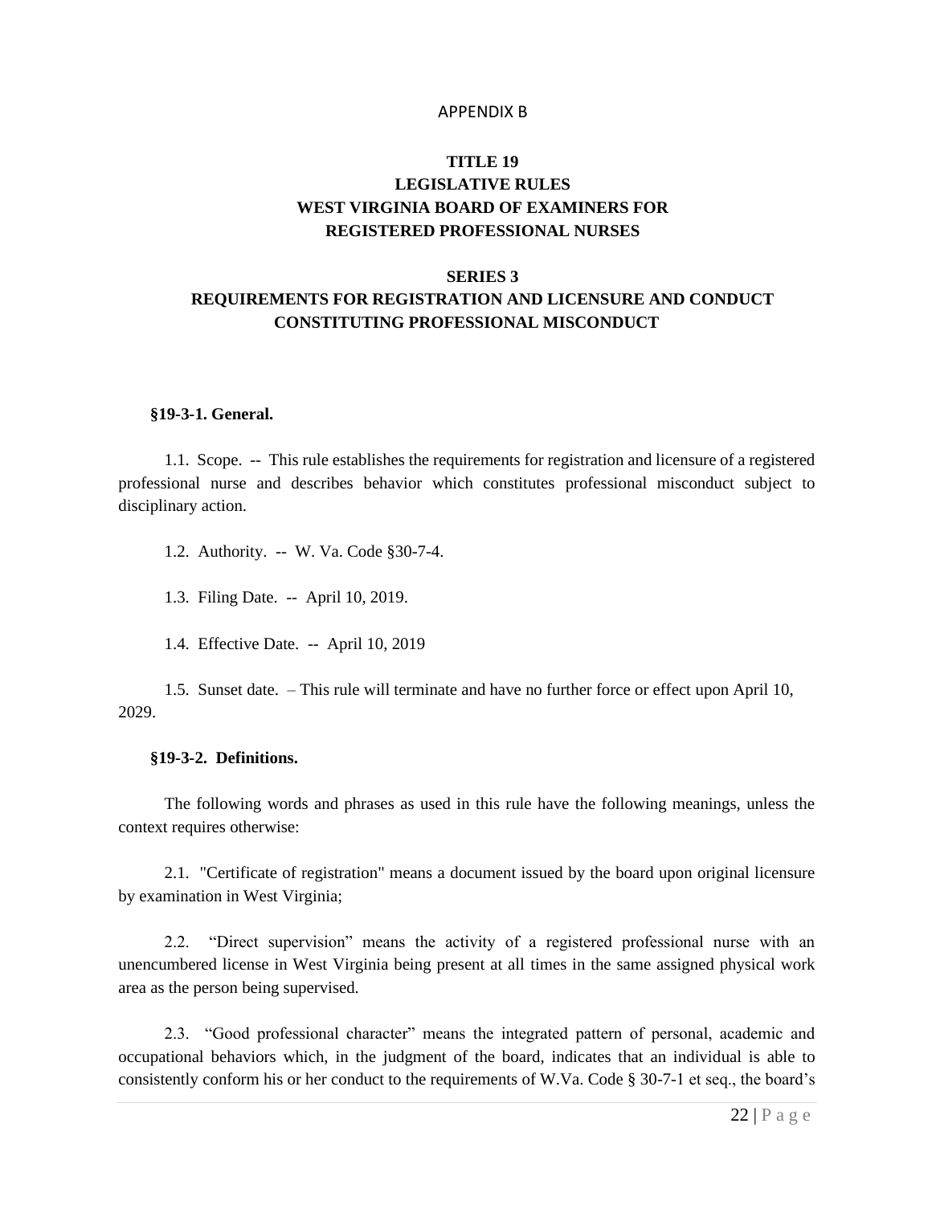APPENDIX B

# TITLE 19
# LEGISLATIVE RULES
# WEST VIRGINIA BOARD OF EXAMINERS FOR REGISTERED PROFESSIONAL NURSES

## SERIES 3
## REQUIREMENTS FOR REGISTRATION AND LICENSURE AND CONDUCT CONSTITUTING PROFESSIONAL MISCONDUCT

**§19-3-1. General.**

1.1. Scope. -- This rule establishes the requirements for registration and licensure of a registered professional nurse and describes behavior which constitutes professional misconduct subject to disciplinary action.

1.2. Authority. -- W. Va. Code §30-7-4.

1.3. Filing Date. -- April 10, 2019.

1.4. Effective Date. -- April 10, 2019

1.5. Sunset date. – This rule will terminate and have no further force or effect upon April 10, 2029.

**§19-3-2. Definitions.**

The following words and phrases as used in this rule have the following meanings, unless the context requires otherwise:

2.1. "Certificate of registration" means a document issued by the board upon original licensure by examination in West Virginia;

2.2. "Direct supervision" means the activity of a registered professional nurse with an unencumbered license in West Virginia being present at all times in the same assigned physical work area as the person being supervised.

2.3. "Good professional character" means the integrated pattern of personal, academic and occupational behaviors which, in the judgment of the board, indicates that an individual is able to consistently conform his or her conduct to the requirements of W.Va. Code § 30-7-1 et seq., the board's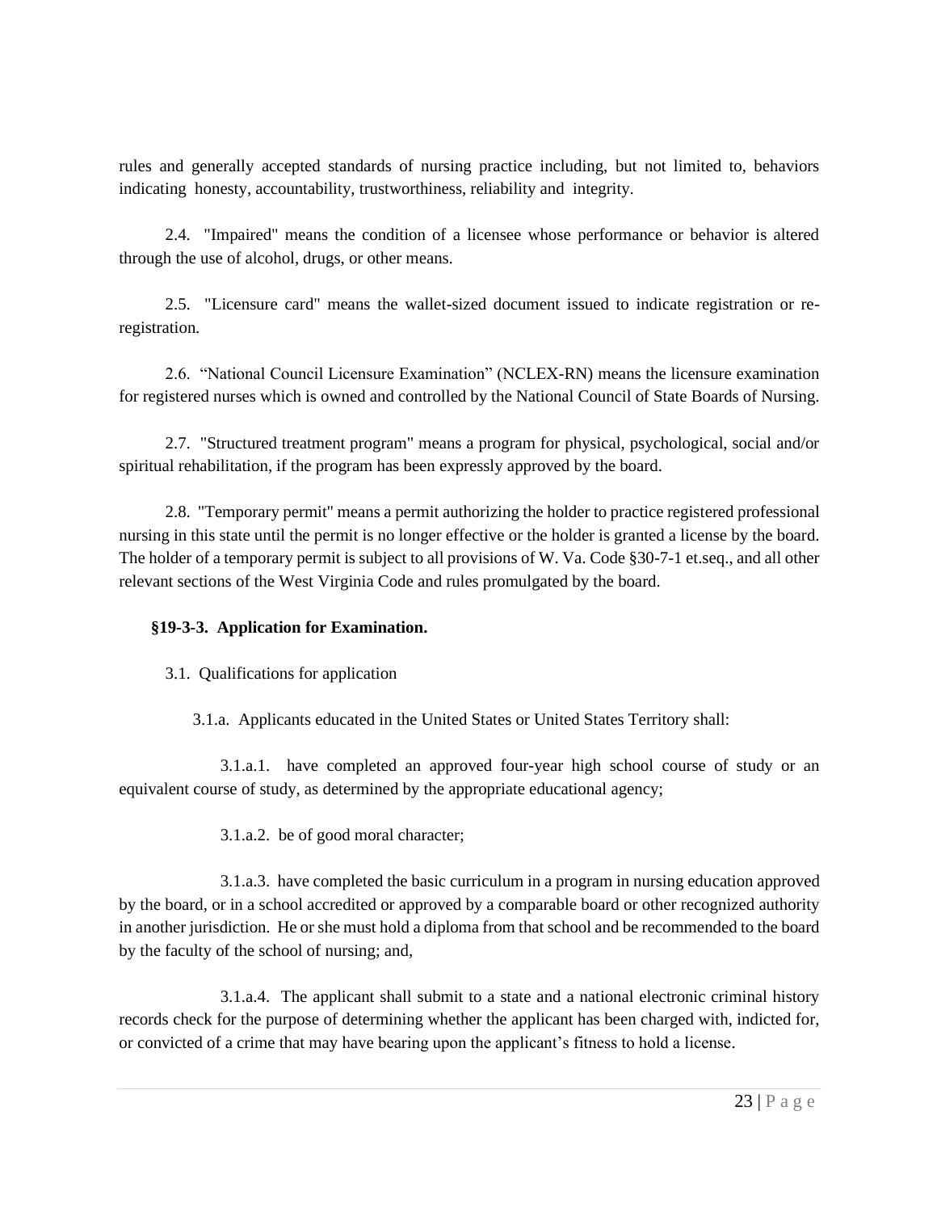rules and generally accepted standards of nursing practice including, but not limited to, behaviors indicating honesty, accountability, trustworthiness, reliability and integrity.

2.4. "Impaired" means the condition of a licensee whose performance or behavior is altered through the use of alcohol, drugs, or other means.

2.5. "Licensure card" means the wallet-sized document issued to indicate registration or re-registration.

2.6. "National Council Licensure Examination" (NCLEX-RN) means the licensure examination for registered nurses which is owned and controlled by the National Council of State Boards of Nursing.

2.7. "Structured treatment program" means a program for physical, psychological, social and/or spiritual rehabilitation, if the program has been expressly approved by the board.

2.8. "Temporary permit" means a permit authorizing the holder to practice registered professional nursing in this state until the permit is no longer effective or the holder is granted a license by the board. The holder of a temporary permit is subject to all provisions of W. Va. Code §30-7-1 et.seq., and all other relevant sections of the West Virginia Code and rules promulgated by the board.

**§19-3-3. Application for Examination.**

3.1. Qualifications for application

3.1.a. Applicants educated in the United States or United States Territory shall:

3.1.a.1. have completed an approved four-year high school course of study or an equivalent course of study, as determined by the appropriate educational agency;

3.1.a.2. be of good moral character;

3.1.a.3. have completed the basic curriculum in a program in nursing education approved by the board, or in a school accredited or approved by a comparable board or other recognized authority in another jurisdiction. He or she must hold a diploma from that school and be recommended to the board by the faculty of the school of nursing; and,

3.1.a.4. The applicant shall submit to a state and a national electronic criminal history records check for the purpose of determining whether the applicant has been charged with, indicted for, or convicted of a crime that may have bearing upon the applicant's fitness to hold a license.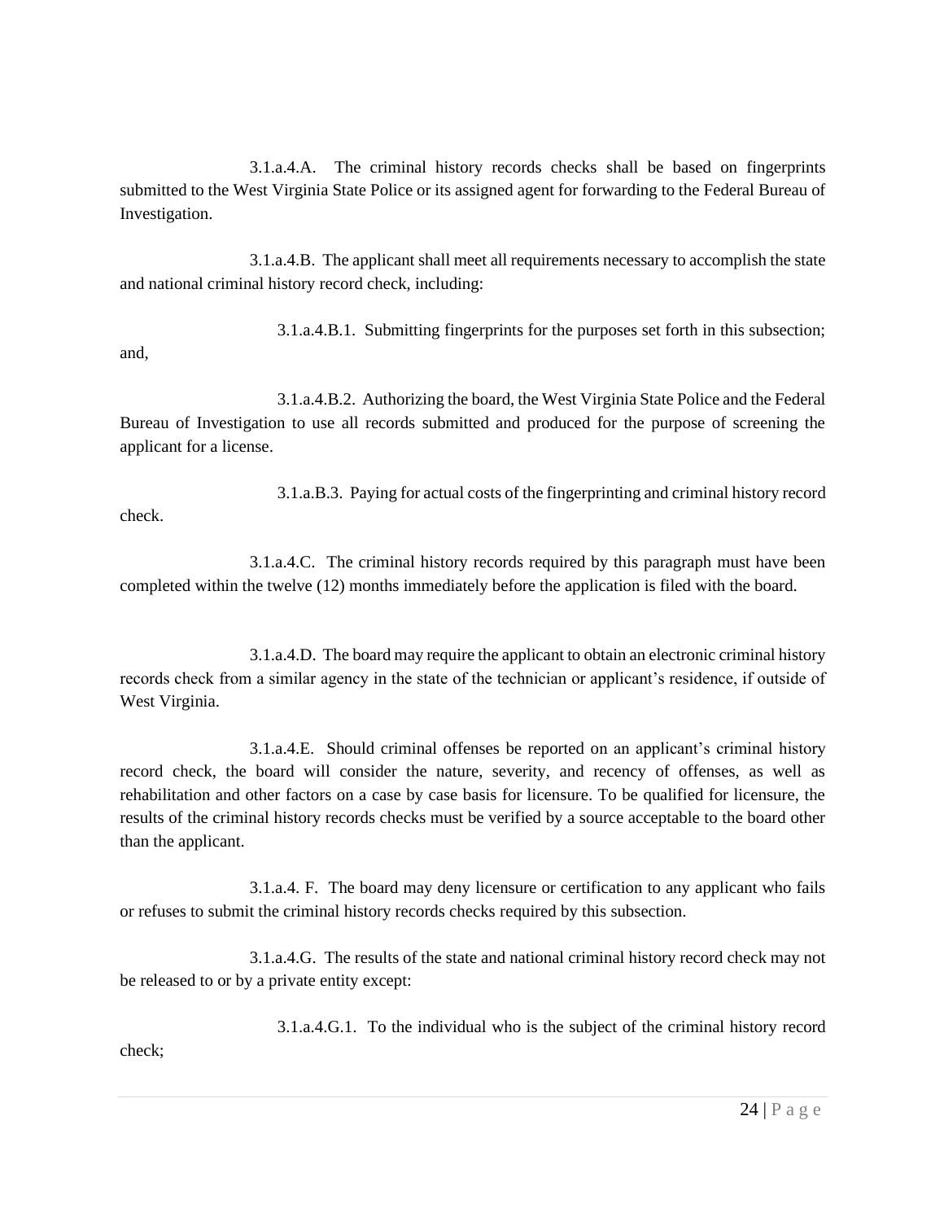3.1.a.4.A. The criminal history records checks shall be based on fingerprints submitted to the West Virginia State Police or its assigned agent for forwarding to the Federal Bureau of Investigation.

3.1.a.4.B. The applicant shall meet all requirements necessary to accomplish the state and national criminal history record check, including:

3.1.a.4.B.1. Submitting fingerprints for the purposes set forth in this subsection; and,

3.1.a.4.B.2. Authorizing the board, the West Virginia State Police and the Federal Bureau of Investigation to use all records submitted and produced for the purpose of screening the applicant for a license.

3.1.a.B.3. Paying for actual costs of the fingerprinting and criminal history record check.

3.1.a.4.C. The criminal history records required by this paragraph must have been completed within the twelve (12) months immediately before the application is filed with the board.

3.1.a.4.D. The board may require the applicant to obtain an electronic criminal history records check from a similar agency in the state of the technician or applicant's residence, if outside of West Virginia.

3.1.a.4.E. Should criminal offenses be reported on an applicant's criminal history record check, the board will consider the nature, severity, and recency of offenses, as well as rehabilitation and other factors on a case by case basis for licensure. To be qualified for licensure, the results of the criminal history records checks must be verified by a source acceptable to the board other than the applicant.

3.1.a.4. F. The board may deny licensure or certification to any applicant who fails or refuses to submit the criminal history records checks required by this subsection.

3.1.a.4.G. The results of the state and national criminal history record check may not be released to or by a private entity except:

3.1.a.4.G.1. To the individual who is the subject of the criminal history record check;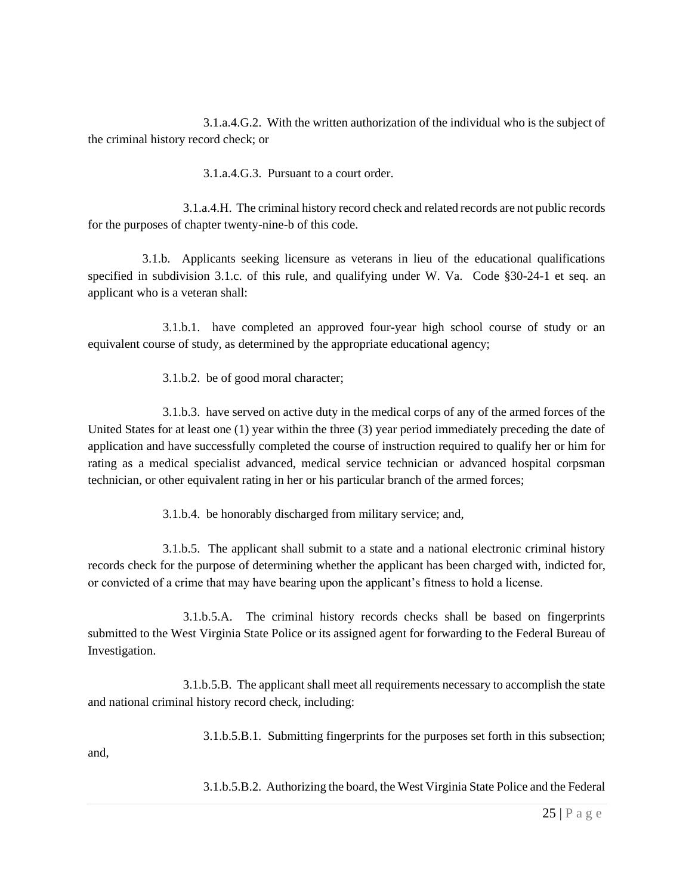3.1.a.4.G.2. With the written authorization of the individual who is the subject of the criminal history record check; or

3.1.a.4.G.3. Pursuant to a court order.

3.1.a.4.H. The criminal history record check and related records are not public records for the purposes of chapter twenty-nine-b of this code.

3.1.b. Applicants seeking licensure as veterans in lieu of the educational qualifications specified in subdivision 3.1.c. of this rule, and qualifying under W. Va. Code §30-24-1 et seq. an applicant who is a veteran shall:

3.1.b.1. have completed an approved four-year high school course of study or an equivalent course of study, as determined by the appropriate educational agency;

3.1.b.2. be of good moral character;

3.1.b.3. have served on active duty in the medical corps of any of the armed forces of the United States for at least one (1) year within the three (3) year period immediately preceding the date of application and have successfully completed the course of instruction required to qualify her or him for rating as a medical specialist advanced, medical service technician or advanced hospital corpsman technician, or other equivalent rating in her or his particular branch of the armed forces;

3.1.b.4. be honorably discharged from military service; and,

3.1.b.5. The applicant shall submit to a state and a national electronic criminal history records check for the purpose of determining whether the applicant has been charged with, indicted for, or convicted of a crime that may have bearing upon the applicant's fitness to hold a license.

3.1.b.5.A. The criminal history records checks shall be based on fingerprints submitted to the West Virginia State Police or its assigned agent for forwarding to the Federal Bureau of Investigation.

3.1.b.5.B. The applicant shall meet all requirements necessary to accomplish the state and national criminal history record check, including:

3.1.b.5.B.1. Submitting fingerprints for the purposes set forth in this subsection; and,

3.1.b.5.B.2. Authorizing the board, the West Virginia State Police and the Federal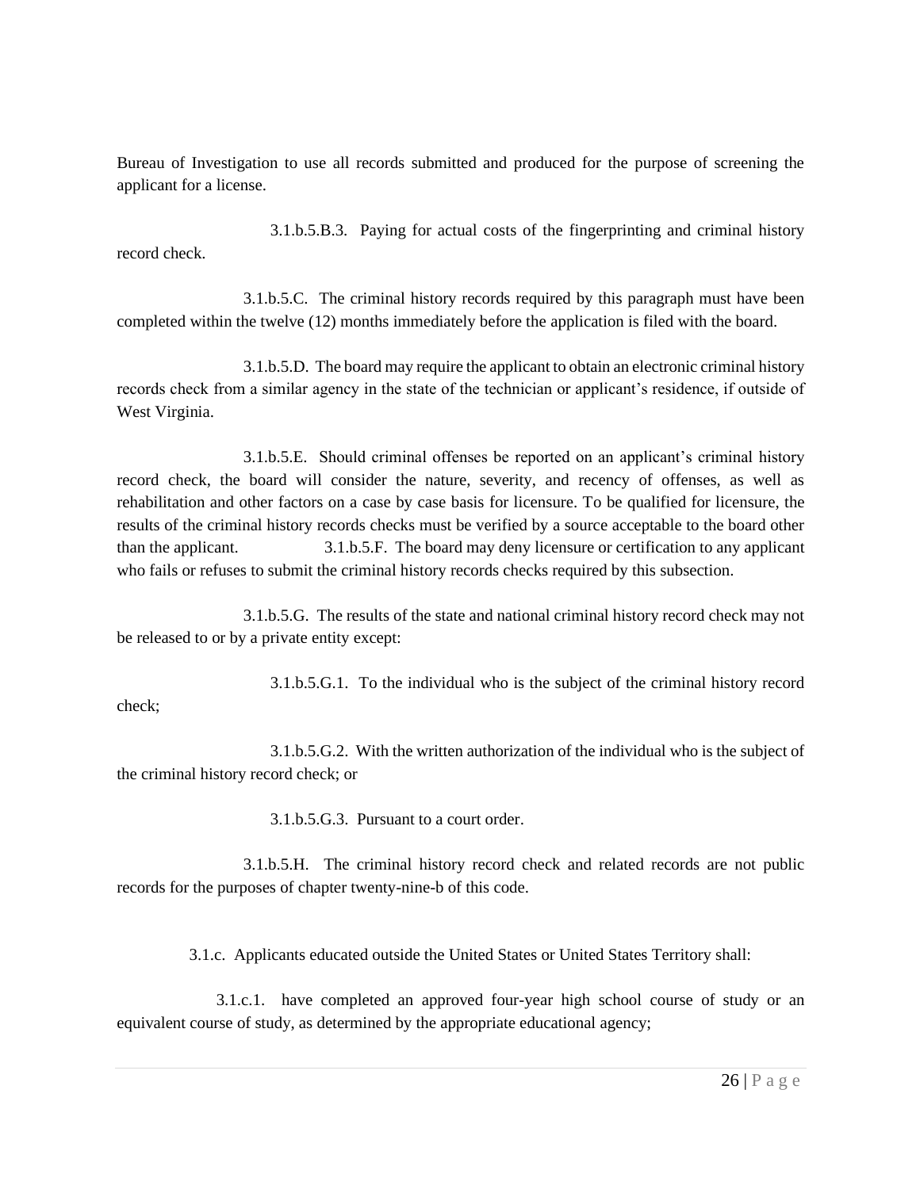Bureau of Investigation to use all records submitted and produced for the purpose of screening the applicant for a license.

3.1.b.5.B.3. Paying for actual costs of the fingerprinting and criminal history record check.

3.1.b.5.C. The criminal history records required by this paragraph must have been completed within the twelve (12) months immediately before the application is filed with the board.

3.1.b.5.D. The board may require the applicant to obtain an electronic criminal history records check from a similar agency in the state of the technician or applicant's residence, if outside of West Virginia.

3.1.b.5.E. Should criminal offenses be reported on an applicant's criminal history record check, the board will consider the nature, severity, and recency of offenses, as well as rehabilitation and other factors on a case by case basis for licensure. To be qualified for licensure, the results of the criminal history records checks must be verified by a source acceptable to the board other than the applicant. 3.1.b.5.F. The board may deny licensure or certification to any applicant who fails or refuses to submit the criminal history records checks required by this subsection.

3.1.b.5.G. The results of the state and national criminal history record check may not be released to or by a private entity except:

3.1.b.5.G.1. To the individual who is the subject of the criminal history record check;

3.1.b.5.G.2. With the written authorization of the individual who is the subject of the criminal history record check; or

3.1.b.5.G.3. Pursuant to a court order.

3.1.b.5.H. The criminal history record check and related records are not public records for the purposes of chapter twenty-nine-b of this code.

3.1.c. Applicants educated outside the United States or United States Territory shall:

3.1.c.1. have completed an approved four-year high school course of study or an equivalent course of study, as determined by the appropriate educational agency;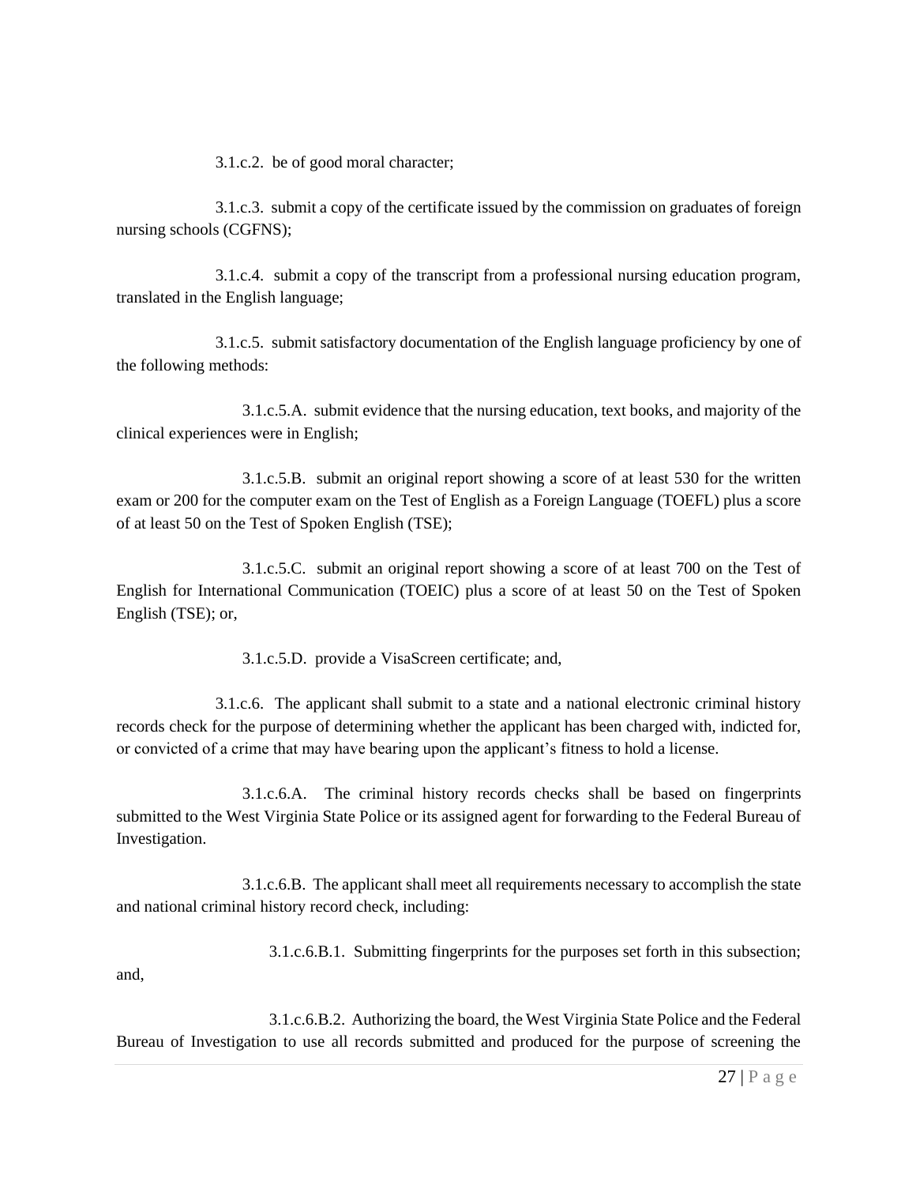3.1.c.2. be of good moral character;

3.1.c.3. submit a copy of the certificate issued by the commission on graduates of foreign nursing schools (CGFNS);

3.1.c.4. submit a copy of the transcript from a professional nursing education program, translated in the English language;

3.1.c.5. submit satisfactory documentation of the English language proficiency by one of the following methods:

3.1.c.5.A. submit evidence that the nursing education, text books, and majority of the clinical experiences were in English;

3.1.c.5.B. submit an original report showing a score of at least 530 for the written exam or 200 for the computer exam on the Test of English as a Foreign Language (TOEFL) plus a score of at least 50 on the Test of Spoken English (TSE);

3.1.c.5.C. submit an original report showing a score of at least 700 on the Test of English for International Communication (TOEIC) plus a score of at least 50 on the Test of Spoken English (TSE); or,

3.1.c.5.D. provide a VisaScreen certificate; and,

3.1.c.6. The applicant shall submit to a state and a national electronic criminal history records check for the purpose of determining whether the applicant has been charged with, indicted for, or convicted of a crime that may have bearing upon the applicant's fitness to hold a license.

3.1.c.6.A. The criminal history records checks shall be based on fingerprints submitted to the West Virginia State Police or its assigned agent for forwarding to the Federal Bureau of Investigation.

3.1.c.6.B. The applicant shall meet all requirements necessary to accomplish the state and national criminal history record check, including:

3.1.c.6.B.1. Submitting fingerprints for the purposes set forth in this subsection; and,

3.1.c.6.B.2. Authorizing the board, the West Virginia State Police and the Federal Bureau of Investigation to use all records submitted and produced for the purpose of screening the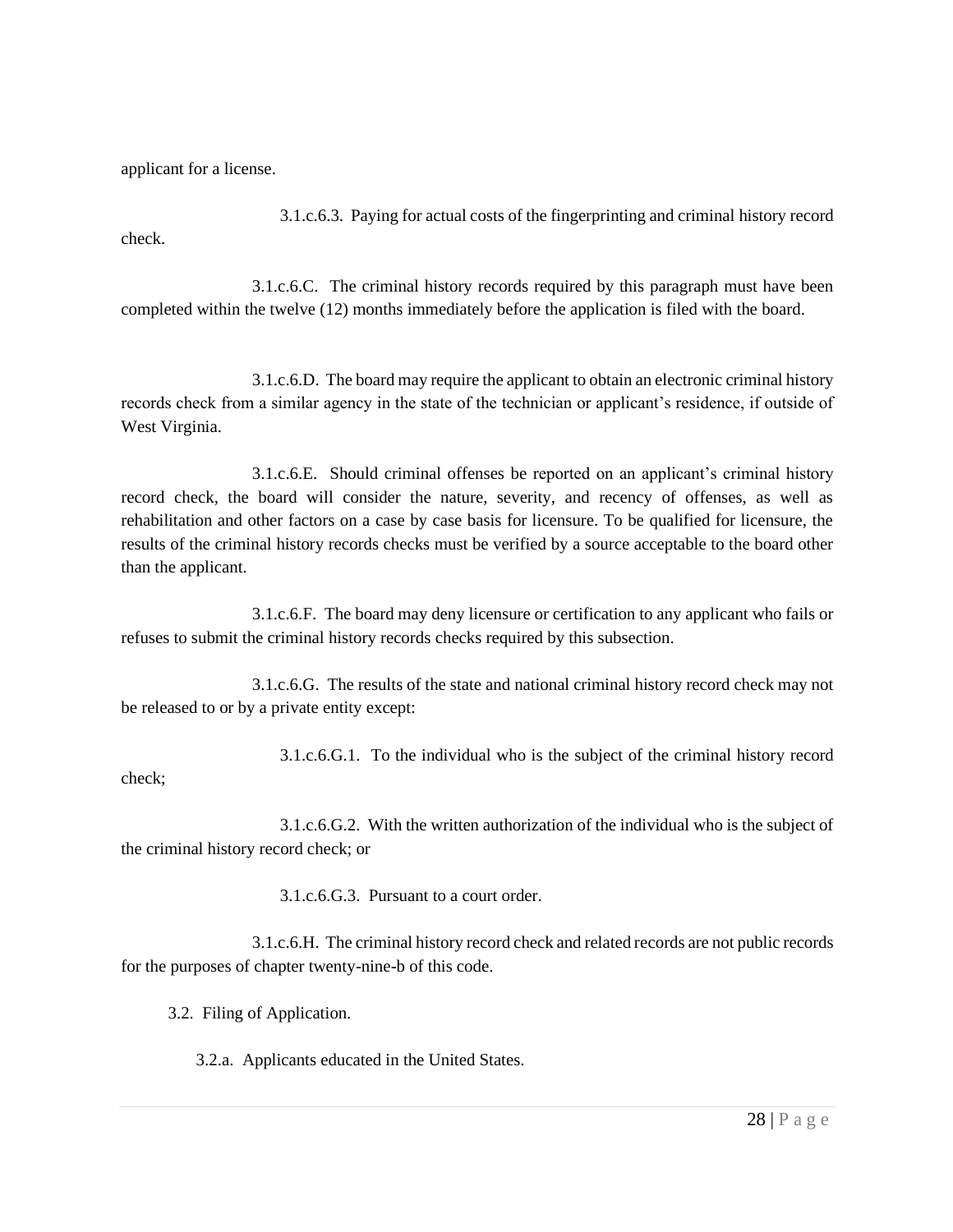applicant for a license.

3.1.c.6.3. Paying for actual costs of the fingerprinting and criminal history record check.

3.1.c.6.C. The criminal history records required by this paragraph must have been completed within the twelve (12) months immediately before the application is filed with the board.

3.1.c.6.D. The board may require the applicant to obtain an electronic criminal history records check from a similar agency in the state of the technician or applicant's residence, if outside of West Virginia.

3.1.c.6.E. Should criminal offenses be reported on an applicant's criminal history record check, the board will consider the nature, severity, and recency of offenses, as well as rehabilitation and other factors on a case by case basis for licensure. To be qualified for licensure, the results of the criminal history records checks must be verified by a source acceptable to the board other than the applicant.

3.1.c.6.F. The board may deny licensure or certification to any applicant who fails or refuses to submit the criminal history records checks required by this subsection.

3.1.c.6.G. The results of the state and national criminal history record check may not be released to or by a private entity except:

3.1.c.6.G.1. To the individual who is the subject of the criminal history record check;

3.1.c.6.G.2. With the written authorization of the individual who is the subject of the criminal history record check; or

3.1.c.6.G.3. Pursuant to a court order.

3.1.c.6.H. The criminal history record check and related records are not public records for the purposes of chapter twenty-nine-b of this code.

3.2. Filing of Application.

3.2.a. Applicants educated in the United States.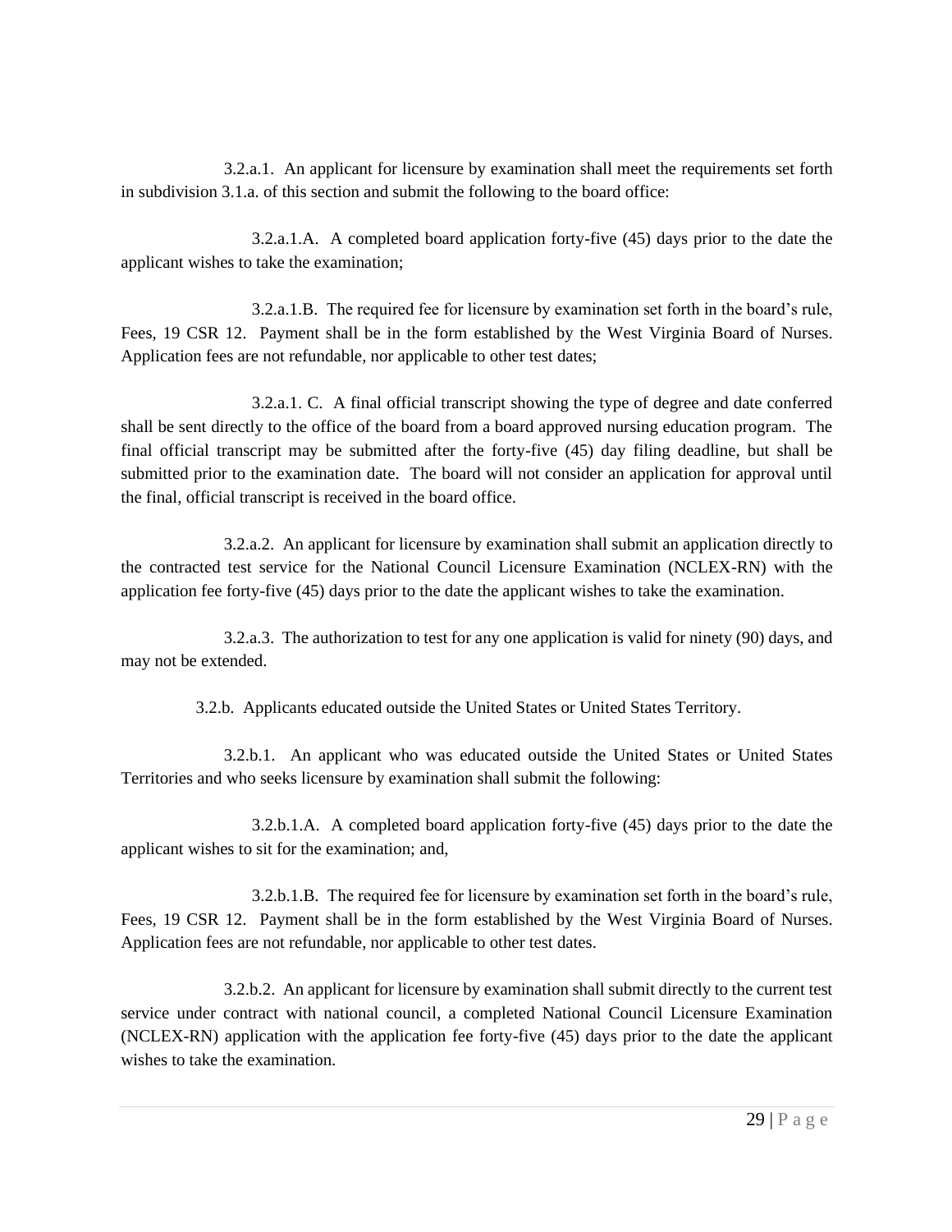3.2.a.1. An applicant for licensure by examination shall meet the requirements set forth in subdivision 3.1.a. of this section and submit the following to the board office:

3.2.a.1.A. A completed board application forty-five (45) days prior to the date the applicant wishes to take the examination;

3.2.a.1.B. The required fee for licensure by examination set forth in the board's rule, Fees, 19 CSR 12. Payment shall be in the form established by the West Virginia Board of Nurses. Application fees are not refundable, nor applicable to other test dates;

3.2.a.1. C. A final official transcript showing the type of degree and date conferred shall be sent directly to the office of the board from a board approved nursing education program. The final official transcript may be submitted after the forty-five (45) day filing deadline, but shall be submitted prior to the examination date. The board will not consider an application for approval until the final, official transcript is received in the board office.

3.2.a.2. An applicant for licensure by examination shall submit an application directly to the contracted test service for the National Council Licensure Examination (NCLEX-RN) with the application fee forty-five (45) days prior to the date the applicant wishes to take the examination.

3.2.a.3. The authorization to test for any one application is valid for ninety (90) days, and may not be extended.

3.2.b. Applicants educated outside the United States or United States Territory.

3.2.b.1. An applicant who was educated outside the United States or United States Territories and who seeks licensure by examination shall submit the following:

3.2.b.1.A. A completed board application forty-five (45) days prior to the date the applicant wishes to sit for the examination; and,

3.2.b.1.B. The required fee for licensure by examination set forth in the board's rule, Fees, 19 CSR 12. Payment shall be in the form established by the West Virginia Board of Nurses. Application fees are not refundable, nor applicable to other test dates.

3.2.b.2. An applicant for licensure by examination shall submit directly to the current test service under contract with national council, a completed National Council Licensure Examination (NCLEX-RN) application with the application fee forty-five (45) days prior to the date the applicant wishes to take the examination.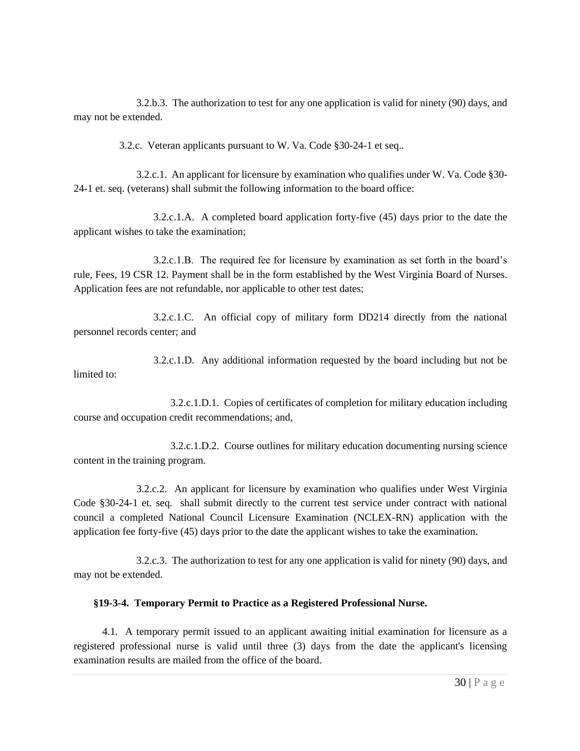3.2.b.3. The authorization to test for any one application is valid for ninety (90) days, and may not be extended.

3.2.c. Veteran applicants pursuant to W. Va. Code §30-24-1 et seq..

3.2.c.1. An applicant for licensure by examination who qualifies under W. Va. Code §30-24-1 et. seq. (veterans) shall submit the following information to the board office:

3.2.c.1.A. A completed board application forty-five (45) days prior to the date the applicant wishes to take the examination;

3.2.c.1.B. The required fee for licensure by examination as set forth in the board's rule, Fees, 19 CSR 12. Payment shall be in the form established by the West Virginia Board of Nurses. Application fees are not refundable, nor applicable to other test dates;

3.2.c.1.C. An official copy of military form DD214 directly from the national personnel records center; and

3.2.c.1.D. Any additional information requested by the board including but not be limited to:

3.2.c.1.D.1. Copies of certificates of completion for military education including course and occupation credit recommendations; and,

3.2.c.1.D.2. Course outlines for military education documenting nursing science content in the training program.

3.2.c.2. An applicant for licensure by examination who qualifies under West Virginia Code §30-24-1 et. seq. shall submit directly to the current test service under contract with national council a completed National Council Licensure Examination (NCLEX-RN) application with the application fee forty-five (45) days prior to the date the applicant wishes to take the examination.

3.2.c.3. The authorization to test for any one application is valid for ninety (90) days, and may not be extended.

**§19-3-4. Temporary Permit to Practice as a Registered Professional Nurse.**

4.1. A temporary permit issued to an applicant awaiting initial examination for licensure as a registered professional nurse is valid until three (3) days from the date the applicant's licensing examination results are mailed from the office of the board.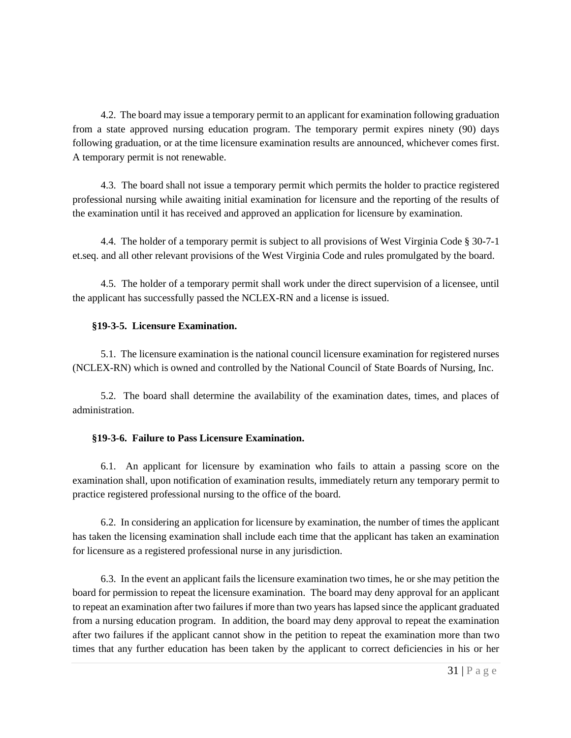4.2. The board may issue a temporary permit to an applicant for examination following graduation from a state approved nursing education program. The temporary permit expires ninety (90) days following graduation, or at the time licensure examination results are announced, whichever comes first. A temporary permit is not renewable.

4.3. The board shall not issue a temporary permit which permits the holder to practice registered professional nursing while awaiting initial examination for licensure and the reporting of the results of the examination until it has received and approved an application for licensure by examination.

4.4. The holder of a temporary permit is subject to all provisions of West Virginia Code § 30-7-1 et.seq. and all other relevant provisions of the West Virginia Code and rules promulgated by the board.

4.5. The holder of a temporary permit shall work under the direct supervision of a licensee, until the applicant has successfully passed the NCLEX-RN and a license is issued.

**§19-3-5. Licensure Examination.**

5.1. The licensure examination is the national council licensure examination for registered nurses (NCLEX-RN) which is owned and controlled by the National Council of State Boards of Nursing, Inc.

5.2. The board shall determine the availability of the examination dates, times, and places of administration.

**§19-3-6. Failure to Pass Licensure Examination.**

6.1. An applicant for licensure by examination who fails to attain a passing score on the examination shall, upon notification of examination results, immediately return any temporary permit to practice registered professional nursing to the office of the board.

6.2. In considering an application for licensure by examination, the number of times the applicant has taken the licensing examination shall include each time that the applicant has taken an examination for licensure as a registered professional nurse in any jurisdiction.

6.3. In the event an applicant fails the licensure examination two times, he or she may petition the board for permission to repeat the licensure examination. The board may deny approval for an applicant to repeat an examination after two failures if more than two years has lapsed since the applicant graduated from a nursing education program. In addition, the board may deny approval to repeat the examination after two failures if the applicant cannot show in the petition to repeat the examination more than two times that any further education has been taken by the applicant to correct deficiencies in his or her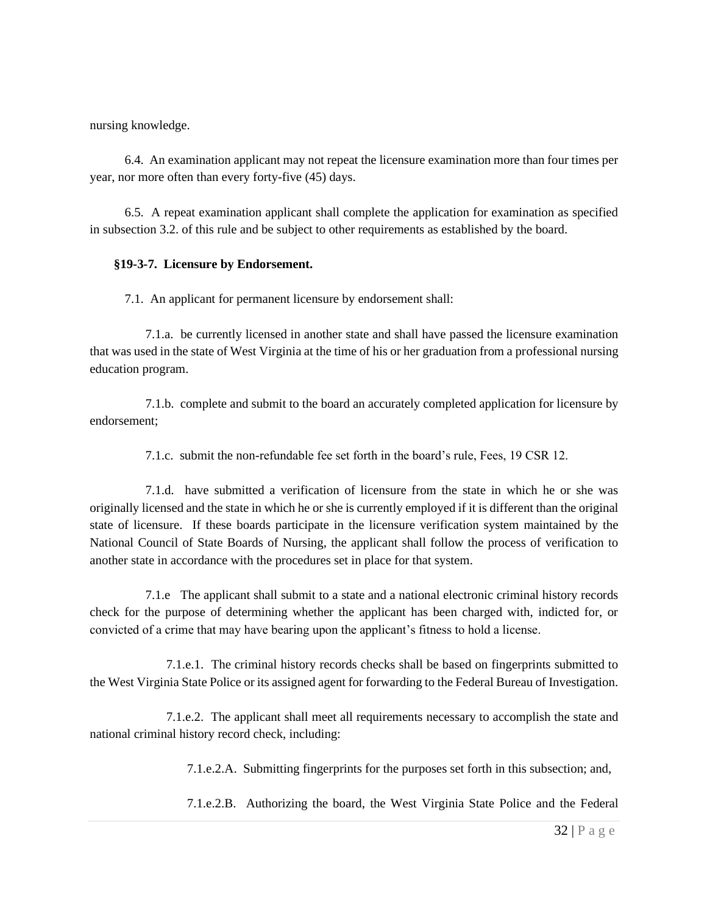nursing knowledge.

6.4. An examination applicant may not repeat the licensure examination more than four times per year, nor more often than every forty-five (45) days.

6.5. A repeat examination applicant shall complete the application for examination as specified in subsection 3.2. of this rule and be subject to other requirements as established by the board.

**§19-3-7. Licensure by Endorsement.**

7.1. An applicant for permanent licensure by endorsement shall:

7.1.a. be currently licensed in another state and shall have passed the licensure examination that was used in the state of West Virginia at the time of his or her graduation from a professional nursing education program.

7.1.b. complete and submit to the board an accurately completed application for licensure by endorsement;

7.1.c. submit the non-refundable fee set forth in the board's rule, Fees, 19 CSR 12.

7.1.d. have submitted a verification of licensure from the state in which he or she was originally licensed and the state in which he or she is currently employed if it is different than the original state of licensure. If these boards participate in the licensure verification system maintained by the National Council of State Boards of Nursing, the applicant shall follow the process of verification to another state in accordance with the procedures set in place for that system.

7.1.e The applicant shall submit to a state and a national electronic criminal history records check for the purpose of determining whether the applicant has been charged with, indicted for, or convicted of a crime that may have bearing upon the applicant's fitness to hold a license.

7.1.e.1. The criminal history records checks shall be based on fingerprints submitted to the West Virginia State Police or its assigned agent for forwarding to the Federal Bureau of Investigation.

7.1.e.2. The applicant shall meet all requirements necessary to accomplish the state and national criminal history record check, including:

7.1.e.2.A. Submitting fingerprints for the purposes set forth in this subsection; and,

7.1.e.2.B. Authorizing the board, the West Virginia State Police and the Federal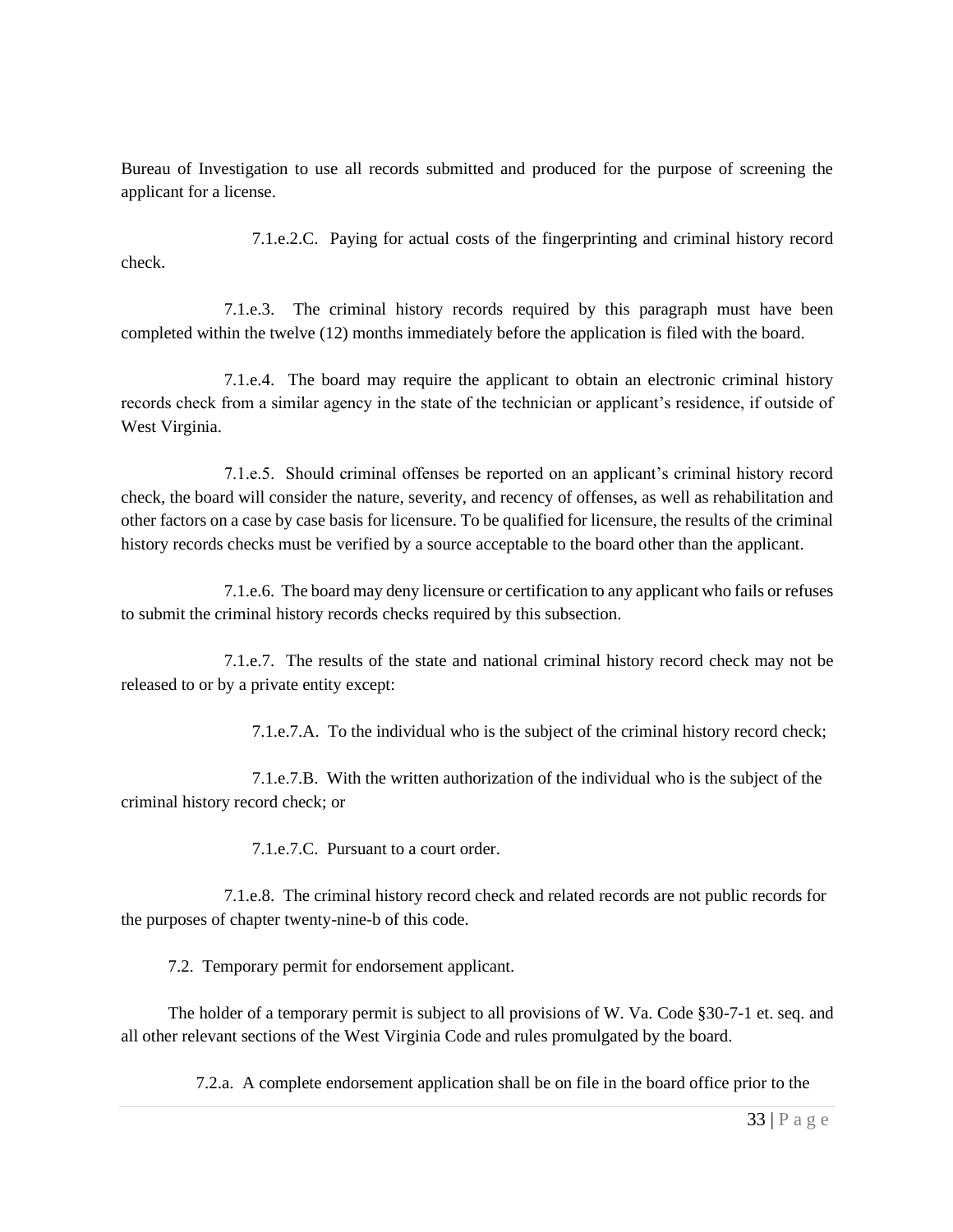Bureau of Investigation to use all records submitted and produced for the purpose of screening the applicant for a license.

7.1.e.2.C. Paying for actual costs of the fingerprinting and criminal history record check.

7.1.e.3. The criminal history records required by this paragraph must have been completed within the twelve (12) months immediately before the application is filed with the board.

7.1.e.4. The board may require the applicant to obtain an electronic criminal history records check from a similar agency in the state of the technician or applicant's residence, if outside of West Virginia.

7.1.e.5. Should criminal offenses be reported on an applicant's criminal history record check, the board will consider the nature, severity, and recency of offenses, as well as rehabilitation and other factors on a case by case basis for licensure. To be qualified for licensure, the results of the criminal history records checks must be verified by a source acceptable to the board other than the applicant.

7.1.e.6. The board may deny licensure or certification to any applicant who fails or refuses to submit the criminal history records checks required by this subsection.

7.1.e.7. The results of the state and national criminal history record check may not be released to or by a private entity except:

7.1.e.7.A. To the individual who is the subject of the criminal history record check;

7.1.e.7.B. With the written authorization of the individual who is the subject of the criminal history record check; or

7.1.e.7.C. Pursuant to a court order.

7.1.e.8. The criminal history record check and related records are not public records for the purposes of chapter twenty-nine-b of this code.

7.2. Temporary permit for endorsement applicant.

The holder of a temporary permit is subject to all provisions of W. Va. Code §30-7-1 et. seq. and all other relevant sections of the West Virginia Code and rules promulgated by the board.

7.2.a. A complete endorsement application shall be on file in the board office prior to the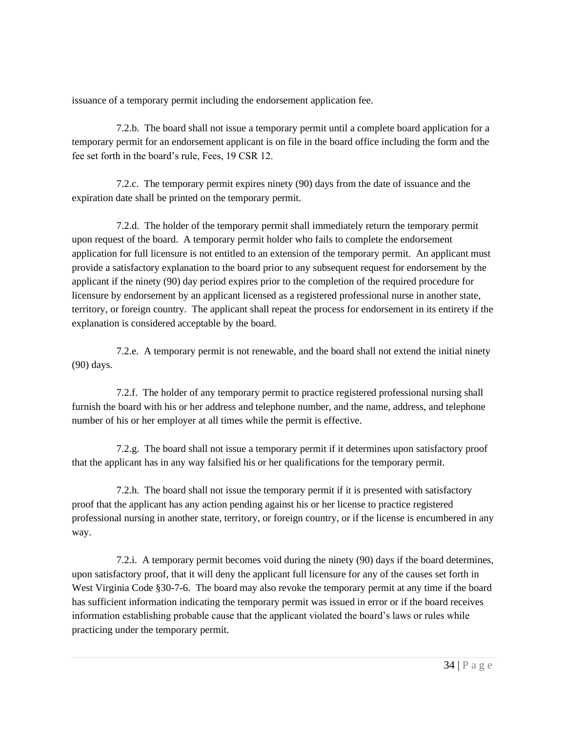issuance of a temporary permit including the endorsement application fee.

7.2.b. The board shall not issue a temporary permit until a complete board application for a temporary permit for an endorsement applicant is on file in the board office including the form and the fee set forth in the board's rule, Fees, 19 CSR 12.

7.2.c. The temporary permit expires ninety (90) days from the date of issuance and the expiration date shall be printed on the temporary permit.

7.2.d. The holder of the temporary permit shall immediately return the temporary permit upon request of the board. A temporary permit holder who fails to complete the endorsement application for full licensure is not entitled to an extension of the temporary permit. An applicant must provide a satisfactory explanation to the board prior to any subsequent request for endorsement by the applicant if the ninety (90) day period expires prior to the completion of the required procedure for licensure by endorsement by an applicant licensed as a registered professional nurse in another state, territory, or foreign country. The applicant shall repeat the process for endorsement in its entirety if the explanation is considered acceptable by the board.

7.2.e. A temporary permit is not renewable, and the board shall not extend the initial ninety (90) days.

7.2.f. The holder of any temporary permit to practice registered professional nursing shall furnish the board with his or her address and telephone number, and the name, address, and telephone number of his or her employer at all times while the permit is effective.

7.2.g. The board shall not issue a temporary permit if it determines upon satisfactory proof that the applicant has in any way falsified his or her qualifications for the temporary permit.

7.2.h. The board shall not issue the temporary permit if it is presented with satisfactory proof that the applicant has any action pending against his or her license to practice registered professional nursing in another state, territory, or foreign country, or if the license is encumbered in any way.

7.2.i. A temporary permit becomes void during the ninety (90) days if the board determines, upon satisfactory proof, that it will deny the applicant full licensure for any of the causes set forth in West Virginia Code §30-7-6. The board may also revoke the temporary permit at any time if the board has sufficient information indicating the temporary permit was issued in error or if the board receives information establishing probable cause that the applicant violated the board's laws or rules while practicing under the temporary permit.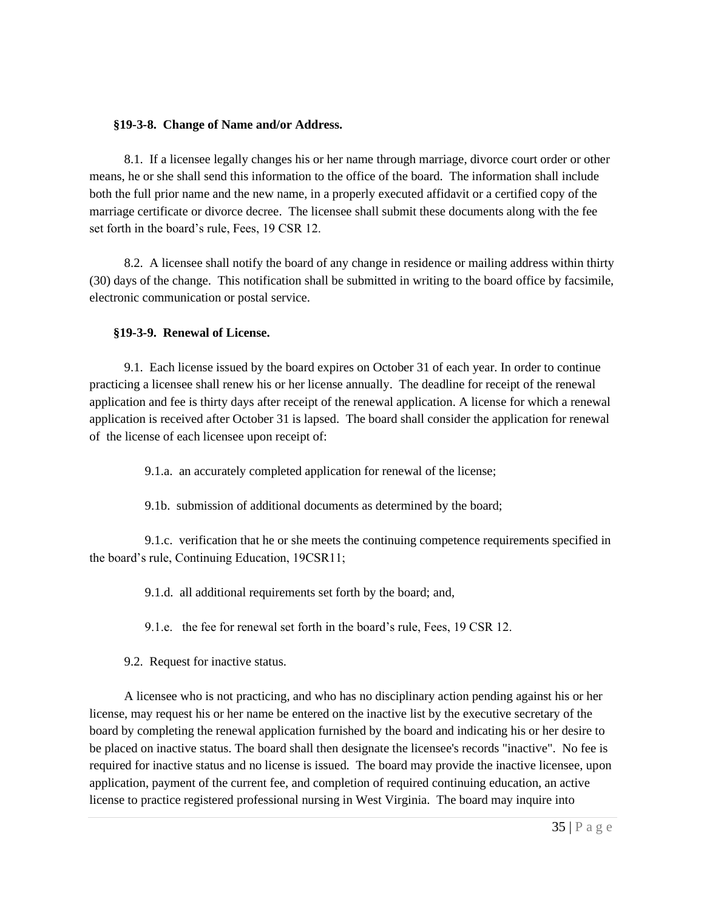**§19-3-8. Change of Name and/or Address.**

8.1. If a licensee legally changes his or her name through marriage, divorce court order or other means, he or she shall send this information to the office of the board. The information shall include both the full prior name and the new name, in a properly executed affidavit or a certified copy of the marriage certificate or divorce decree. The licensee shall submit these documents along with the fee set forth in the board's rule, Fees, 19 CSR 12.

8.2. A licensee shall notify the board of any change in residence or mailing address within thirty (30) days of the change. This notification shall be submitted in writing to the board office by facsimile, electronic communication or postal service.

**§19-3-9. Renewal of License.**

9.1. Each license issued by the board expires on October 31 of each year. In order to continue practicing a licensee shall renew his or her license annually. The deadline for receipt of the renewal application and fee is thirty days after receipt of the renewal application. A license for which a renewal application is received after October 31 is lapsed. The board shall consider the application for renewal of the license of each licensee upon receipt of:

9.1.a. an accurately completed application for renewal of the license;

9.1b. submission of additional documents as determined by the board;

9.1.c. verification that he or she meets the continuing competence requirements specified in the board's rule, Continuing Education, 19CSR11;

9.1.d. all additional requirements set forth by the board; and,

9.1.e. the fee for renewal set forth in the board's rule, Fees, 19 CSR 12.

9.2. Request for inactive status.

A licensee who is not practicing, and who has no disciplinary action pending against his or her license, may request his or her name be entered on the inactive list by the executive secretary of the board by completing the renewal application furnished by the board and indicating his or her desire to be placed on inactive status. The board shall then designate the licensee's records "inactive". No fee is required for inactive status and no license is issued. The board may provide the inactive licensee, upon application, payment of the current fee, and completion of required continuing education, an active license to practice registered professional nursing in West Virginia. The board may inquire into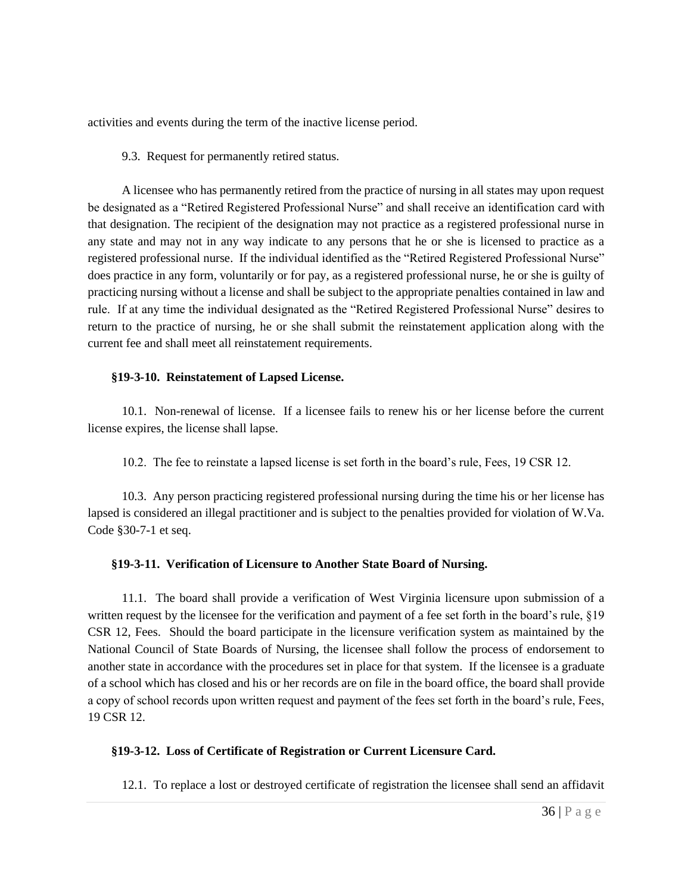activities and events during the term of the inactive license period.

9.3. Request for permanently retired status.

A licensee who has permanently retired from the practice of nursing in all states may upon request be designated as a "Retired Registered Professional Nurse" and shall receive an identification card with that designation. The recipient of the designation may not practice as a registered professional nurse in any state and may not in any way indicate to any persons that he or she is licensed to practice as a registered professional nurse. If the individual identified as the "Retired Registered Professional Nurse" does practice in any form, voluntarily or for pay, as a registered professional nurse, he or she is guilty of practicing nursing without a license and shall be subject to the appropriate penalties contained in law and rule. If at any time the individual designated as the "Retired Registered Professional Nurse" desires to return to the practice of nursing, he or she shall submit the reinstatement application along with the current fee and shall meet all reinstatement requirements.

**§19-3-10. Reinstatement of Lapsed License.**

10.1. Non-renewal of license. If a licensee fails to renew his or her license before the current license expires, the license shall lapse.

10.2. The fee to reinstate a lapsed license is set forth in the board's rule, Fees, 19 CSR 12.

10.3. Any person practicing registered professional nursing during the time his or her license has lapsed is considered an illegal practitioner and is subject to the penalties provided for violation of W.Va. Code §30-7-1 et seq.

**§19-3-11. Verification of Licensure to Another State Board of Nursing.**

11.1. The board shall provide a verification of West Virginia licensure upon submission of a written request by the licensee for the verification and payment of a fee set forth in the board's rule, §19 CSR 12, Fees. Should the board participate in the licensure verification system as maintained by the National Council of State Boards of Nursing, the licensee shall follow the process of endorsement to another state in accordance with the procedures set in place for that system. If the licensee is a graduate of a school which has closed and his or her records are on file in the board office, the board shall provide a copy of school records upon written request and payment of the fees set forth in the board's rule, Fees, 19 CSR 12.

**§19-3-12. Loss of Certificate of Registration or Current Licensure Card.**

12.1. To replace a lost or destroyed certificate of registration the licensee shall send an affidavit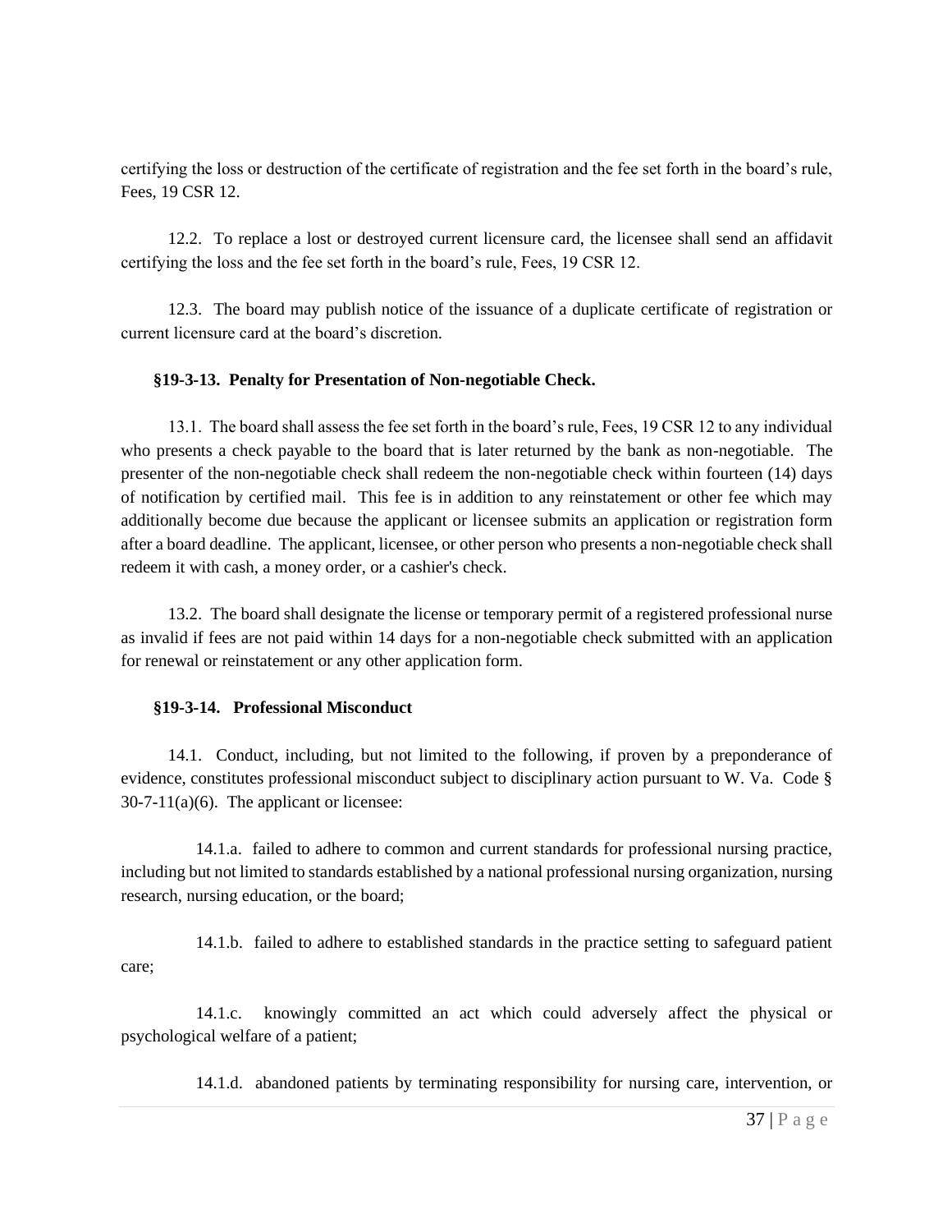certifying the loss or destruction of the certificate of registration and the fee set forth in the board's rule, Fees, 19 CSR 12.

12.2. To replace a lost or destroyed current licensure card, the licensee shall send an affidavit certifying the loss and the fee set forth in the board's rule, Fees, 19 CSR 12.

12.3. The board may publish notice of the issuance of a duplicate certificate of registration or current licensure card at the board's discretion.

**§19-3-13. Penalty for Presentation of Non-negotiable Check.**

13.1. The board shall assess the fee set forth in the board's rule, Fees, 19 CSR 12 to any individual who presents a check payable to the board that is later returned by the bank as non-negotiable. The presenter of the non-negotiable check shall redeem the non-negotiable check within fourteen (14) days of notification by certified mail. This fee is in addition to any reinstatement or other fee which may additionally become due because the applicant or licensee submits an application or registration form after a board deadline. The applicant, licensee, or other person who presents a non-negotiable check shall redeem it with cash, a money order, or a cashier's check.

13.2. The board shall designate the license or temporary permit of a registered professional nurse as invalid if fees are not paid within 14 days for a non-negotiable check submitted with an application for renewal or reinstatement or any other application form.

**§19-3-14. Professional Misconduct**

14.1. Conduct, including, but not limited to the following, if proven by a preponderance of evidence, constitutes professional misconduct subject to disciplinary action pursuant to W. Va. Code § 30-7-11(a)(6). The applicant or licensee:

14.1.a. failed to adhere to common and current standards for professional nursing practice, including but not limited to standards established by a national professional nursing organization, nursing research, nursing education, or the board;

14.1.b. failed to adhere to established standards in the practice setting to safeguard patient care;

14.1.c. knowingly committed an act which could adversely affect the physical or psychological welfare of a patient;

14.1.d. abandoned patients by terminating responsibility for nursing care, intervention, or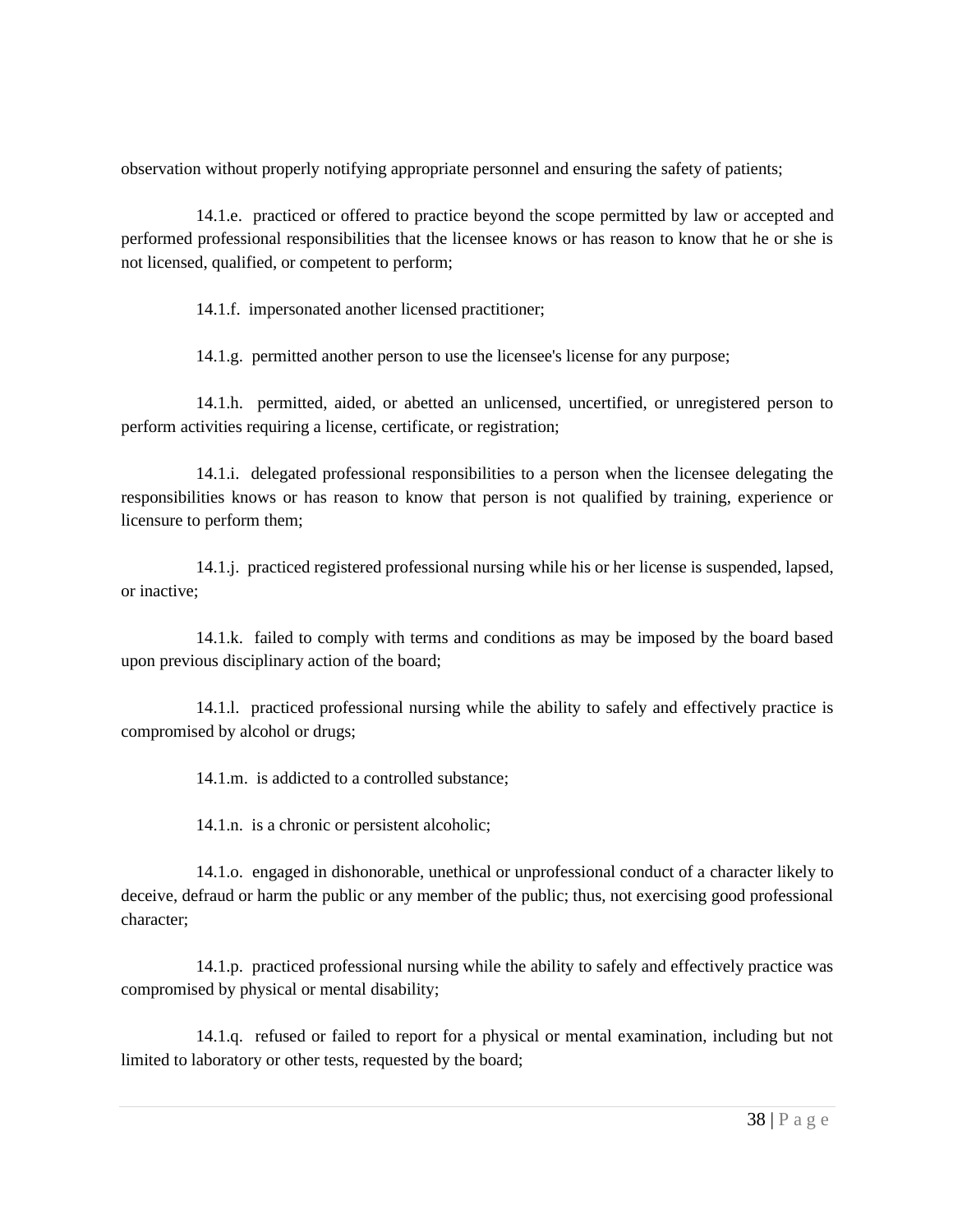observation without properly notifying appropriate personnel and ensuring the safety of patients;

14.1.e. practiced or offered to practice beyond the scope permitted by law or accepted and performed professional responsibilities that the licensee knows or has reason to know that he or she is not licensed, qualified, or competent to perform;

14.1.f. impersonated another licensed practitioner;

14.1.g. permitted another person to use the licensee's license for any purpose;

14.1.h. permitted, aided, or abetted an unlicensed, uncertified, or unregistered person to perform activities requiring a license, certificate, or registration;

14.1.i. delegated professional responsibilities to a person when the licensee delegating the responsibilities knows or has reason to know that person is not qualified by training, experience or licensure to perform them;

14.1.j. practiced registered professional nursing while his or her license is suspended, lapsed, or inactive;

14.1.k. failed to comply with terms and conditions as may be imposed by the board based upon previous disciplinary action of the board;

14.1.l. practiced professional nursing while the ability to safely and effectively practice is compromised by alcohol or drugs;

14.1.m. is addicted to a controlled substance;

14.1.n. is a chronic or persistent alcoholic;

14.1.o. engaged in dishonorable, unethical or unprofessional conduct of a character likely to deceive, defraud or harm the public or any member of the public; thus, not exercising good professional character;

14.1.p. practiced professional nursing while the ability to safely and effectively practice was compromised by physical or mental disability;

14.1.q. refused or failed to report for a physical or mental examination, including but not limited to laboratory or other tests, requested by the board;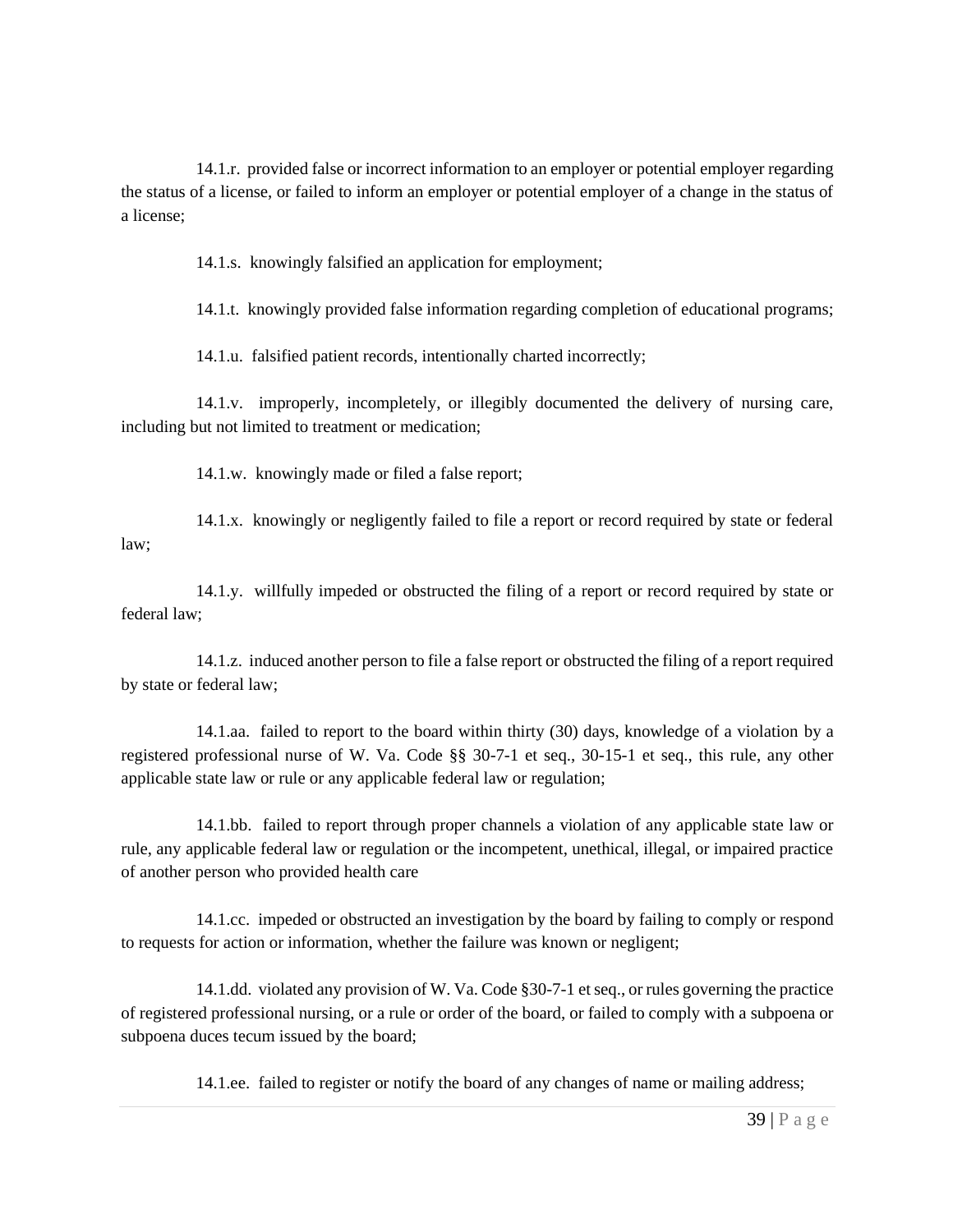14.1.r. provided false or incorrect information to an employer or potential employer regarding the status of a license, or failed to inform an employer or potential employer of a change in the status of a license;

14.1.s. knowingly falsified an application for employment;

14.1.t. knowingly provided false information regarding completion of educational programs;

14.1.u. falsified patient records, intentionally charted incorrectly;

14.1.v. improperly, incompletely, or illegibly documented the delivery of nursing care, including but not limited to treatment or medication;

14.1.w. knowingly made or filed a false report;

14.1.x. knowingly or negligently failed to file a report or record required by state or federal law;

14.1.y. willfully impeded or obstructed the filing of a report or record required by state or federal law;

14.1.z. induced another person to file a false report or obstructed the filing of a report required by state or federal law;

14.1.aa. failed to report to the board within thirty (30) days, knowledge of a violation by a registered professional nurse of W. Va. Code §§ 30-7-1 et seq., 30-15-1 et seq., this rule, any other applicable state law or rule or any applicable federal law or regulation;

14.1.bb. failed to report through proper channels a violation of any applicable state law or rule, any applicable federal law or regulation or the incompetent, unethical, illegal, or impaired practice of another person who provided health care

14.1.cc. impeded or obstructed an investigation by the board by failing to comply or respond to requests for action or information, whether the failure was known or negligent;

14.1.dd. violated any provision of W. Va. Code §30-7-1 et seq., or rules governing the practice of registered professional nursing, or a rule or order of the board, or failed to comply with a subpoena or subpoena duces tecum issued by the board;

14.1.ee. failed to register or notify the board of any changes of name or mailing address;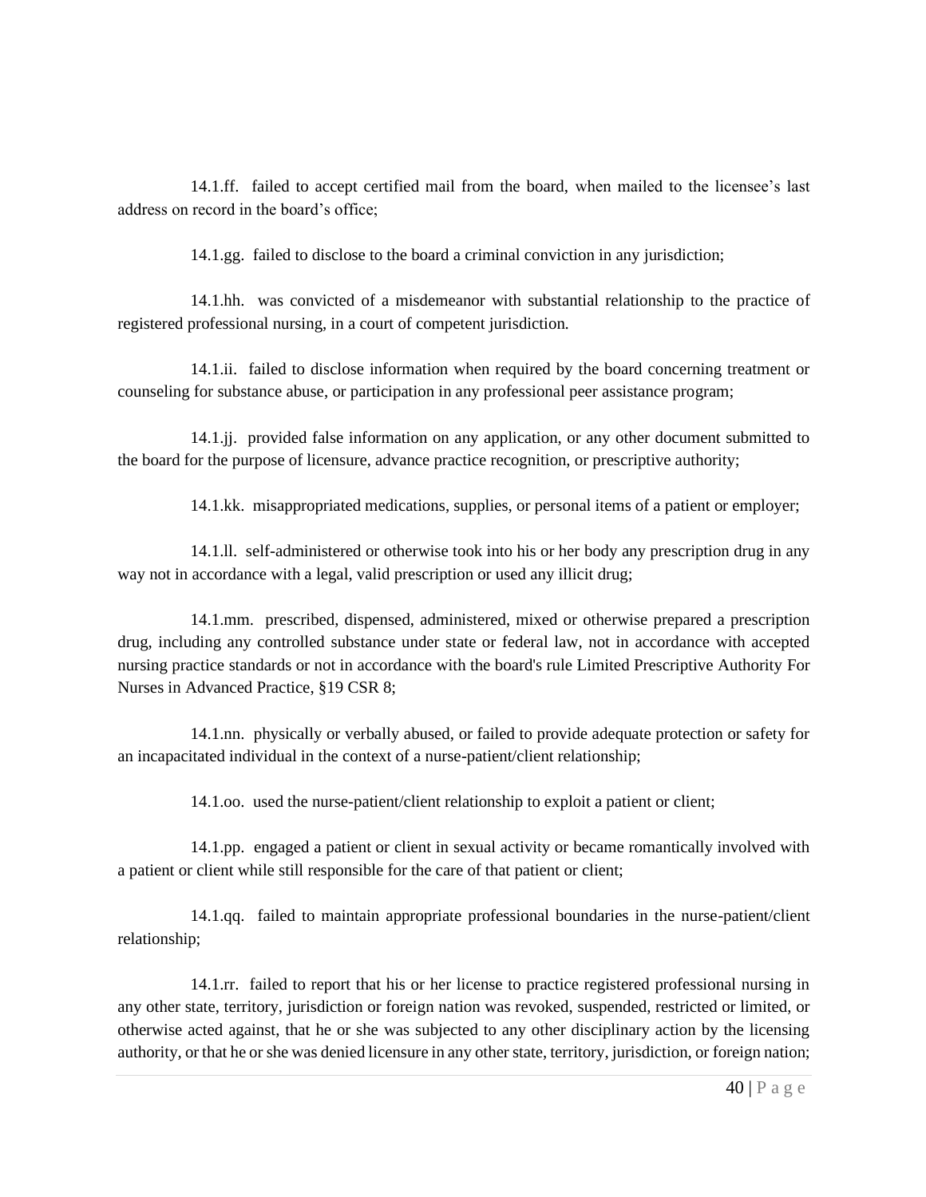14.1.ff. failed to accept certified mail from the board, when mailed to the licensee's last address on record in the board's office;

14.1.gg. failed to disclose to the board a criminal conviction in any jurisdiction;

14.1.hh. was convicted of a misdemeanor with substantial relationship to the practice of registered professional nursing, in a court of competent jurisdiction.

14.1.ii. failed to disclose information when required by the board concerning treatment or counseling for substance abuse, or participation in any professional peer assistance program;

14.1.jj. provided false information on any application, or any other document submitted to the board for the purpose of licensure, advance practice recognition, or prescriptive authority;

14.1.kk. misappropriated medications, supplies, or personal items of a patient or employer;

14.1.ll. self-administered or otherwise took into his or her body any prescription drug in any way not in accordance with a legal, valid prescription or used any illicit drug;

14.1.mm. prescribed, dispensed, administered, mixed or otherwise prepared a prescription drug, including any controlled substance under state or federal law, not in accordance with accepted nursing practice standards or not in accordance with the board's rule Limited Prescriptive Authority For Nurses in Advanced Practice, §19 CSR 8;

14.1.nn. physically or verbally abused, or failed to provide adequate protection or safety for an incapacitated individual in the context of a nurse-patient/client relationship;

14.1.oo. used the nurse-patient/client relationship to exploit a patient or client;

14.1.pp. engaged a patient or client in sexual activity or became romantically involved with a patient or client while still responsible for the care of that patient or client;

14.1.qq. failed to maintain appropriate professional boundaries in the nurse-patient/client relationship;

14.1.rr. failed to report that his or her license to practice registered professional nursing in any other state, territory, jurisdiction or foreign nation was revoked, suspended, restricted or limited, or otherwise acted against, that he or she was subjected to any other disciplinary action by the licensing authority, or that he or she was denied licensure in any other state, territory, jurisdiction, or foreign nation;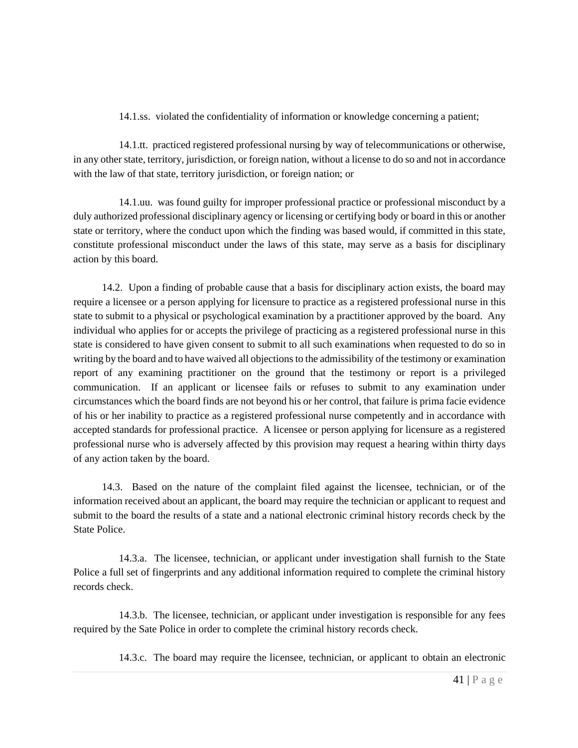14.1.ss. violated the confidentiality of information or knowledge concerning a patient;

14.1.tt. practiced registered professional nursing by way of telecommunications or otherwise, in any other state, territory, jurisdiction, or foreign nation, without a license to do so and not in accordance with the law of that state, territory jurisdiction, or foreign nation; or

14.1.uu. was found guilty for improper professional practice or professional misconduct by a duly authorized professional disciplinary agency or licensing or certifying body or board in this or another state or territory, where the conduct upon which the finding was based would, if committed in this state, constitute professional misconduct under the laws of this state, may serve as a basis for disciplinary action by this board.

14.2. Upon a finding of probable cause that a basis for disciplinary action exists, the board may require a licensee or a person applying for licensure to practice as a registered professional nurse in this state to submit to a physical or psychological examination by a practitioner approved by the board. Any individual who applies for or accepts the privilege of practicing as a registered professional nurse in this state is considered to have given consent to submit to all such examinations when requested to do so in writing by the board and to have waived all objections to the admissibility of the testimony or examination report of any examining practitioner on the ground that the testimony or report is a privileged communication. If an applicant or licensee fails or refuses to submit to any examination under circumstances which the board finds are not beyond his or her control, that failure is prima facie evidence of his or her inability to practice as a registered professional nurse competently and in accordance with accepted standards for professional practice. A licensee or person applying for licensure as a registered professional nurse who is adversely affected by this provision may request a hearing within thirty days of any action taken by the board.

14.3. Based on the nature of the complaint filed against the licensee, technician, or of the information received about an applicant, the board may require the technician or applicant to request and submit to the board the results of a state and a national electronic criminal history records check by the State Police.

14.3.a. The licensee, technician, or applicant under investigation shall furnish to the State Police a full set of fingerprints and any additional information required to complete the criminal history records check.

14.3.b. The licensee, technician, or applicant under investigation is responsible for any fees required by the Sate Police in order to complete the criminal history records check.

14.3.c. The board may require the licensee, technician, or applicant to obtain an electronic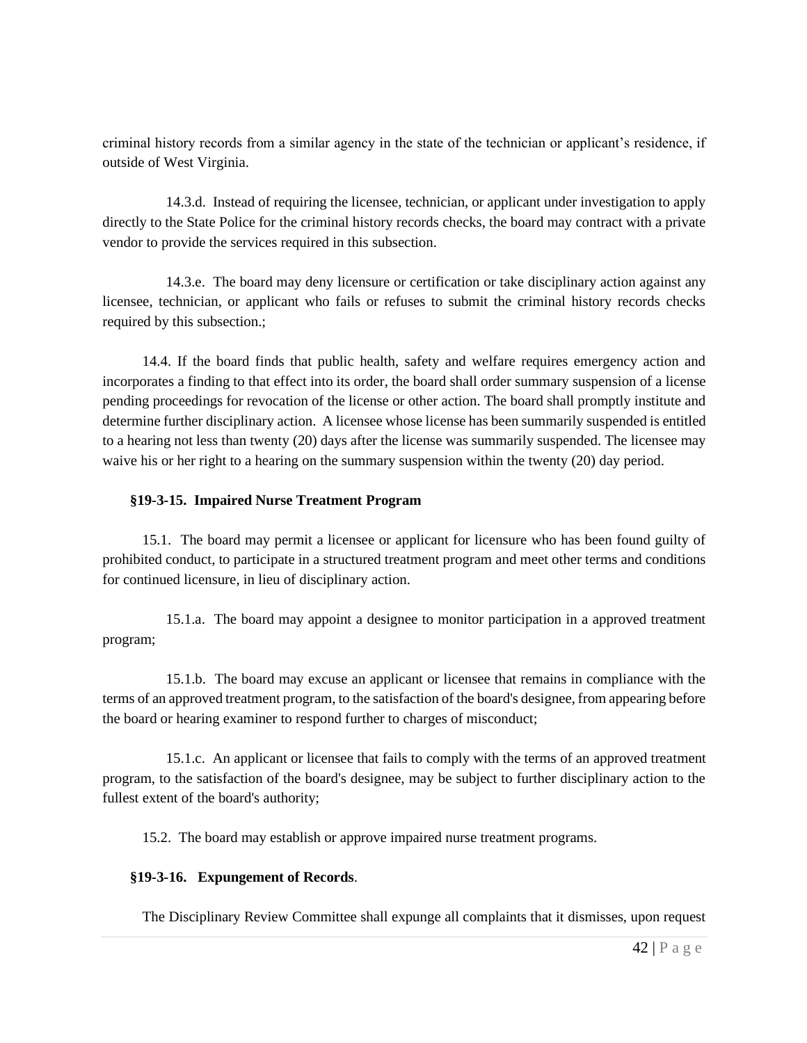criminal history records from a similar agency in the state of the technician or applicant's residence, if outside of West Virginia.

14.3.d. Instead of requiring the licensee, technician, or applicant under investigation to apply directly to the State Police for the criminal history records checks, the board may contract with a private vendor to provide the services required in this subsection.

14.3.e. The board may deny licensure or certification or take disciplinary action against any licensee, technician, or applicant who fails or refuses to submit the criminal history records checks required by this subsection.;

14.4. If the board finds that public health, safety and welfare requires emergency action and incorporates a finding to that effect into its order, the board shall order summary suspension of a license pending proceedings for revocation of the license or other action. The board shall promptly institute and determine further disciplinary action. A licensee whose license has been summarily suspended is entitled to a hearing not less than twenty (20) days after the license was summarily suspended. The licensee may waive his or her right to a hearing on the summary suspension within the twenty (20) day period.

### §19-3-15. Impaired Nurse Treatment Program

15.1. The board may permit a licensee or applicant for licensure who has been found guilty of prohibited conduct, to participate in a structured treatment program and meet other terms and conditions for continued licensure, in lieu of disciplinary action.

15.1.a. The board may appoint a designee to monitor participation in a approved treatment program;

15.1.b. The board may excuse an applicant or licensee that remains in compliance with the terms of an approved treatment program, to the satisfaction of the board's designee, from appearing before the board or hearing examiner to respond further to charges of misconduct;

15.1.c. An applicant or licensee that fails to comply with the terms of an approved treatment program, to the satisfaction of the board's designee, may be subject to further disciplinary action to the fullest extent of the board's authority;

15.2. The board may establish or approve impaired nurse treatment programs.

### §19-3-16. Expungement of Records.

The Disciplinary Review Committee shall expunge all complaints that it dismisses, upon request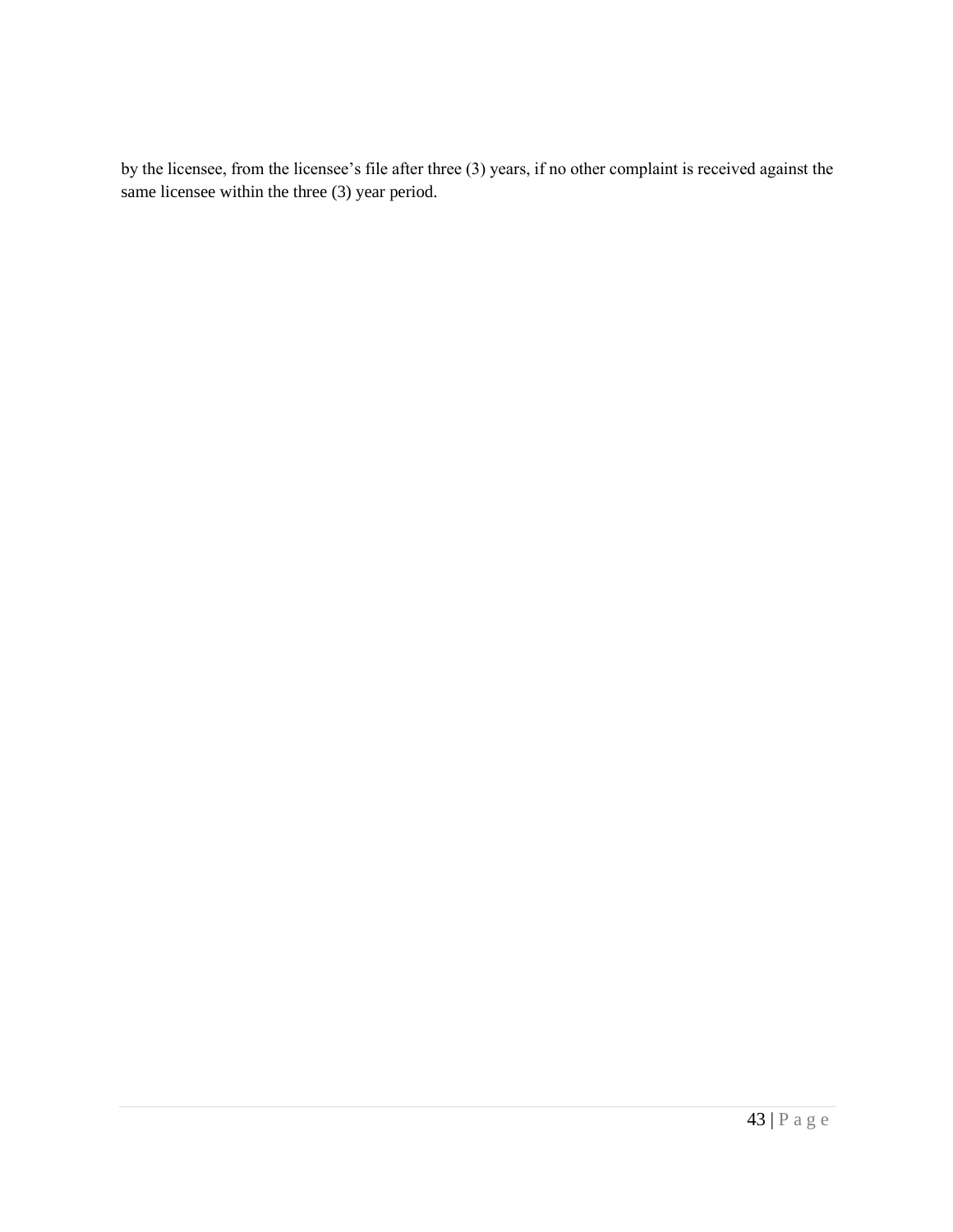by the licensee, from the licensee’s file after three (3) years, if no other complaint is received against the same licensee within the three (3) year period.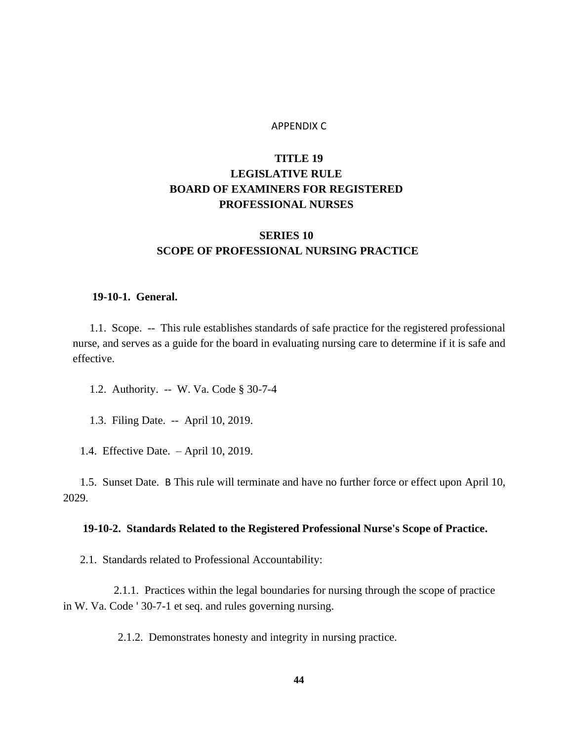APPENDIX C

# TITLE 19
# LEGISLATIVE RULE
# BOARD OF EXAMINERS FOR REGISTERED PROFESSIONAL NURSES

## SERIES 10
## SCOPE OF PROFESSIONAL NURSING PRACTICE

**19-10-1. General.**

1.1. Scope. -- This rule establishes standards of safe practice for the registered professional nurse, and serves as a guide for the board in evaluating nursing care to determine if it is safe and effective.

1.2. Authority. -- W. Va. Code § 30-7-4

1.3. Filing Date. -- April 10, 2019.

1.4. Effective Date. – April 10, 2019.

1.5. Sunset Date. B This rule will terminate and have no further force or effect upon April 10, 2029.

**19-10-2. Standards Related to the Registered Professional Nurse's Scope of Practice.**

2.1. Standards related to Professional Accountability:

2.1.1. Practices within the legal boundaries for nursing through the scope of practice in W. Va. Code ' 30-7-1 et seq. and rules governing nursing.

2.1.2. Demonstrates honesty and integrity in nursing practice.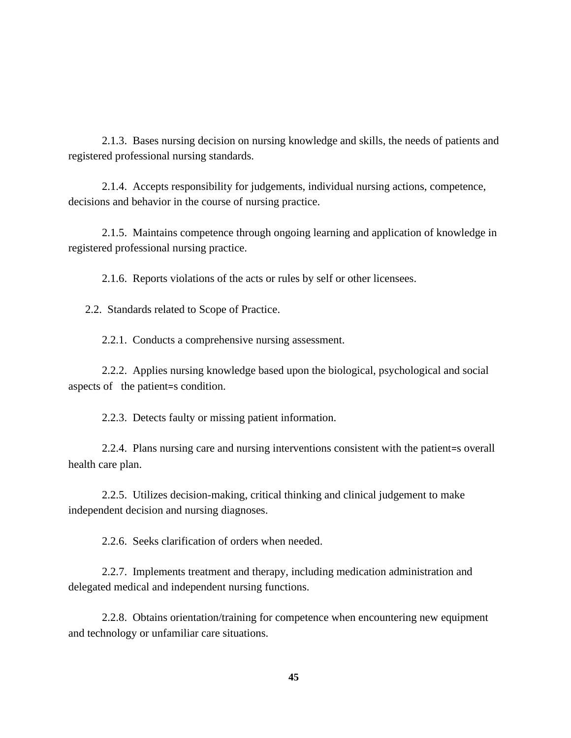2.1.3. Bases nursing decision on nursing knowledge and skills, the needs of patients and registered professional nursing standards.

2.1.4. Accepts responsibility for judgements, individual nursing actions, competence, decisions and behavior in the course of nursing practice.

2.1.5. Maintains competence through ongoing learning and application of knowledge in registered professional nursing practice.

2.1.6. Reports violations of the acts or rules by self or other licensees.

2.2. Standards related to Scope of Practice.

2.2.1. Conducts a comprehensive nursing assessment.

2.2.2. Applies nursing knowledge based upon the biological, psychological and social aspects of the patient=s condition.

2.2.3. Detects faulty or missing patient information.

2.2.4. Plans nursing care and nursing interventions consistent with the patient=s overall health care plan.

2.2.5. Utilizes decision-making, critical thinking and clinical judgement to make independent decision and nursing diagnoses.

2.2.6. Seeks clarification of orders when needed.

2.2.7. Implements treatment and therapy, including medication administration and delegated medical and independent nursing functions.

2.2.8. Obtains orientation/training for competence when encountering new equipment and technology or unfamiliar care situations.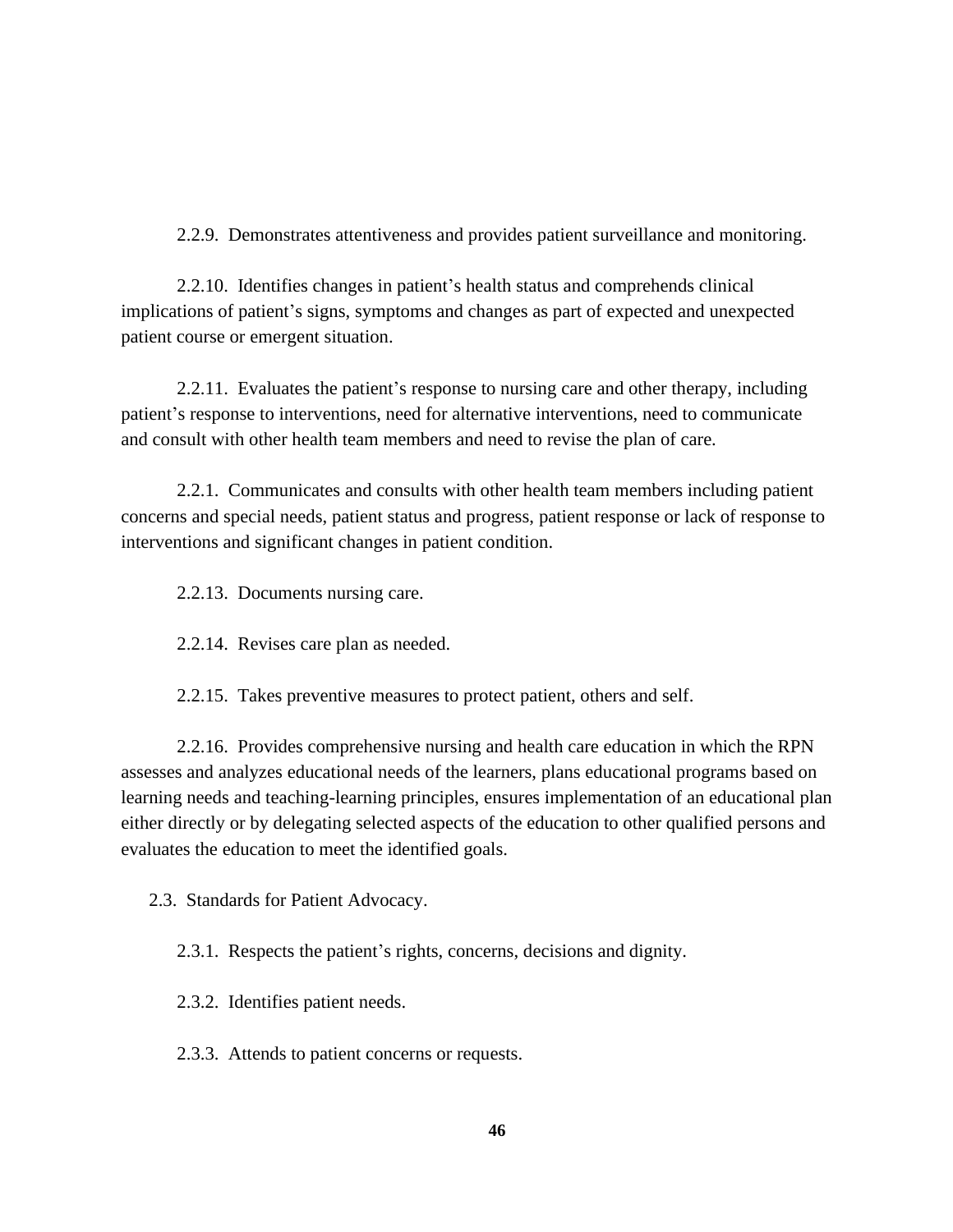2.2.9. Demonstrates attentiveness and provides patient surveillance and monitoring.

2.2.10. Identifies changes in patient's health status and comprehends clinical implications of patient's signs, symptoms and changes as part of expected and unexpected patient course or emergent situation.

2.2.11. Evaluates the patient's response to nursing care and other therapy, including patient's response to interventions, need for alternative interventions, need to communicate and consult with other health team members and need to revise the plan of care.

2.2.1. Communicates and consults with other health team members including patient concerns and special needs, patient status and progress, patient response or lack of response to interventions and significant changes in patient condition.

2.2.13. Documents nursing care.

2.2.14. Revises care plan as needed.

2.2.15. Takes preventive measures to protect patient, others and self.

2.2.16. Provides comprehensive nursing and health care education in which the RPN assesses and analyzes educational needs of the learners, plans educational programs based on learning needs and teaching-learning principles, ensures implementation of an educational plan either directly or by delegating selected aspects of the education to other qualified persons and evaluates the education to meet the identified goals.

2.3. Standards for Patient Advocacy.

2.3.1. Respects the patient's rights, concerns, decisions and dignity.

2.3.2. Identifies patient needs.

2.3.3. Attends to patient concerns or requests.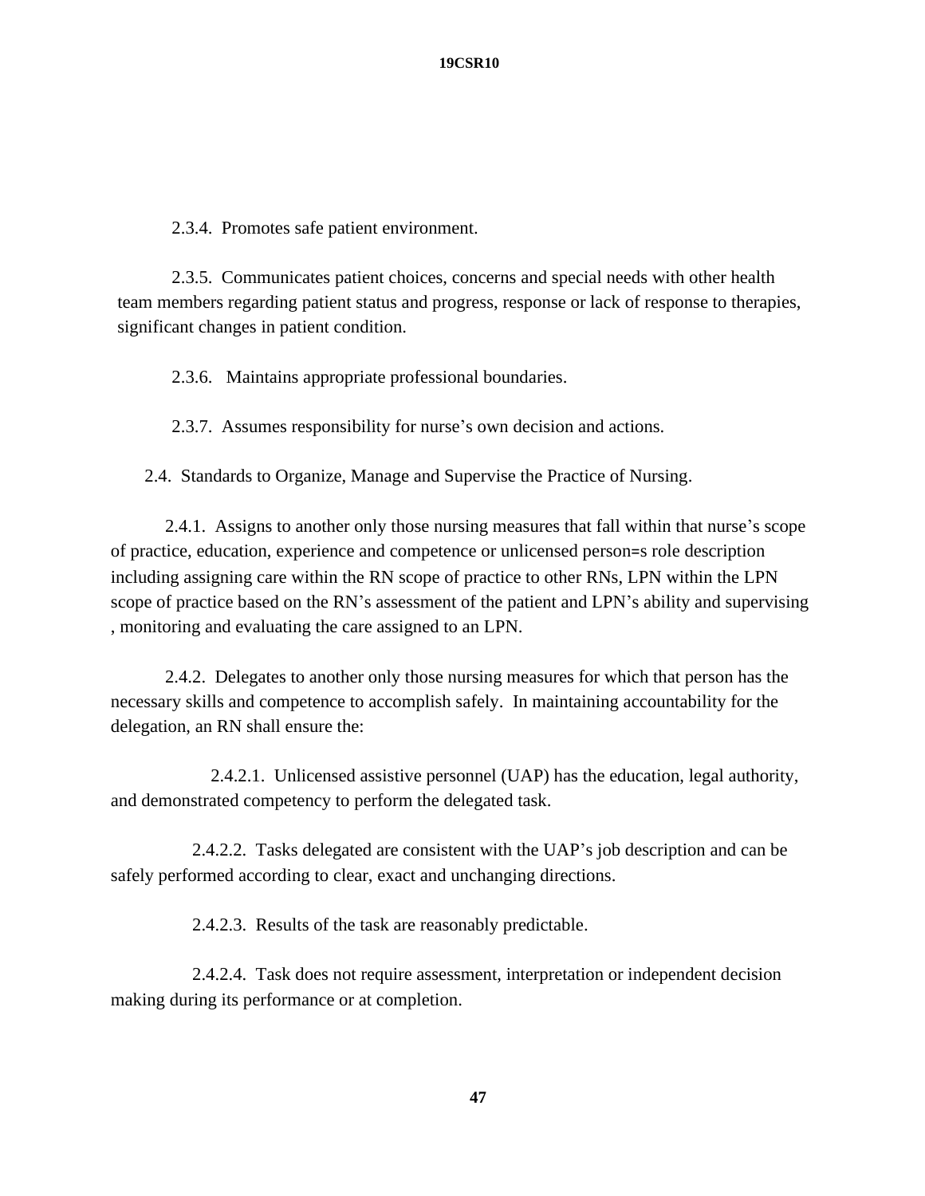2.3.4. Promotes safe patient environment.

2.3.5. Communicates patient choices, concerns and special needs with other health team members regarding patient status and progress, response or lack of response to therapies, significant changes in patient condition.

2.3.6. Maintains appropriate professional boundaries.

2.3.7. Assumes responsibility for nurse's own decision and actions.

2.4. Standards to Organize, Manage and Supervise the Practice of Nursing.

2.4.1. Assigns to another only those nursing measures that fall within that nurse's scope of practice, education, experience and competence or unlicensed person=s role description including assigning care within the RN scope of practice to other RNs, LPN within the LPN scope of practice based on the RN's assessment of the patient and LPN's ability and supervising , monitoring and evaluating the care assigned to an LPN.

2.4.2. Delegates to another only those nursing measures for which that person has the necessary skills and competence to accomplish safely. In maintaining accountability for the delegation, an RN shall ensure the:

2.4.2.1. Unlicensed assistive personnel (UAP) has the education, legal authority, and demonstrated competency to perform the delegated task.

2.4.2.2. Tasks delegated are consistent with the UAP's job description and can be safely performed according to clear, exact and unchanging directions.

2.4.2.3. Results of the task are reasonably predictable.

2.4.2.4. Task does not require assessment, interpretation or independent decision making during its performance or at completion.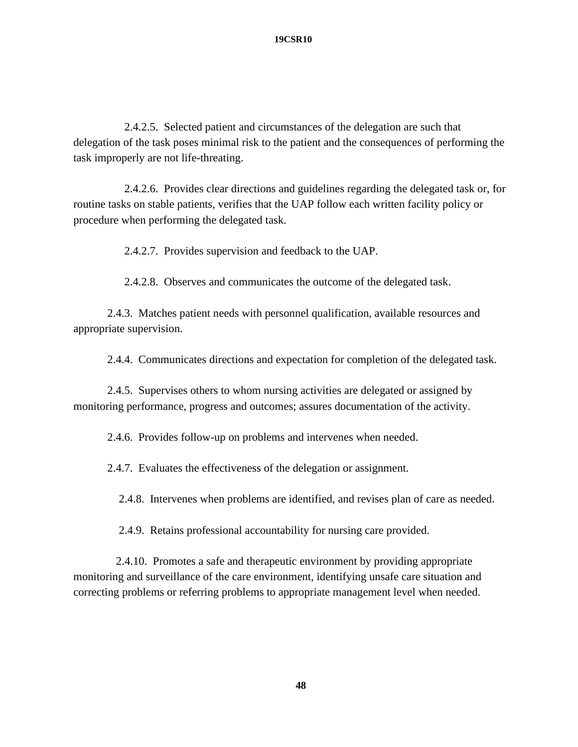2.4.2.5. Selected patient and circumstances of the delegation are such that delegation of the task poses minimal risk to the patient and the consequences of performing the task improperly are not life-threating.

2.4.2.6. Provides clear directions and guidelines regarding the delegated task or, for routine tasks on stable patients, verifies that the UAP follow each written facility policy or procedure when performing the delegated task.

2.4.2.7. Provides supervision and feedback to the UAP.

2.4.2.8. Observes and communicates the outcome of the delegated task.

2.4.3. Matches patient needs with personnel qualification, available resources and appropriate supervision.

2.4.4. Communicates directions and expectation for completion of the delegated task.

2.4.5. Supervises others to whom nursing activities are delegated or assigned by monitoring performance, progress and outcomes; assures documentation of the activity.

2.4.6. Provides follow-up on problems and intervenes when needed.

2.4.7. Evaluates the effectiveness of the delegation or assignment.

2.4.8. Intervenes when problems are identified, and revises plan of care as needed.

2.4.9. Retains professional accountability for nursing care provided.

2.4.10. Promotes a safe and therapeutic environment by providing appropriate monitoring and surveillance of the care environment, identifying unsafe care situation and correcting problems or referring problems to appropriate management level when needed.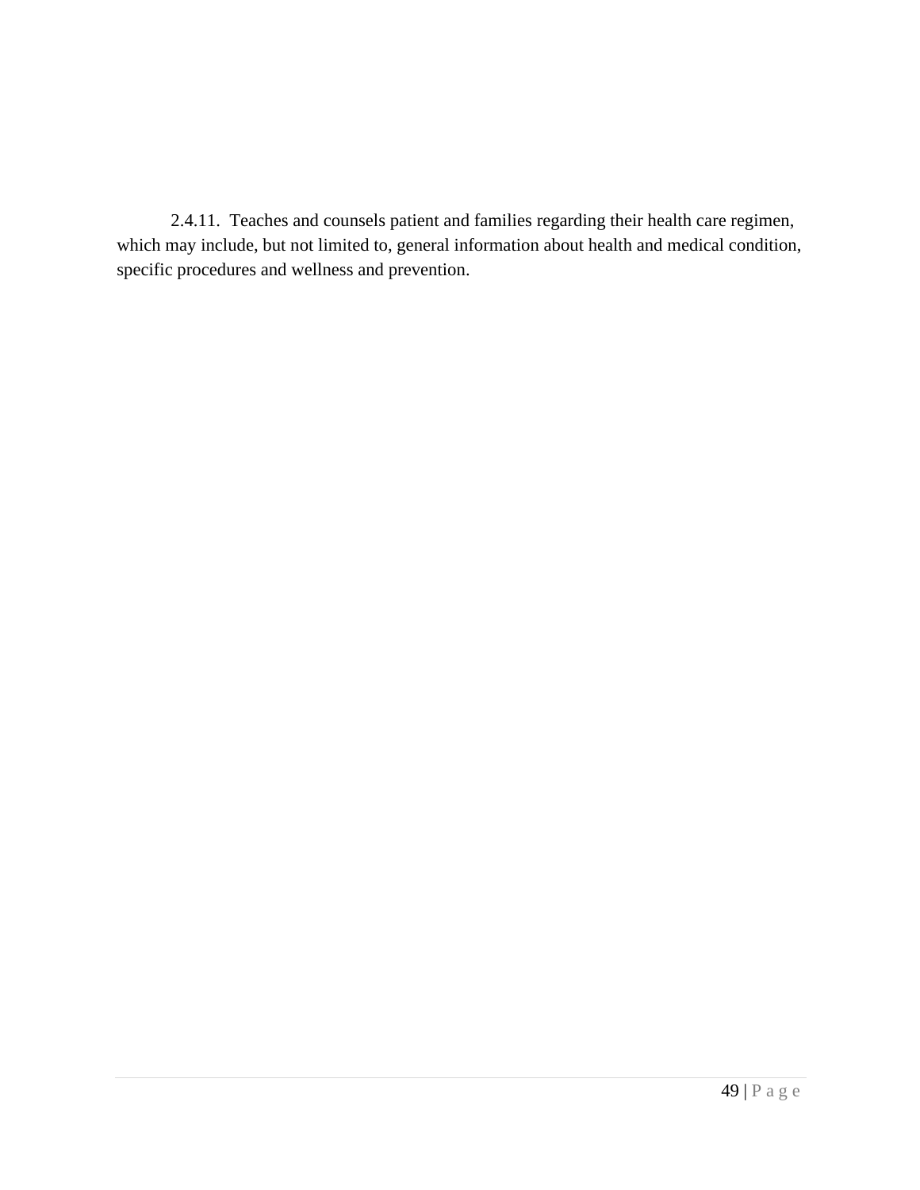2.4.11. Teaches and counsels patient and families regarding their health care regimen, which may include, but not limited to, general information about health and medical condition, specific procedures and wellness and prevention.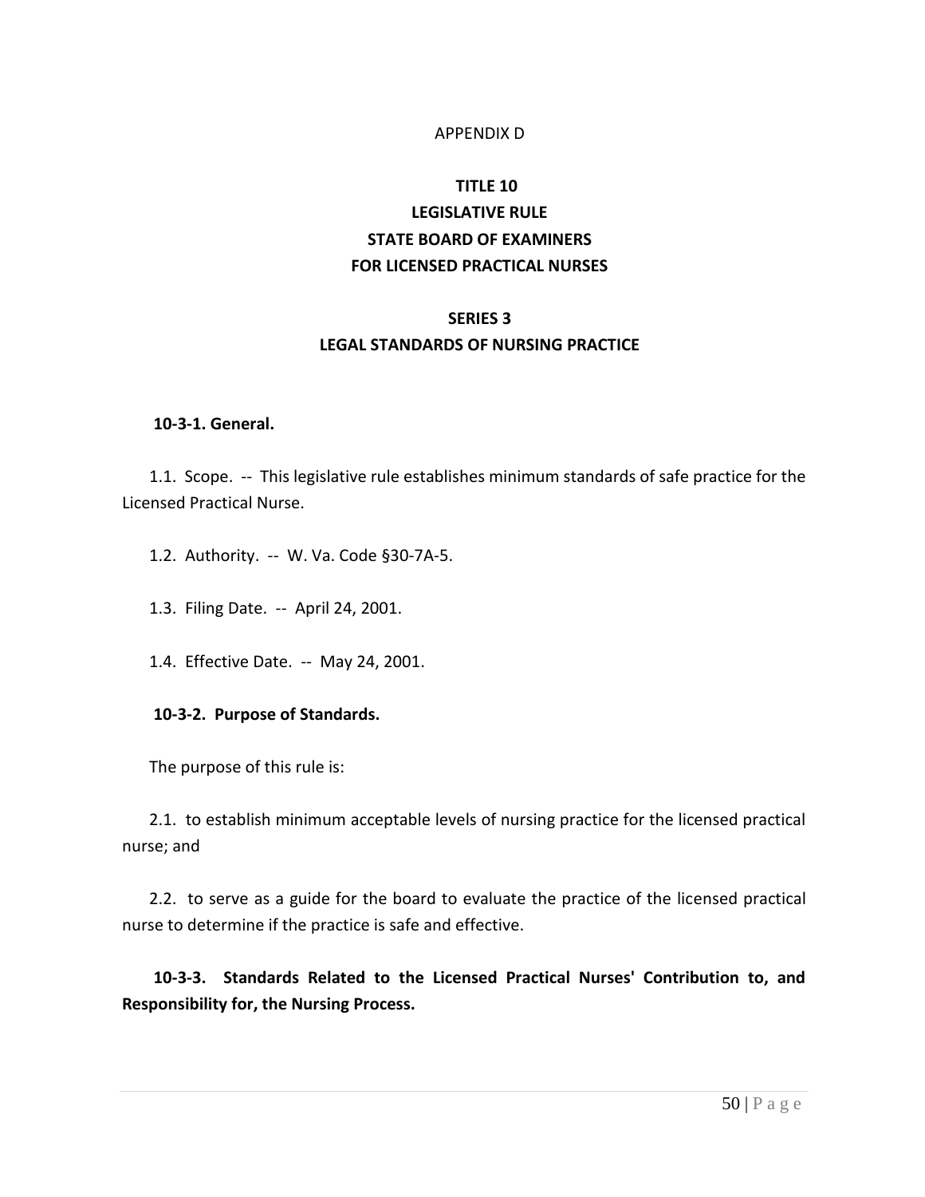APPENDIX D

# TITLE 10
# LEGISLATIVE RULE
# STATE BOARD OF EXAMINERS
# FOR LICENSED PRACTICAL NURSES

## SERIES 3
## LEGAL STANDARDS OF NURSING PRACTICE

**10-3-1. General.**

1.1. Scope. -- This legislative rule establishes minimum standards of safe practice for the Licensed Practical Nurse.

1.2. Authority. -- W. Va. Code §30-7A-5.

1.3. Filing Date. -- April 24, 2001.

1.4. Effective Date. -- May 24, 2001.

**10-3-2. Purpose of Standards.**

The purpose of this rule is:

2.1. to establish minimum acceptable levels of nursing practice for the licensed practical nurse; and

2.2. to serve as a guide for the board to evaluate the practice of the licensed practical nurse to determine if the practice is safe and effective.

**10-3-3. Standards Related to the Licensed Practical Nurses' Contribution to, and Responsibility for, the Nursing Process.**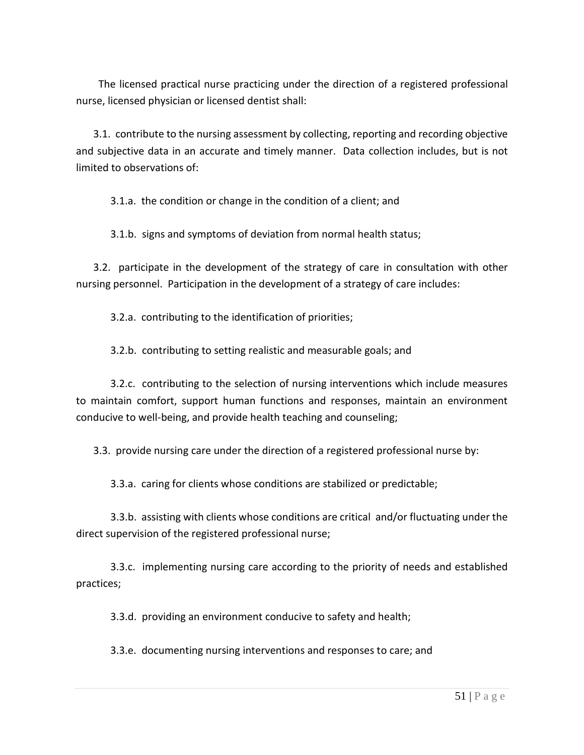The licensed practical nurse practicing under the direction of a registered professional nurse, licensed physician or licensed dentist shall:

3.1. contribute to the nursing assessment by collecting, reporting and recording objective and subjective data in an accurate and timely manner. Data collection includes, but is not limited to observations of:

3.1.a. the condition or change in the condition of a client; and

3.1.b. signs and symptoms of deviation from normal health status;

3.2. participate in the development of the strategy of care in consultation with other nursing personnel. Participation in the development of a strategy of care includes:

3.2.a. contributing to the identification of priorities;

3.2.b. contributing to setting realistic and measurable goals; and

3.2.c. contributing to the selection of nursing interventions which include measures to maintain comfort, support human functions and responses, maintain an environment conducive to well-being, and provide health teaching and counseling;

3.3. provide nursing care under the direction of a registered professional nurse by:

3.3.a. caring for clients whose conditions are stabilized or predictable;

3.3.b. assisting with clients whose conditions are critical and/or fluctuating under the direct supervision of the registered professional nurse;

3.3.c. implementing nursing care according to the priority of needs and established practices;

3.3.d. providing an environment conducive to safety and health;

3.3.e. documenting nursing interventions and responses to care; and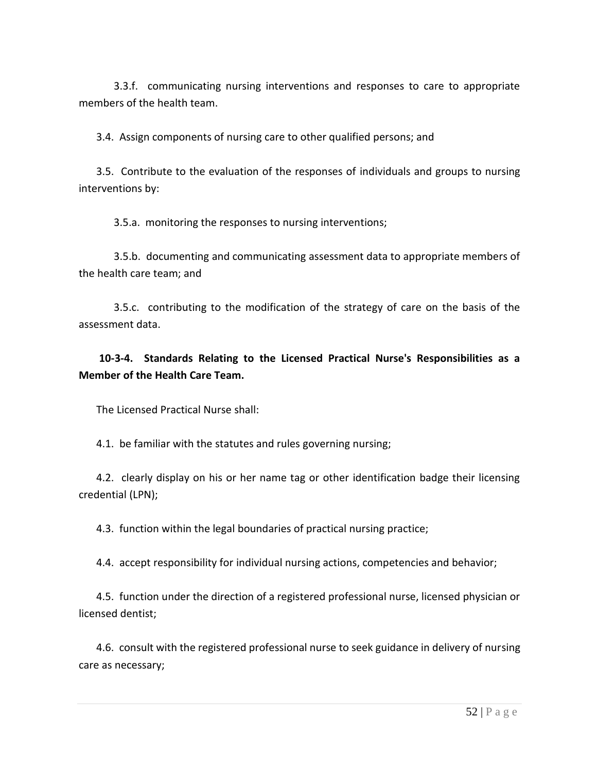3.3.f. communicating nursing interventions and responses to care to appropriate members of the health team.

3.4. Assign components of nursing care to other qualified persons; and

3.5. Contribute to the evaluation of the responses of individuals and groups to nursing interventions by:

3.5.a. monitoring the responses to nursing interventions;

3.5.b. documenting and communicating assessment data to appropriate members of the health care team; and

3.5.c. contributing to the modification of the strategy of care on the basis of the assessment data.

**10-3-4. Standards Relating to the Licensed Practical Nurse's Responsibilities as a Member of the Health Care Team.**

The Licensed Practical Nurse shall:

4.1. be familiar with the statutes and rules governing nursing;

4.2. clearly display on his or her name tag or other identification badge their licensing credential (LPN);

4.3. function within the legal boundaries of practical nursing practice;

4.4. accept responsibility for individual nursing actions, competencies and behavior;

4.5. function under the direction of a registered professional nurse, licensed physician or licensed dentist;

4.6. consult with the registered professional nurse to seek guidance in delivery of nursing care as necessary;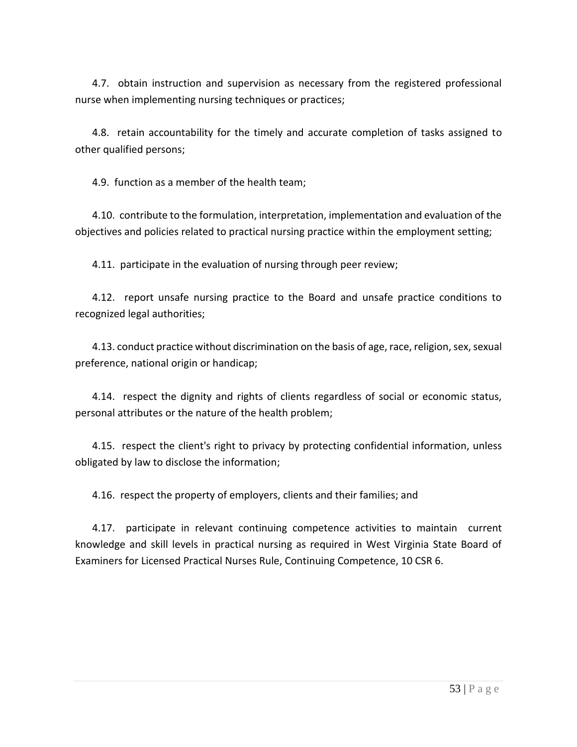4.7. obtain instruction and supervision as necessary from the registered professional nurse when implementing nursing techniques or practices;

4.8. retain accountability for the timely and accurate completion of tasks assigned to other qualified persons;

4.9. function as a member of the health team;

4.10. contribute to the formulation, interpretation, implementation and evaluation of the objectives and policies related to practical nursing practice within the employment setting;

4.11. participate in the evaluation of nursing through peer review;

4.12. report unsafe nursing practice to the Board and unsafe practice conditions to recognized legal authorities;

4.13. conduct practice without discrimination on the basis of age, race, religion, sex, sexual preference, national origin or handicap;

4.14. respect the dignity and rights of clients regardless of social or economic status, personal attributes or the nature of the health problem;

4.15. respect the client's right to privacy by protecting confidential information, unless obligated by law to disclose the information;

4.16. respect the property of employers, clients and their families; and

4.17. participate in relevant continuing competence activities to maintain current knowledge and skill levels in practical nursing as required in West Virginia State Board of Examiners for Licensed Practical Nurses Rule, Continuing Competence, 10 CSR 6.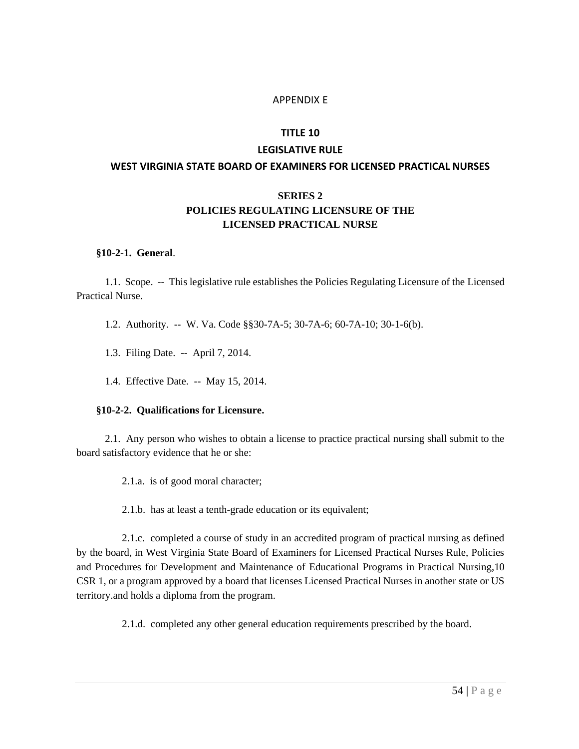APPENDIX E

# TITLE 10

## LEGISLATIVE RULE

## WEST VIRGINIA STATE BOARD OF EXAMINERS FOR LICENSED PRACTICAL NURSES

## SERIES 2
## POLICIES REGULATING LICENSURE OF THE LICENSED PRACTICAL NURSE

**§10-2-1. General**.

1.1. Scope. -- This legislative rule establishes the Policies Regulating Licensure of the Licensed Practical Nurse.

1.2. Authority. -- W. Va. Code §§30-7A-5; 30-7A-6; 60-7A-10; 30-1-6(b).

1.3. Filing Date. -- April 7, 2014.

1.4. Effective Date. -- May 15, 2014.

**§10-2-2. Qualifications for Licensure.**

2.1. Any person who wishes to obtain a license to practice practical nursing shall submit to the board satisfactory evidence that he or she:

2.1.a. is of good moral character;

2.1.b. has at least a tenth-grade education or its equivalent;

2.1.c. completed a course of study in an accredited program of practical nursing as defined by the board, in West Virginia State Board of Examiners for Licensed Practical Nurses Rule, Policies and Procedures for Development and Maintenance of Educational Programs in Practical Nursing,10 CSR 1, or a program approved by a board that licenses Licensed Practical Nurses in another state or US territory.and holds a diploma from the program.

2.1.d. completed any other general education requirements prescribed by the board.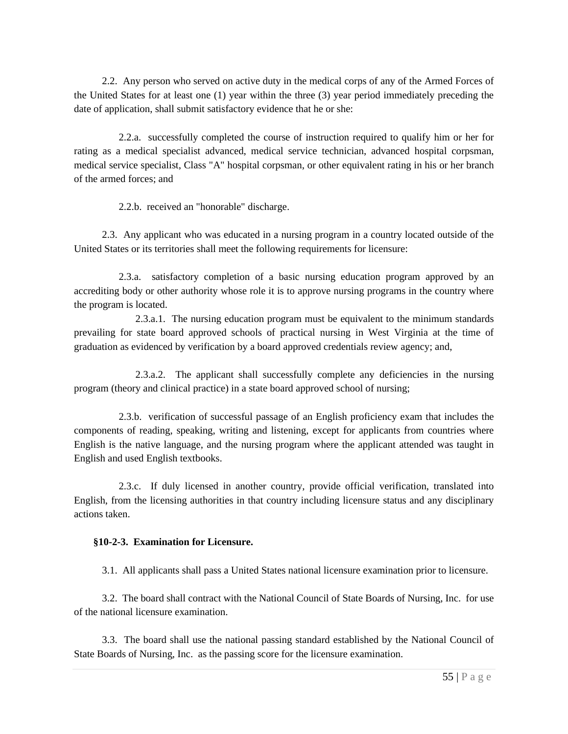2.2. Any person who served on active duty in the medical corps of any of the Armed Forces of the United States for at least one (1) year within the three (3) year period immediately preceding the date of application, shall submit satisfactory evidence that he or she:

2.2.a. successfully completed the course of instruction required to qualify him or her for rating as a medical specialist advanced, medical service technician, advanced hospital corpsman, medical service specialist, Class "A" hospital corpsman, or other equivalent rating in his or her branch of the armed forces; and

2.2.b. received an "honorable" discharge.

2.3. Any applicant who was educated in a nursing program in a country located outside of the United States or its territories shall meet the following requirements for licensure:

2.3.a. satisfactory completion of a basic nursing education program approved by an accrediting body or other authority whose role it is to approve nursing programs in the country where the program is located.

2.3.a.1. The nursing education program must be equivalent to the minimum standards prevailing for state board approved schools of practical nursing in West Virginia at the time of graduation as evidenced by verification by a board approved credentials review agency; and,

2.3.a.2. The applicant shall successfully complete any deficiencies in the nursing program (theory and clinical practice) in a state board approved school of nursing;

2.3.b. verification of successful passage of an English proficiency exam that includes the components of reading, speaking, writing and listening, except for applicants from countries where English is the native language, and the nursing program where the applicant attended was taught in English and used English textbooks.

2.3.c. If duly licensed in another country, provide official verification, translated into English, from the licensing authorities in that country including licensure status and any disciplinary actions taken.

**§10-2-3. Examination for Licensure.**

3.1. All applicants shall pass a United States national licensure examination prior to licensure.

3.2. The board shall contract with the National Council of State Boards of Nursing, Inc. for use of the national licensure examination.

3.3. The board shall use the national passing standard established by the National Council of State Boards of Nursing, Inc. as the passing score for the licensure examination.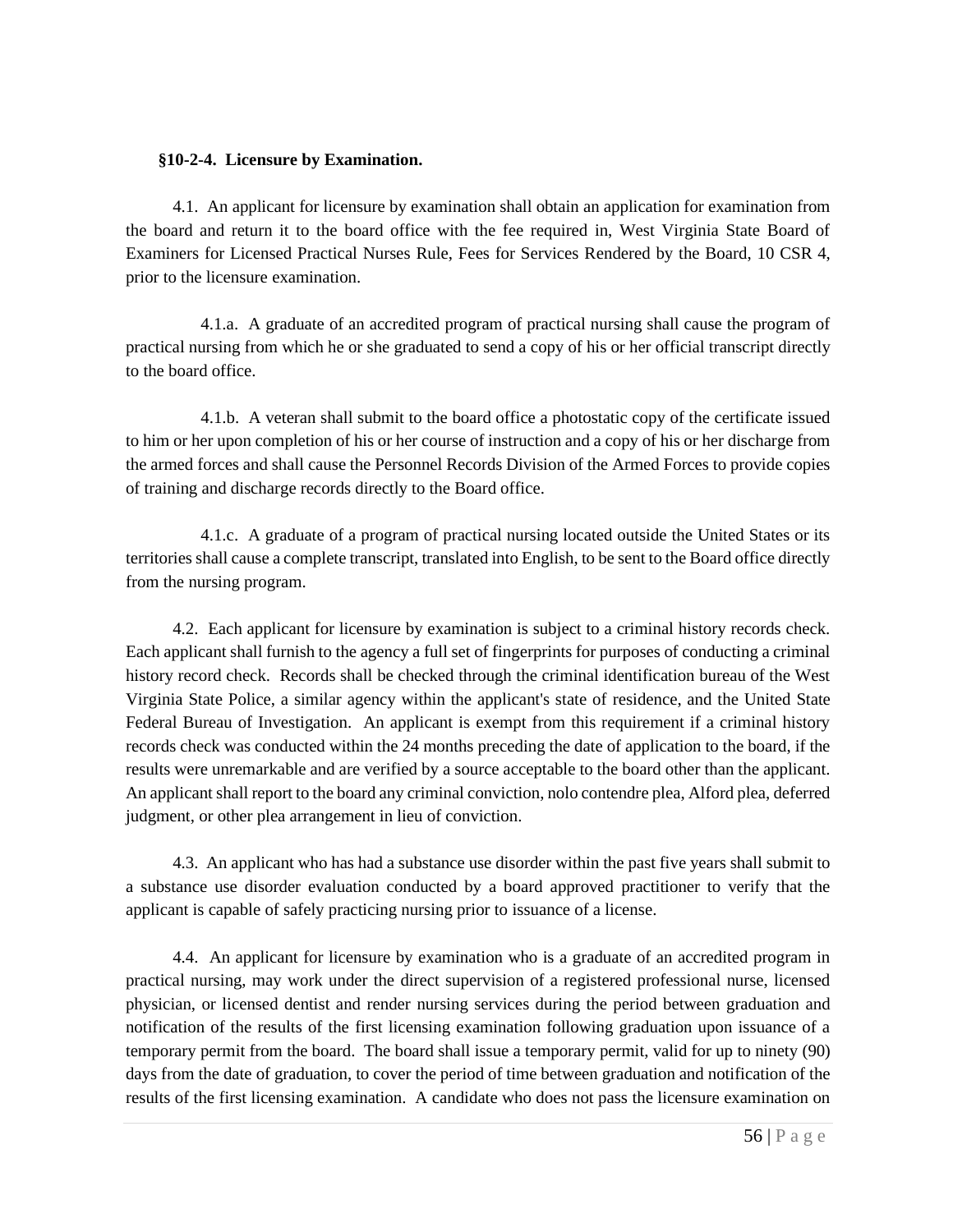**§10-2-4. Licensure by Examination.**

4.1. An applicant for licensure by examination shall obtain an application for examination from the board and return it to the board office with the fee required in, West Virginia State Board of Examiners for Licensed Practical Nurses Rule, Fees for Services Rendered by the Board, 10 CSR 4, prior to the licensure examination.

4.1.a. A graduate of an accredited program of practical nursing shall cause the program of practical nursing from which he or she graduated to send a copy of his or her official transcript directly to the board office.

4.1.b. A veteran shall submit to the board office a photostatic copy of the certificate issued to him or her upon completion of his or her course of instruction and a copy of his or her discharge from the armed forces and shall cause the Personnel Records Division of the Armed Forces to provide copies of training and discharge records directly to the Board office.

4.1.c. A graduate of a program of practical nursing located outside the United States or its territories shall cause a complete transcript, translated into English, to be sent to the Board office directly from the nursing program.

4.2. Each applicant for licensure by examination is subject to a criminal history records check. Each applicant shall furnish to the agency a full set of fingerprints for purposes of conducting a criminal history record check. Records shall be checked through the criminal identification bureau of the West Virginia State Police, a similar agency within the applicant's state of residence, and the United State Federal Bureau of Investigation. An applicant is exempt from this requirement if a criminal history records check was conducted within the 24 months preceding the date of application to the board, if the results were unremarkable and are verified by a source acceptable to the board other than the applicant. An applicant shall report to the board any criminal conviction, nolo contendre plea, Alford plea, deferred judgment, or other plea arrangement in lieu of conviction.

4.3. An applicant who has had a substance use disorder within the past five years shall submit to a substance use disorder evaluation conducted by a board approved practitioner to verify that the applicant is capable of safely practicing nursing prior to issuance of a license.

4.4. An applicant for licensure by examination who is a graduate of an accredited program in practical nursing, may work under the direct supervision of a registered professional nurse, licensed physician, or licensed dentist and render nursing services during the period between graduation and notification of the results of the first licensing examination following graduation upon issuance of a temporary permit from the board. The board shall issue a temporary permit, valid for up to ninety (90) days from the date of graduation, to cover the period of time between graduation and notification of the results of the first licensing examination. A candidate who does not pass the licensure examination on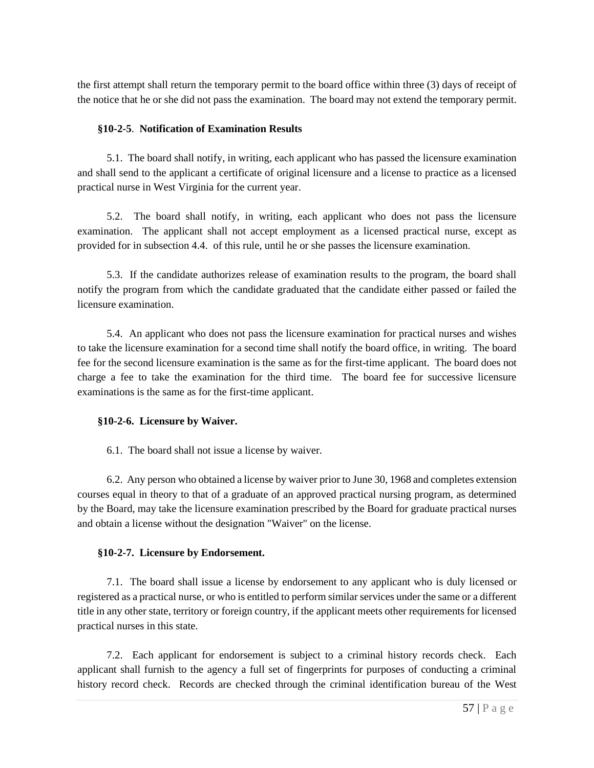the first attempt shall return the temporary permit to the board office within three (3) days of receipt of the notice that he or she did not pass the examination. The board may not extend the temporary permit.

**§10-2-5. Notification of Examination Results**

5.1. The board shall notify, in writing, each applicant who has passed the licensure examination and shall send to the applicant a certificate of original licensure and a license to practice as a licensed practical nurse in West Virginia for the current year.

5.2. The board shall notify, in writing, each applicant who does not pass the licensure examination. The applicant shall not accept employment as a licensed practical nurse, except as provided for in subsection 4.4. of this rule, until he or she passes the licensure examination.

5.3. If the candidate authorizes release of examination results to the program, the board shall notify the program from which the candidate graduated that the candidate either passed or failed the licensure examination.

5.4. An applicant who does not pass the licensure examination for practical nurses and wishes to take the licensure examination for a second time shall notify the board office, in writing. The board fee for the second licensure examination is the same as for the first-time applicant. The board does not charge a fee to take the examination for the third time. The board fee for successive licensure examinations is the same as for the first-time applicant.

**§10-2-6. Licensure by Waiver.**

6.1. The board shall not issue a license by waiver.

6.2. Any person who obtained a license by waiver prior to June 30, 1968 and completes extension courses equal in theory to that of a graduate of an approved practical nursing program, as determined by the Board, may take the licensure examination prescribed by the Board for graduate practical nurses and obtain a license without the designation "Waiver" on the license.

**§10-2-7. Licensure by Endorsement.**

7.1. The board shall issue a license by endorsement to any applicant who is duly licensed or registered as a practical nurse, or who is entitled to perform similar services under the same or a different title in any other state, territory or foreign country, if the applicant meets other requirements for licensed practical nurses in this state.

7.2. Each applicant for endorsement is subject to a criminal history records check. Each applicant shall furnish to the agency a full set of fingerprints for purposes of conducting a criminal history record check. Records are checked through the criminal identification bureau of the West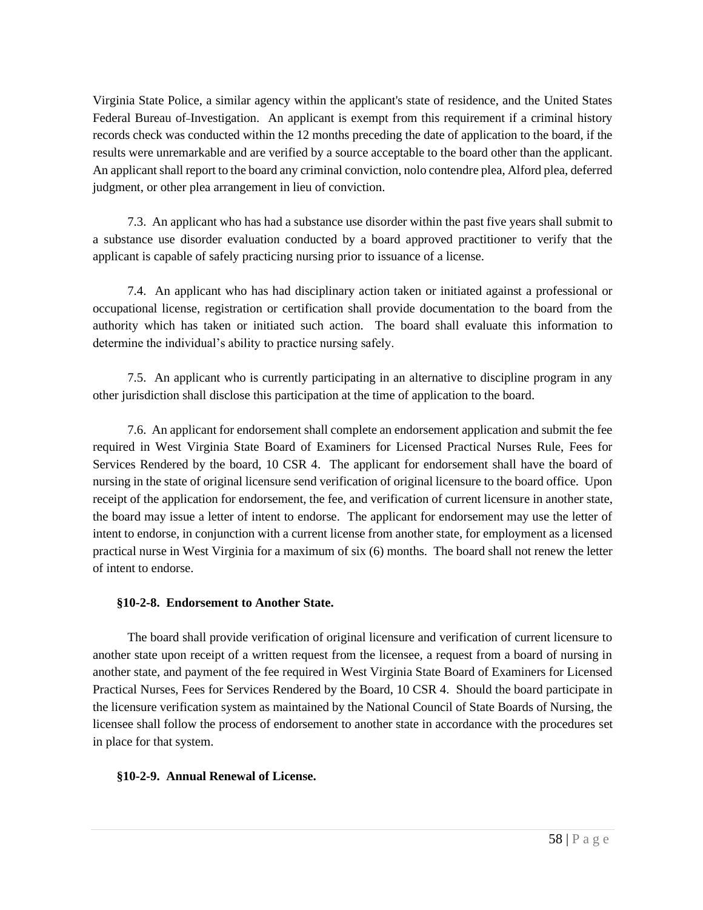Virginia State Police, a similar agency within the applicant's state of residence, and the United States Federal Bureau of-Investigation. An applicant is exempt from this requirement if a criminal history records check was conducted within the 12 months preceding the date of application to the board, if the results were unremarkable and are verified by a source acceptable to the board other than the applicant. An applicant shall report to the board any criminal conviction, nolo contendre plea, Alford plea, deferred judgment, or other plea arrangement in lieu of conviction.

7.3. An applicant who has had a substance use disorder within the past five years shall submit to a substance use disorder evaluation conducted by a board approved practitioner to verify that the applicant is capable of safely practicing nursing prior to issuance of a license.

7.4. An applicant who has had disciplinary action taken or initiated against a professional or occupational license, registration or certification shall provide documentation to the board from the authority which has taken or initiated such action. The board shall evaluate this information to determine the individual's ability to practice nursing safely.

7.5. An applicant who is currently participating in an alternative to discipline program in any other jurisdiction shall disclose this participation at the time of application to the board.

7.6. An applicant for endorsement shall complete an endorsement application and submit the fee required in West Virginia State Board of Examiners for Licensed Practical Nurses Rule, Fees for Services Rendered by the board, 10 CSR 4. The applicant for endorsement shall have the board of nursing in the state of original licensure send verification of original licensure to the board office. Upon receipt of the application for endorsement, the fee, and verification of current licensure in another state, the board may issue a letter of intent to endorse. The applicant for endorsement may use the letter of intent to endorse, in conjunction with a current license from another state, for employment as a licensed practical nurse in West Virginia for a maximum of six (6) months. The board shall not renew the letter of intent to endorse.

**§10-2-8. Endorsement to Another State.**

The board shall provide verification of original licensure and verification of current licensure to another state upon receipt of a written request from the licensee, a request from a board of nursing in another state, and payment of the fee required in West Virginia State Board of Examiners for Licensed Practical Nurses, Fees for Services Rendered by the Board, 10 CSR 4. Should the board participate in the licensure verification system as maintained by the National Council of State Boards of Nursing, the licensee shall follow the process of endorsement to another state in accordance with the procedures set in place for that system.

**§10-2-9. Annual Renewal of License.**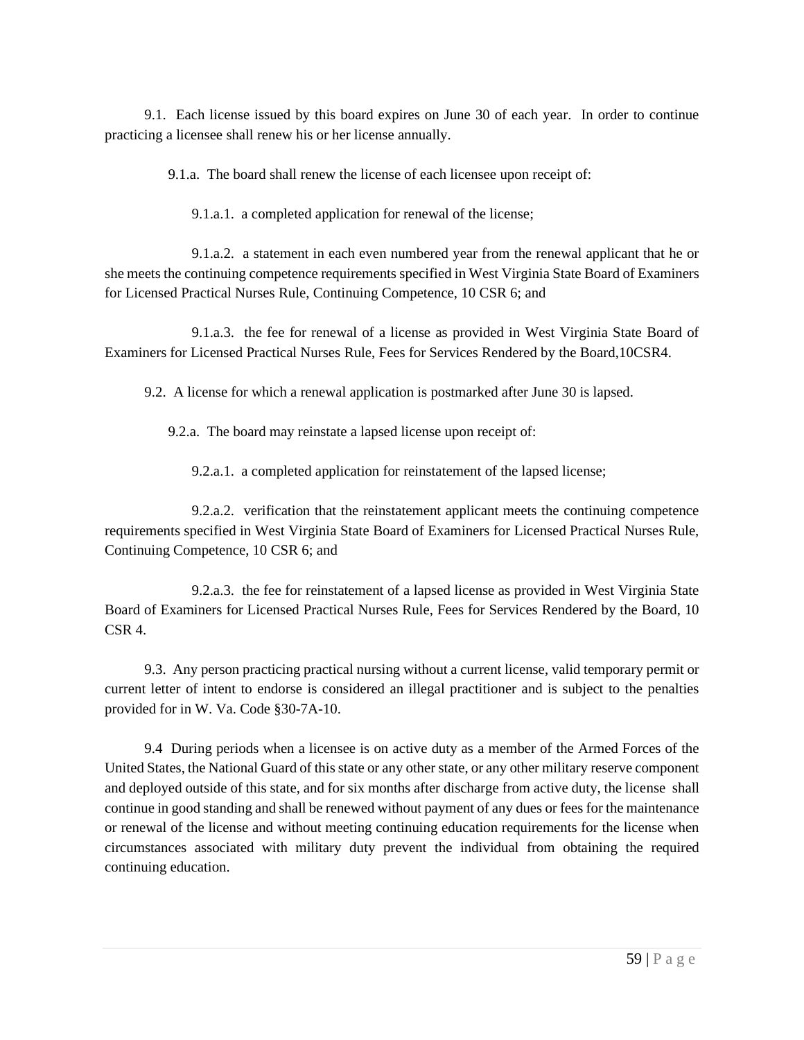9.1. Each license issued by this board expires on June 30 of each year. In order to continue practicing a licensee shall renew his or her license annually.

9.1.a. The board shall renew the license of each licensee upon receipt of:

9.1.a.1. a completed application for renewal of the license;

9.1.a.2. a statement in each even numbered year from the renewal applicant that he or she meets the continuing competence requirements specified in West Virginia State Board of Examiners for Licensed Practical Nurses Rule, Continuing Competence, 10 CSR 6; and

9.1.a.3. the fee for renewal of a license as provided in West Virginia State Board of Examiners for Licensed Practical Nurses Rule, Fees for Services Rendered by the Board,10CSR4.

9.2. A license for which a renewal application is postmarked after June 30 is lapsed.

9.2.a. The board may reinstate a lapsed license upon receipt of:

9.2.a.1. a completed application for reinstatement of the lapsed license;

9.2.a.2. verification that the reinstatement applicant meets the continuing competence requirements specified in West Virginia State Board of Examiners for Licensed Practical Nurses Rule, Continuing Competence, 10 CSR 6; and

9.2.a.3. the fee for reinstatement of a lapsed license as provided in West Virginia State Board of Examiners for Licensed Practical Nurses Rule, Fees for Services Rendered by the Board, 10 CSR 4.

9.3. Any person practicing practical nursing without a current license, valid temporary permit or current letter of intent to endorse is considered an illegal practitioner and is subject to the penalties provided for in W. Va. Code §30-7A-10.

9.4 During periods when a licensee is on active duty as a member of the Armed Forces of the United States, the National Guard of this state or any other state, or any other military reserve component and deployed outside of this state, and for six months after discharge from active duty, the license shall continue in good standing and shall be renewed without payment of any dues or fees for the maintenance or renewal of the license and without meeting continuing education requirements for the license when circumstances associated with military duty prevent the individual from obtaining the required continuing education.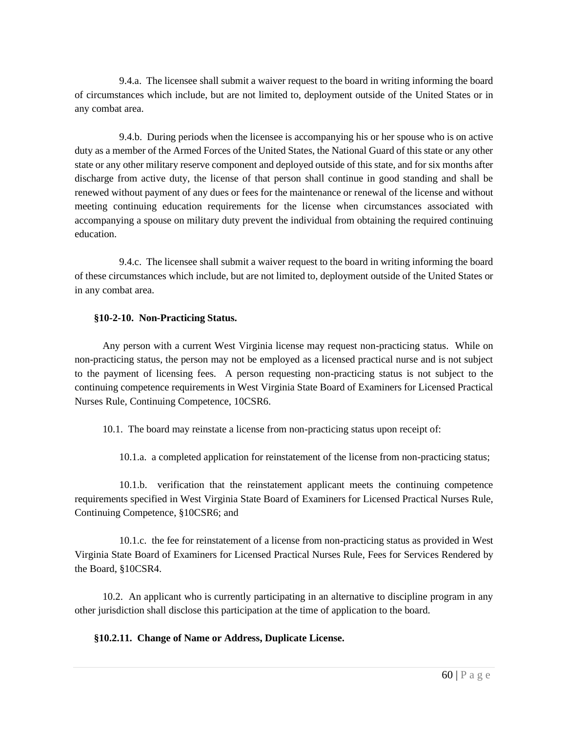9.4.a. The licensee shall submit a waiver request to the board in writing informing the board of circumstances which include, but are not limited to, deployment outside of the United States or in any combat area.

9.4.b. During periods when the licensee is accompanying his or her spouse who is on active duty as a member of the Armed Forces of the United States, the National Guard of this state or any other state or any other military reserve component and deployed outside of this state, and for six months after discharge from active duty, the license of that person shall continue in good standing and shall be renewed without payment of any dues or fees for the maintenance or renewal of the license and without meeting continuing education requirements for the license when circumstances associated with accompanying a spouse on military duty prevent the individual from obtaining the required continuing education.

9.4.c. The licensee shall submit a waiver request to the board in writing informing the board of these circumstances which include, but are not limited to, deployment outside of the United States or in any combat area.

**§10-2-10. Non-Practicing Status.**

Any person with a current West Virginia license may request non-practicing status. While on non-practicing status, the person may not be employed as a licensed practical nurse and is not subject to the payment of licensing fees. A person requesting non-practicing status is not subject to the continuing competence requirements in West Virginia State Board of Examiners for Licensed Practical Nurses Rule, Continuing Competence, 10CSR6.

10.1. The board may reinstate a license from non-practicing status upon receipt of:

10.1.a. a completed application for reinstatement of the license from non-practicing status;

10.1.b. verification that the reinstatement applicant meets the continuing competence requirements specified in West Virginia State Board of Examiners for Licensed Practical Nurses Rule, Continuing Competence, §10CSR6; and

10.1.c. the fee for reinstatement of a license from non-practicing status as provided in West Virginia State Board of Examiners for Licensed Practical Nurses Rule, Fees for Services Rendered by the Board, §10CSR4.

10.2. An applicant who is currently participating in an alternative to discipline program in any other jurisdiction shall disclose this participation at the time of application to the board.

**§10.2.11. Change of Name or Address, Duplicate License.**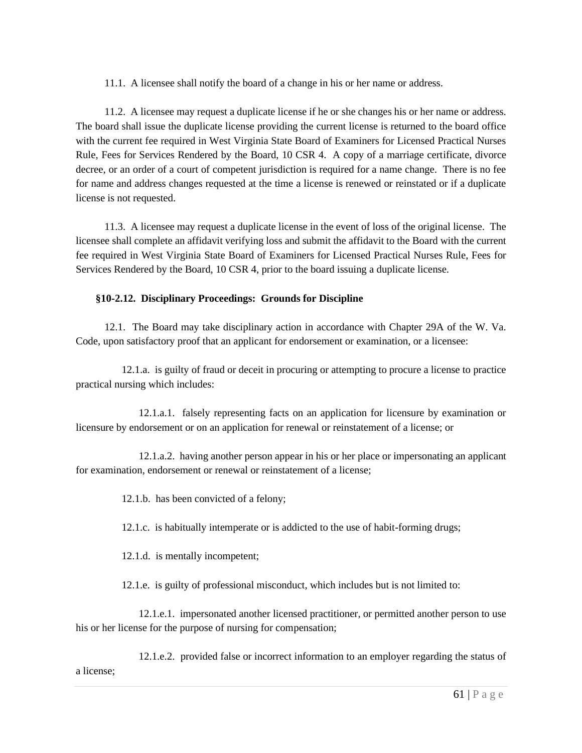11.1. A licensee shall notify the board of a change in his or her name or address.

11.2. A licensee may request a duplicate license if he or she changes his or her name or address. The board shall issue the duplicate license providing the current license is returned to the board office with the current fee required in West Virginia State Board of Examiners for Licensed Practical Nurses Rule, Fees for Services Rendered by the Board, 10 CSR 4. A copy of a marriage certificate, divorce decree, or an order of a court of competent jurisdiction is required for a name change. There is no fee for name and address changes requested at the time a license is renewed or reinstated or if a duplicate license is not requested.

11.3. A licensee may request a duplicate license in the event of loss of the original license. The licensee shall complete an affidavit verifying loss and submit the affidavit to the Board with the current fee required in West Virginia State Board of Examiners for Licensed Practical Nurses Rule, Fees for Services Rendered by the Board, 10 CSR 4, prior to the board issuing a duplicate license.

**§10-2.12. Disciplinary Proceedings: Grounds for Discipline**

12.1. The Board may take disciplinary action in accordance with Chapter 29A of the W. Va. Code, upon satisfactory proof that an applicant for endorsement or examination, or a licensee:

12.1.a. is guilty of fraud or deceit in procuring or attempting to procure a license to practice practical nursing which includes:

12.1.a.1. falsely representing facts on an application for licensure by examination or licensure by endorsement or on an application for renewal or reinstatement of a license; or

12.1.a.2. having another person appear in his or her place or impersonating an applicant for examination, endorsement or renewal or reinstatement of a license;

12.1.b. has been convicted of a felony;

12.1.c. is habitually intemperate or is addicted to the use of habit-forming drugs;

12.1.d. is mentally incompetent;

12.1.e. is guilty of professional misconduct, which includes but is not limited to:

12.1.e.1. impersonated another licensed practitioner, or permitted another person to use his or her license for the purpose of nursing for compensation;

12.1.e.2. provided false or incorrect information to an employer regarding the status of a license;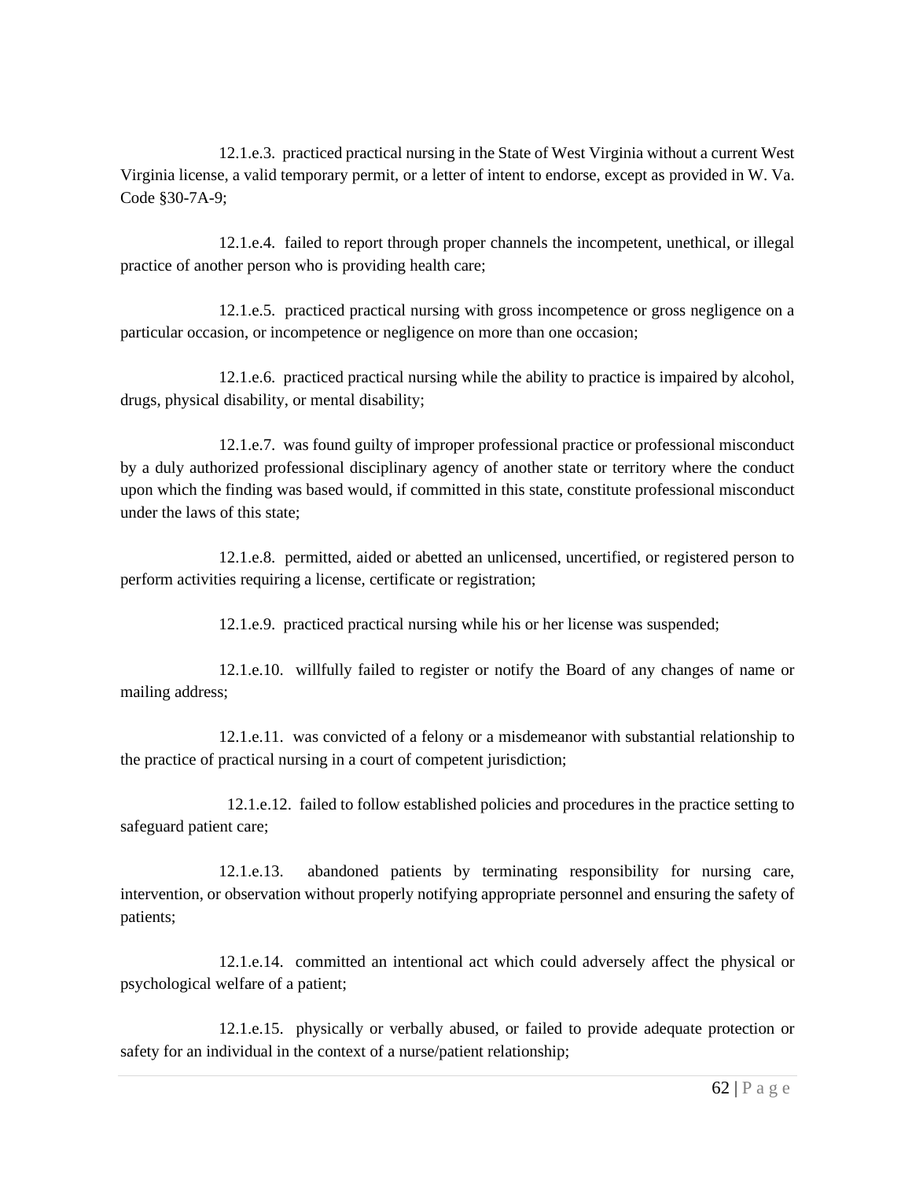12.1.e.3. practiced practical nursing in the State of West Virginia without a current West Virginia license, a valid temporary permit, or a letter of intent to endorse, except as provided in W. Va. Code §30-7A-9;

12.1.e.4. failed to report through proper channels the incompetent, unethical, or illegal practice of another person who is providing health care;

12.1.e.5. practiced practical nursing with gross incompetence or gross negligence on a particular occasion, or incompetence or negligence on more than one occasion;

12.1.e.6. practiced practical nursing while the ability to practice is impaired by alcohol, drugs, physical disability, or mental disability;

12.1.e.7. was found guilty of improper professional practice or professional misconduct by a duly authorized professional disciplinary agency of another state or territory where the conduct upon which the finding was based would, if committed in this state, constitute professional misconduct under the laws of this state;

12.1.e.8. permitted, aided or abetted an unlicensed, uncertified, or registered person to perform activities requiring a license, certificate or registration;

12.1.e.9. practiced practical nursing while his or her license was suspended;

12.1.e.10. willfully failed to register or notify the Board of any changes of name or mailing address;

12.1.e.11. was convicted of a felony or a misdemeanor with substantial relationship to the practice of practical nursing in a court of competent jurisdiction;

12.1.e.12. failed to follow established policies and procedures in the practice setting to safeguard patient care;

12.1.e.13. abandoned patients by terminating responsibility for nursing care, intervention, or observation without properly notifying appropriate personnel and ensuring the safety of patients;

12.1.e.14. committed an intentional act which could adversely affect the physical or psychological welfare of a patient;

12.1.e.15. physically or verbally abused, or failed to provide adequate protection or safety for an individual in the context of a nurse/patient relationship;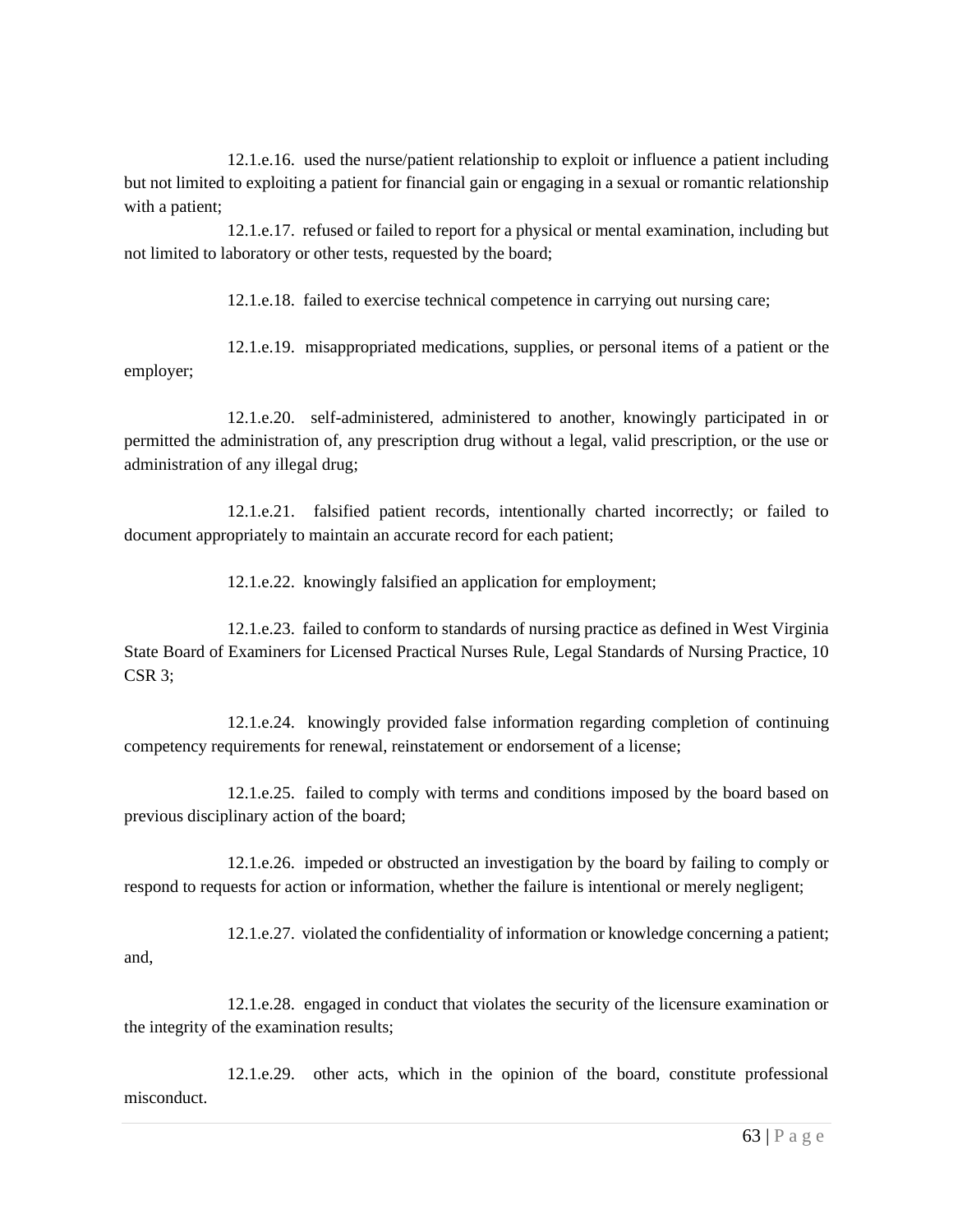12.1.e.16. used the nurse/patient relationship to exploit or influence a patient including but not limited to exploiting a patient for financial gain or engaging in a sexual or romantic relationship with a patient;

12.1.e.17. refused or failed to report for a physical or mental examination, including but not limited to laboratory or other tests, requested by the board;

12.1.e.18. failed to exercise technical competence in carrying out nursing care;

12.1.e.19. misappropriated medications, supplies, or personal items of a patient or the employer;

12.1.e.20. self-administered, administered to another, knowingly participated in or permitted the administration of, any prescription drug without a legal, valid prescription, or the use or administration of any illegal drug;

12.1.e.21. falsified patient records, intentionally charted incorrectly; or failed to document appropriately to maintain an accurate record for each patient;

12.1.e.22. knowingly falsified an application for employment;

12.1.e.23. failed to conform to standards of nursing practice as defined in West Virginia State Board of Examiners for Licensed Practical Nurses Rule, Legal Standards of Nursing Practice, 10 CSR 3;

12.1.e.24. knowingly provided false information regarding completion of continuing competency requirements for renewal, reinstatement or endorsement of a license;

12.1.e.25. failed to comply with terms and conditions imposed by the board based on previous disciplinary action of the board;

12.1.e.26. impeded or obstructed an investigation by the board by failing to comply or respond to requests for action or information, whether the failure is intentional or merely negligent;

12.1.e.27. violated the confidentiality of information or knowledge concerning a patient; and,

12.1.e.28. engaged in conduct that violates the security of the licensure examination or the integrity of the examination results;

12.1.e.29. other acts, which in the opinion of the board, constitute professional misconduct.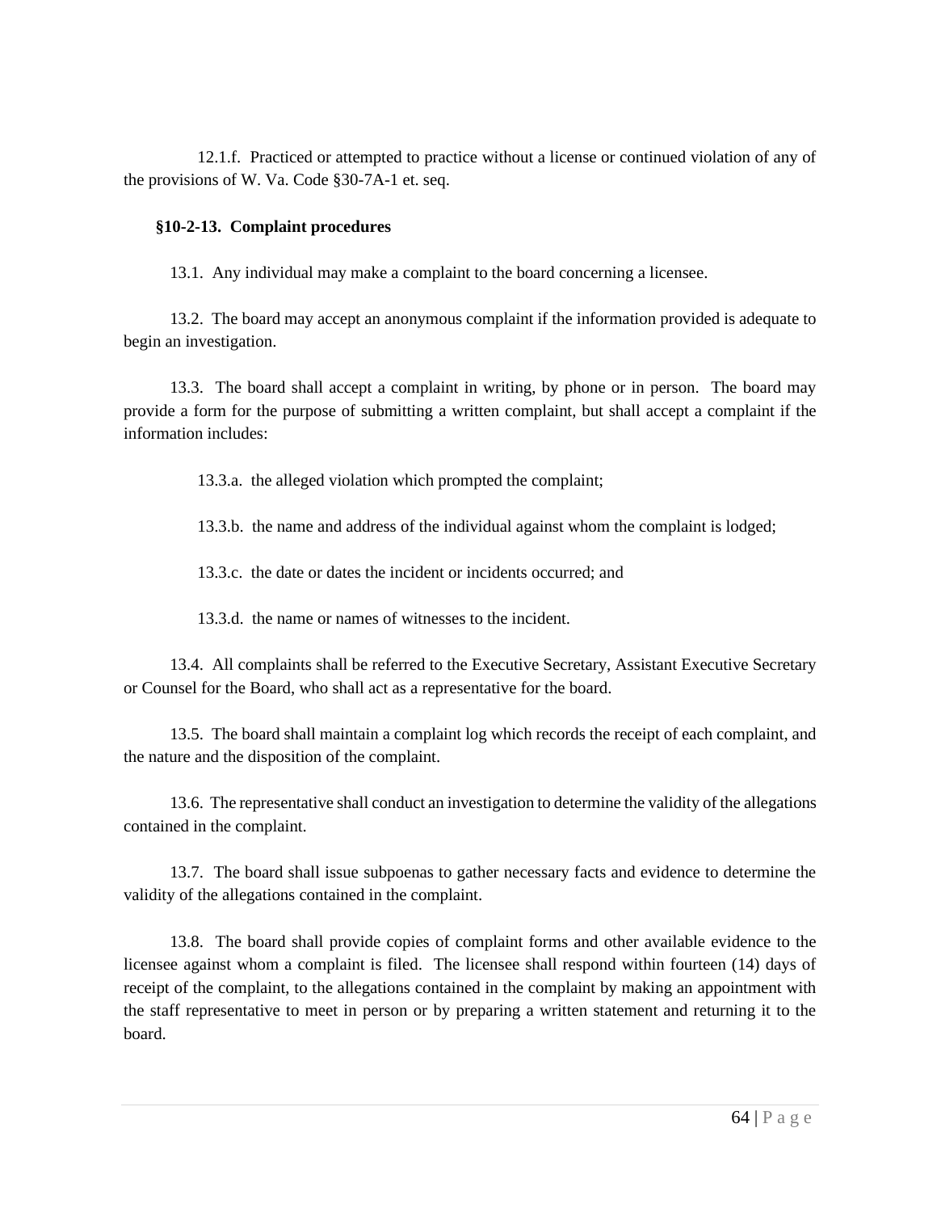12.1.f. Practiced or attempted to practice without a license or continued violation of any of the provisions of W. Va. Code §30-7A-1 et. seq.

**§10-2-13. Complaint procedures**

13.1. Any individual may make a complaint to the board concerning a licensee.

13.2. The board may accept an anonymous complaint if the information provided is adequate to begin an investigation.

13.3. The board shall accept a complaint in writing, by phone or in person. The board may provide a form for the purpose of submitting a written complaint, but shall accept a complaint if the information includes:

13.3.a. the alleged violation which prompted the complaint;

13.3.b. the name and address of the individual against whom the complaint is lodged;

13.3.c. the date or dates the incident or incidents occurred; and

13.3.d. the name or names of witnesses to the incident.

13.4. All complaints shall be referred to the Executive Secretary, Assistant Executive Secretary or Counsel for the Board, who shall act as a representative for the board.

13.5. The board shall maintain a complaint log which records the receipt of each complaint, and the nature and the disposition of the complaint.

13.6. The representative shall conduct an investigation to determine the validity of the allegations contained in the complaint.

13.7. The board shall issue subpoenas to gather necessary facts and evidence to determine the validity of the allegations contained in the complaint.

13.8. The board shall provide copies of complaint forms and other available evidence to the licensee against whom a complaint is filed. The licensee shall respond within fourteen (14) days of receipt of the complaint, to the allegations contained in the complaint by making an appointment with the staff representative to meet in person or by preparing a written statement and returning it to the board.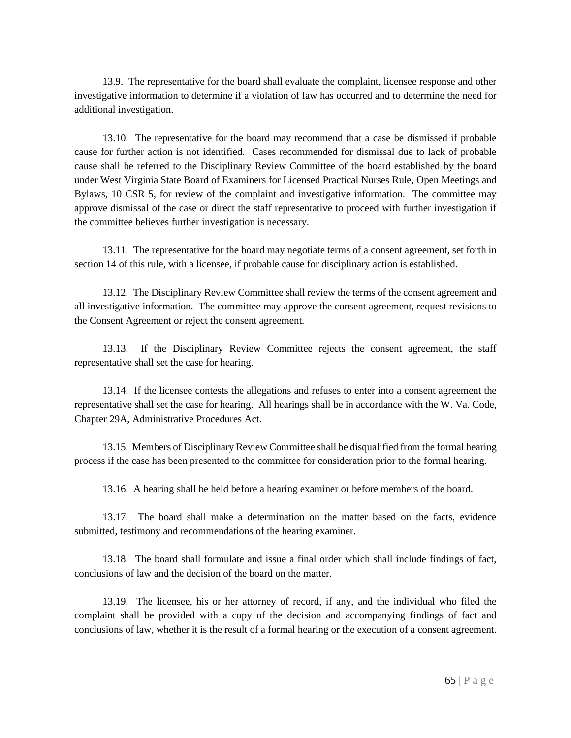13.9. The representative for the board shall evaluate the complaint, licensee response and other investigative information to determine if a violation of law has occurred and to determine the need for additional investigation.

13.10. The representative for the board may recommend that a case be dismissed if probable cause for further action is not identified. Cases recommended for dismissal due to lack of probable cause shall be referred to the Disciplinary Review Committee of the board established by the board under West Virginia State Board of Examiners for Licensed Practical Nurses Rule, Open Meetings and Bylaws, 10 CSR 5, for review of the complaint and investigative information. The committee may approve dismissal of the case or direct the staff representative to proceed with further investigation if the committee believes further investigation is necessary.

13.11. The representative for the board may negotiate terms of a consent agreement, set forth in section 14 of this rule, with a licensee, if probable cause for disciplinary action is established.

13.12. The Disciplinary Review Committee shall review the terms of the consent agreement and all investigative information. The committee may approve the consent agreement, request revisions to the Consent Agreement or reject the consent agreement.

13.13. If the Disciplinary Review Committee rejects the consent agreement, the staff representative shall set the case for hearing.

13.14. If the licensee contests the allegations and refuses to enter into a consent agreement the representative shall set the case for hearing. All hearings shall be in accordance with the W. Va. Code, Chapter 29A, Administrative Procedures Act.

13.15. Members of Disciplinary Review Committee shall be disqualified from the formal hearing process if the case has been presented to the committee for consideration prior to the formal hearing.

13.16. A hearing shall be held before a hearing examiner or before members of the board.

13.17. The board shall make a determination on the matter based on the facts, evidence submitted, testimony and recommendations of the hearing examiner.

13.18. The board shall formulate and issue a final order which shall include findings of fact, conclusions of law and the decision of the board on the matter.

13.19. The licensee, his or her attorney of record, if any, and the individual who filed the complaint shall be provided with a copy of the decision and accompanying findings of fact and conclusions of law, whether it is the result of a formal hearing or the execution of a consent agreement.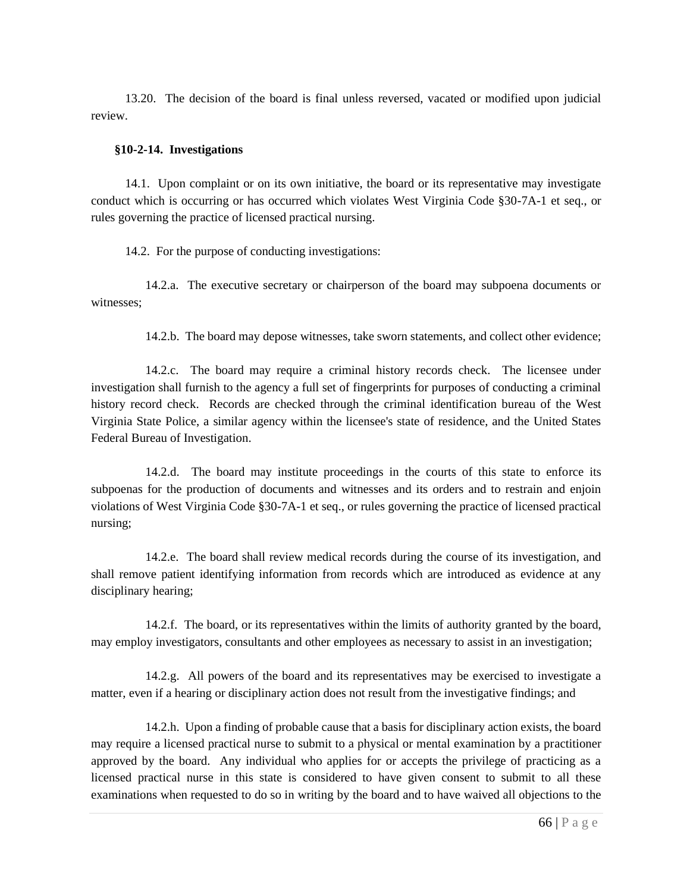13.20. The decision of the board is final unless reversed, vacated or modified upon judicial review.

**§10-2-14. Investigations**

14.1. Upon complaint or on its own initiative, the board or its representative may investigate conduct which is occurring or has occurred which violates West Virginia Code §30-7A-1 et seq., or rules governing the practice of licensed practical nursing.

14.2. For the purpose of conducting investigations:

14.2.a. The executive secretary or chairperson of the board may subpoena documents or witnesses;

14.2.b. The board may depose witnesses, take sworn statements, and collect other evidence;

14.2.c. The board may require a criminal history records check. The licensee under investigation shall furnish to the agency a full set of fingerprints for purposes of conducting a criminal history record check. Records are checked through the criminal identification bureau of the West Virginia State Police, a similar agency within the licensee's state of residence, and the United States Federal Bureau of Investigation.

14.2.d. The board may institute proceedings in the courts of this state to enforce its subpoenas for the production of documents and witnesses and its orders and to restrain and enjoin violations of West Virginia Code §30-7A-1 et seq., or rules governing the practice of licensed practical nursing;

14.2.e. The board shall review medical records during the course of its investigation, and shall remove patient identifying information from records which are introduced as evidence at any disciplinary hearing;

14.2.f. The board, or its representatives within the limits of authority granted by the board, may employ investigators, consultants and other employees as necessary to assist in an investigation;

14.2.g. All powers of the board and its representatives may be exercised to investigate a matter, even if a hearing or disciplinary action does not result from the investigative findings; and

14.2.h. Upon a finding of probable cause that a basis for disciplinary action exists, the board may require a licensed practical nurse to submit to a physical or mental examination by a practitioner approved by the board. Any individual who applies for or accepts the privilege of practicing as a licensed practical nurse in this state is considered to have given consent to submit to all these examinations when requested to do so in writing by the board and to have waived all objections to the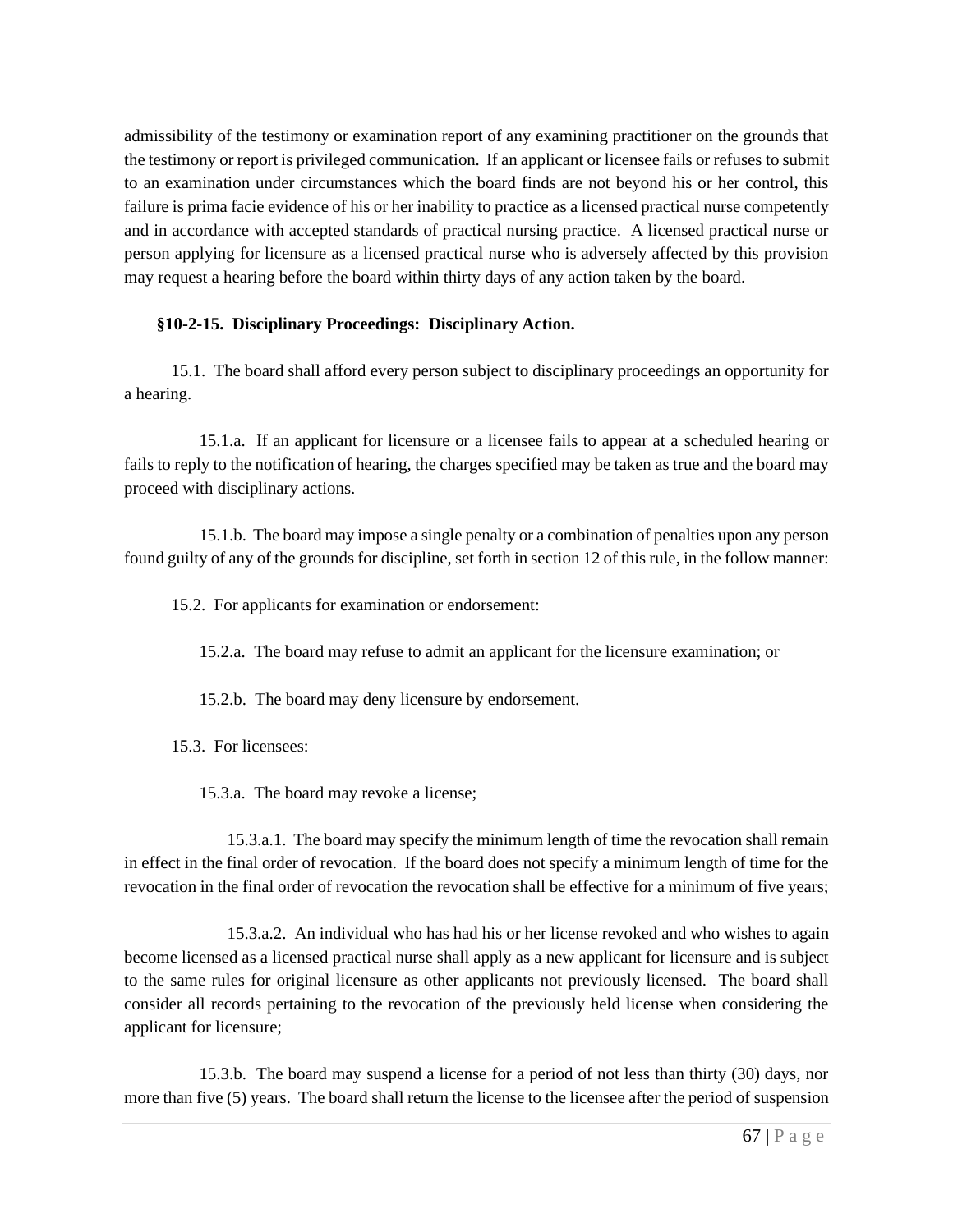admissibility of the testimony or examination report of any examining practitioner on the grounds that the testimony or report is privileged communication. If an applicant or licensee fails or refuses to submit to an examination under circumstances which the board finds are not beyond his or her control, this failure is prima facie evidence of his or her inability to practice as a licensed practical nurse competently and in accordance with accepted standards of practical nursing practice. A licensed practical nurse or person applying for licensure as a licensed practical nurse who is adversely affected by this provision may request a hearing before the board within thirty days of any action taken by the board.

**§10-2-15. Disciplinary Proceedings: Disciplinary Action.**

15.1. The board shall afford every person subject to disciplinary proceedings an opportunity for a hearing.

15.1.a. If an applicant for licensure or a licensee fails to appear at a scheduled hearing or fails to reply to the notification of hearing, the charges specified may be taken as true and the board may proceed with disciplinary actions.

15.1.b. The board may impose a single penalty or a combination of penalties upon any person found guilty of any of the grounds for discipline, set forth in section 12 of this rule, in the follow manner:

15.2. For applicants for examination or endorsement:

15.2.a. The board may refuse to admit an applicant for the licensure examination; or

15.2.b. The board may deny licensure by endorsement.

15.3. For licensees:

15.3.a. The board may revoke a license;

15.3.a.1. The board may specify the minimum length of time the revocation shall remain in effect in the final order of revocation. If the board does not specify a minimum length of time for the revocation in the final order of revocation the revocation shall be effective for a minimum of five years;

15.3.a.2. An individual who has had his or her license revoked and who wishes to again become licensed as a licensed practical nurse shall apply as a new applicant for licensure and is subject to the same rules for original licensure as other applicants not previously licensed. The board shall consider all records pertaining to the revocation of the previously held license when considering the applicant for licensure;

15.3.b. The board may suspend a license for a period of not less than thirty (30) days, nor more than five (5) years. The board shall return the license to the licensee after the period of suspension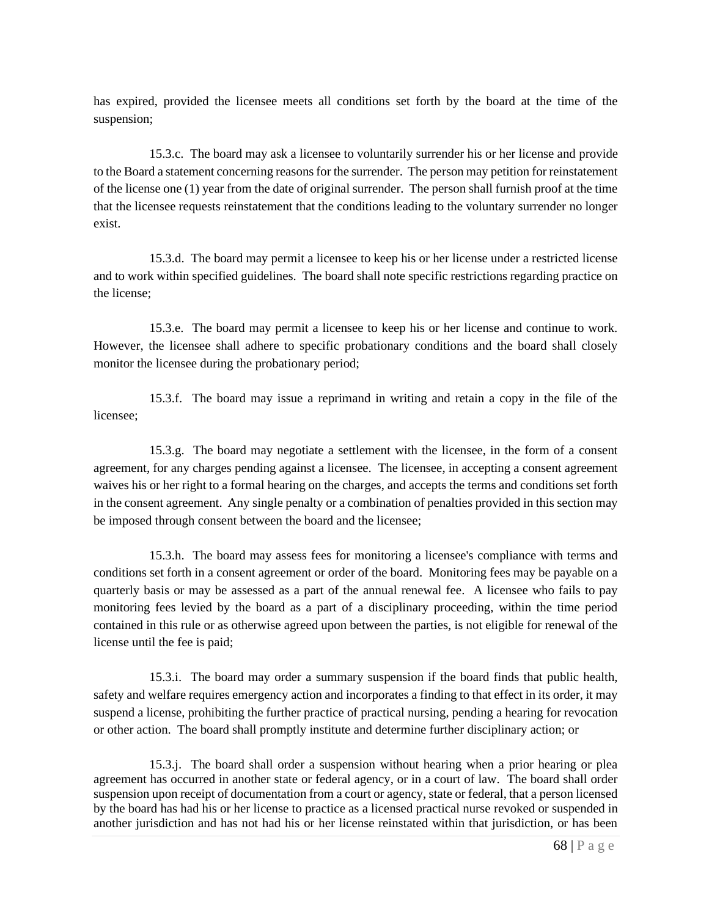has expired, provided the licensee meets all conditions set forth by the board at the time of the suspension;

15.3.c. The board may ask a licensee to voluntarily surrender his or her license and provide to the Board a statement concerning reasons for the surrender. The person may petition for reinstatement of the license one (1) year from the date of original surrender. The person shall furnish proof at the time that the licensee requests reinstatement that the conditions leading to the voluntary surrender no longer exist.

15.3.d. The board may permit a licensee to keep his or her license under a restricted license and to work within specified guidelines. The board shall note specific restrictions regarding practice on the license;

15.3.e. The board may permit a licensee to keep his or her license and continue to work. However, the licensee shall adhere to specific probationary conditions and the board shall closely monitor the licensee during the probationary period;

15.3.f. The board may issue a reprimand in writing and retain a copy in the file of the licensee;

15.3.g. The board may negotiate a settlement with the licensee, in the form of a consent agreement, for any charges pending against a licensee. The licensee, in accepting a consent agreement waives his or her right to a formal hearing on the charges, and accepts the terms and conditions set forth in the consent agreement. Any single penalty or a combination of penalties provided in this section may be imposed through consent between the board and the licensee;

15.3.h. The board may assess fees for monitoring a licensee's compliance with terms and conditions set forth in a consent agreement or order of the board. Monitoring fees may be payable on a quarterly basis or may be assessed as a part of the annual renewal fee. A licensee who fails to pay monitoring fees levied by the board as a part of a disciplinary proceeding, within the time period contained in this rule or as otherwise agreed upon between the parties, is not eligible for renewal of the license until the fee is paid;

15.3.i. The board may order a summary suspension if the board finds that public health, safety and welfare requires emergency action and incorporates a finding to that effect in its order, it may suspend a license, prohibiting the further practice of practical nursing, pending a hearing for revocation or other action. The board shall promptly institute and determine further disciplinary action; or

15.3.j. The board shall order a suspension without hearing when a prior hearing or plea agreement has occurred in another state or federal agency, or in a court of law. The board shall order suspension upon receipt of documentation from a court or agency, state or federal, that a person licensed by the board has had his or her license to practice as a licensed practical nurse revoked or suspended in another jurisdiction and has not had his or her license reinstated within that jurisdiction, or has been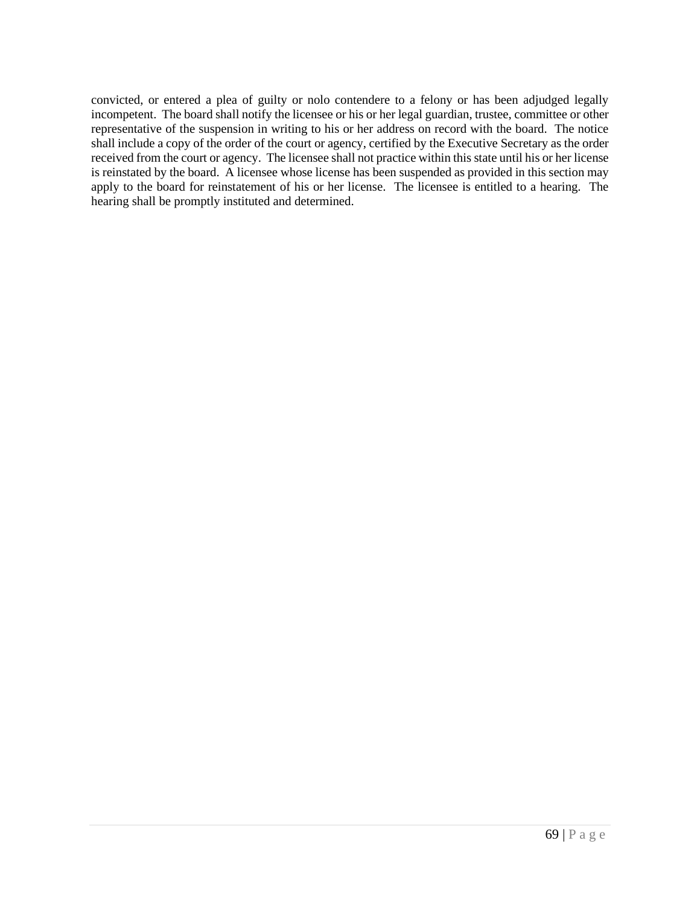convicted, or entered a plea of guilty or nolo contendere to a felony or has been adjudged legally incompetent. The board shall notify the licensee or his or her legal guardian, trustee, committee or other representative of the suspension in writing to his or her address on record with the board. The notice shall include a copy of the order of the court or agency, certified by the Executive Secretary as the order received from the court or agency. The licensee shall not practice within this state until his or her license is reinstated by the board. A licensee whose license has been suspended as provided in this section may apply to the board for reinstatement of his or her license. The licensee is entitled to a hearing. The hearing shall be promptly instituted and determined.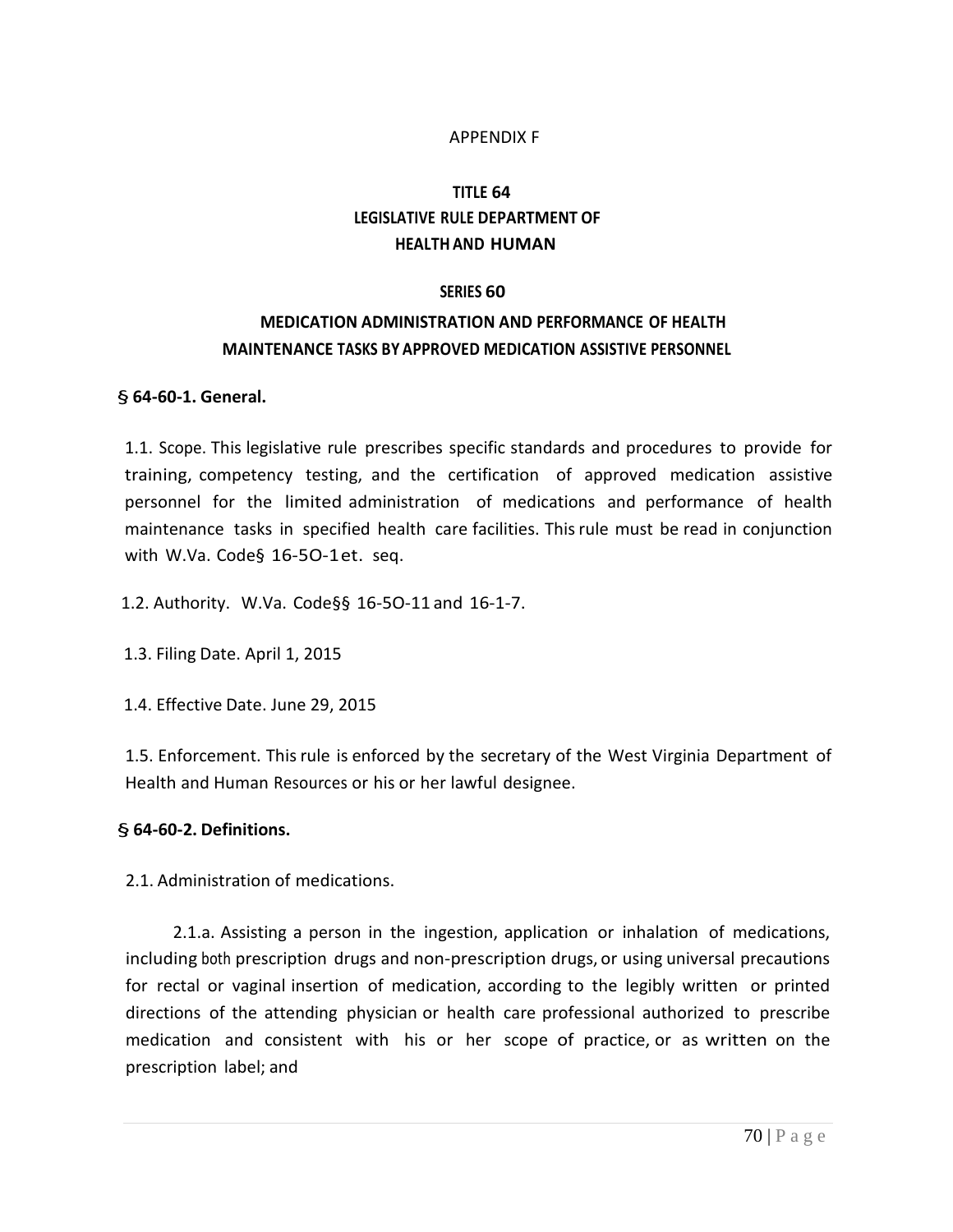APPENDIX F

# TITLE 64
# LEGISLATIVE RULE DEPARTMENT OF HEALTH AND HUMAN

## SERIES 60

## MEDICATION ADMINISTRATION AND PERFORMANCE OF HEALTH MAINTENANCE TASKS BY APPROVED MEDICATION ASSISTIVE PERSONNEL

### § 64-60-1. General.

1.1. Scope. This legislative rule prescribes specific standards and procedures to provide for training, competency testing, and the certification of approved medication assistive personnel for the limited administration of medications and performance of health maintenance tasks in specified health care facilities. This rule must be read in conjunction with W.Va. Code§ 16-5O-1et. seq.

1.2. Authority. W.Va. Code§§ 16-5O-11 and 16-1-7.

1.3. Filing Date. April 1, 2015

1.4. Effective Date. June 29, 2015

1.5. Enforcement. This rule is enforced by the secretary of the West Virginia Department of Health and Human Resources or his or her lawful designee.

### § 64-60-2. Definitions.

2.1. Administration of medications.

2.1.a. Assisting a person in the ingestion, application or inhalation of medications, including both prescription drugs and non-prescription drugs, or using universal precautions for rectal or vaginal insertion of medication, according to the legibly written or printed directions of the attending physician or health care professional authorized to prescribe medication and consistent with his or her scope of practice, or as written on the prescription label; and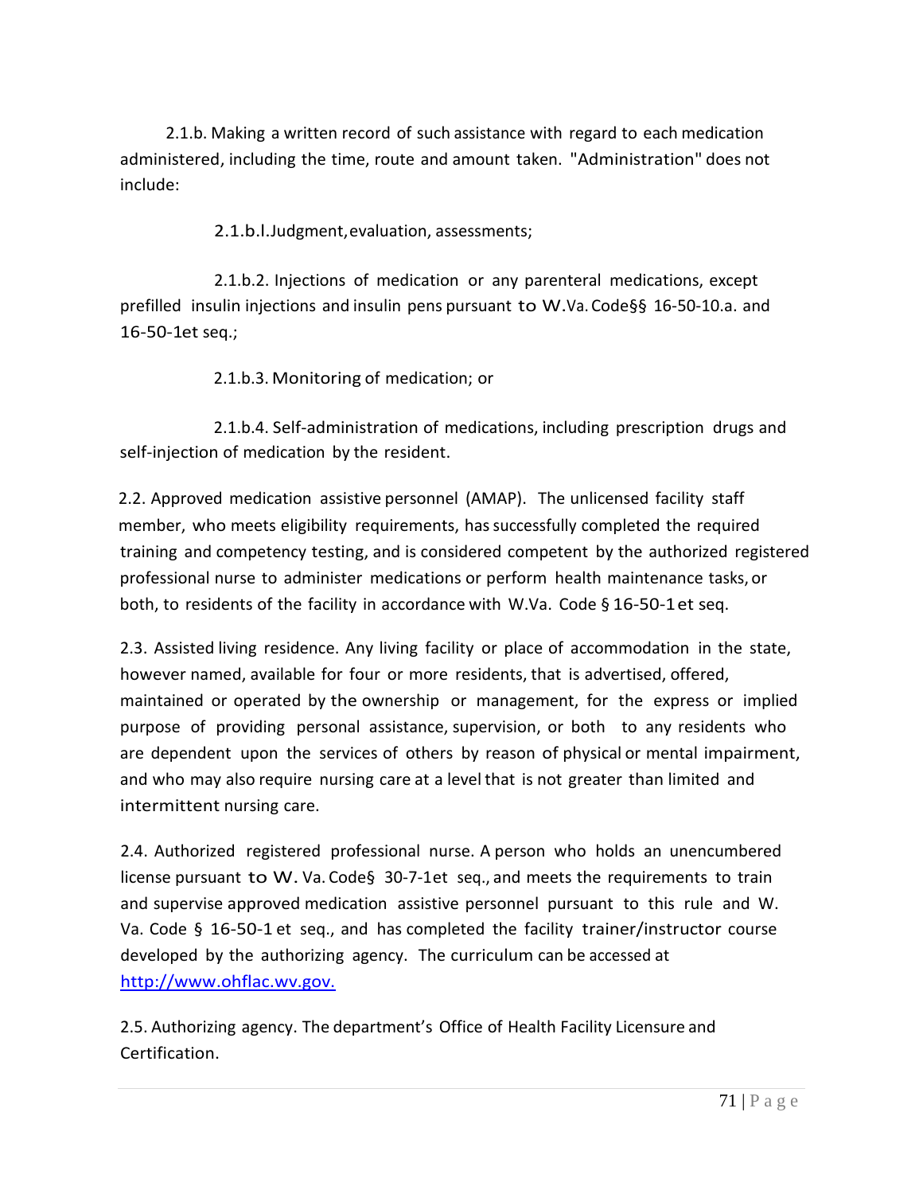2.1.b. Making a written record of such assistance with regard to each medication administered, including the time, route and amount taken. "Administration" does not include:

2.1.b.l.Judgment, evaluation, assessments;

2.1.b.2. Injections of medication or any parenteral medications, except prefilled insulin injections and insulin pens pursuant to W.Va. Code§§ 16-50-10.a. and 16-50-1et seq.;

2.1.b.3. Monitoring of medication; or

2.1.b.4. Self-administration of medications, including prescription drugs and self-injection of medication by the resident.

2.2. Approved medication assistive personnel (AMAP). The unlicensed facility staff member, who meets eligibility requirements, has successfully completed the required training and competency testing, and is considered competent by the authorized registered professional nurse to administer medications or perform health maintenance tasks, or both, to residents of the facility in accordance with W.Va. Code § 16-50-1 et seq.

2.3. Assisted living residence. Any living facility or place of accommodation in the state, however named, available for four or more residents, that is advertised, offered, maintained or operated by the ownership or management, for the express or implied purpose of providing personal assistance, supervision, or both to any residents who are dependent upon the services of others by reason of physical or mental impairment, and who may also require nursing care at a level that is not greater than limited and intermittent nursing care.

2.4. Authorized registered professional nurse. A person who holds an unencumbered license pursuant to W. Va. Code§ 30-7-1et seq., and meets the requirements to train and supervise approved medication assistive personnel pursuant to this rule and W. Va. Code § 16-50-1 et seq., and has completed the facility trainer/instructor course developed by the authorizing agency. The curriculum can be accessed at http://www.ohflac.wv.gov.

2.5. Authorizing agency. The department's Office of Health Facility Licensure and Certification.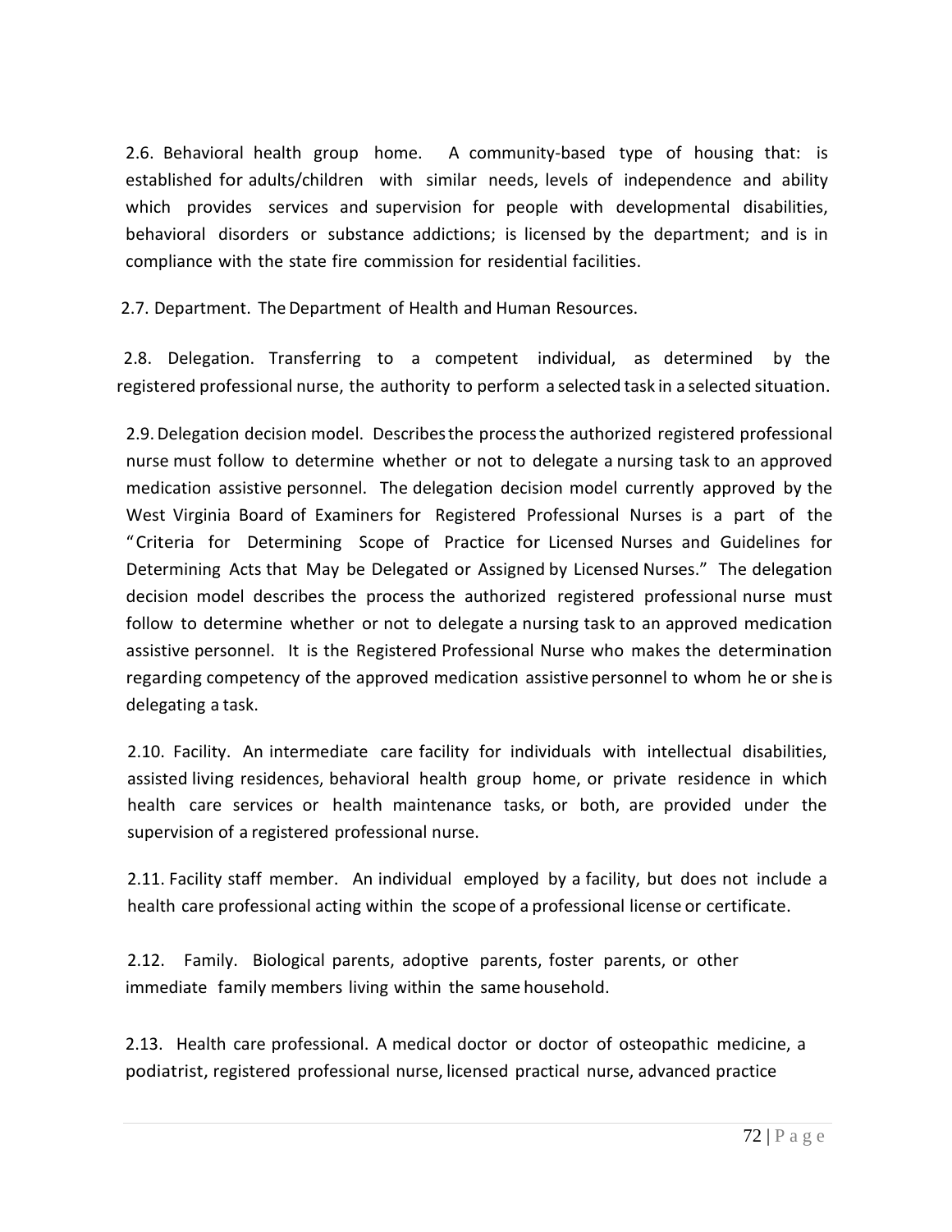2.6. Behavioral health group home. A community-based type of housing that: is established for adults/children with similar needs, levels of independence and ability which provides services and supervision for people with developmental disabilities, behavioral disorders or substance addictions; is licensed by the department; and is in compliance with the state fire commission for residential facilities.

2.7. Department. The Department of Health and Human Resources.

2.8. Delegation. Transferring to a competent individual, as determined by the registered professional nurse, the authority to perform a selected task in a selected situation.

2.9. Delegation decision model. Describes the process the authorized registered professional nurse must follow to determine whether or not to delegate a nursing task to an approved medication assistive personnel. The delegation decision model currently approved by the West Virginia Board of Examiners for Registered Professional Nurses is a part of the "Criteria for Determining Scope of Practice for Licensed Nurses and Guidelines for Determining Acts that May be Delegated or Assigned by Licensed Nurses." The delegation decision model describes the process the authorized registered professional nurse must follow to determine whether or not to delegate a nursing task to an approved medication assistive personnel. It is the Registered Professional Nurse who makes the determination regarding competency of the approved medication assistive personnel to whom he or she is delegating a task.

2.10. Facility. An intermediate care facility for individuals with intellectual disabilities, assisted living residences, behavioral health group home, or private residence in which health care services or health maintenance tasks, or both, are provided under the supervision of a registered professional nurse.

2.11. Facility staff member. An individual employed by a facility, but does not include a health care professional acting within the scope of a professional license or certificate.

2.12. Family. Biological parents, adoptive parents, foster parents, or other immediate family members living within the same household.

2.13. Health care professional. A medical doctor or doctor of osteopathic medicine, a podiatrist, registered professional nurse, licensed practical nurse, advanced practice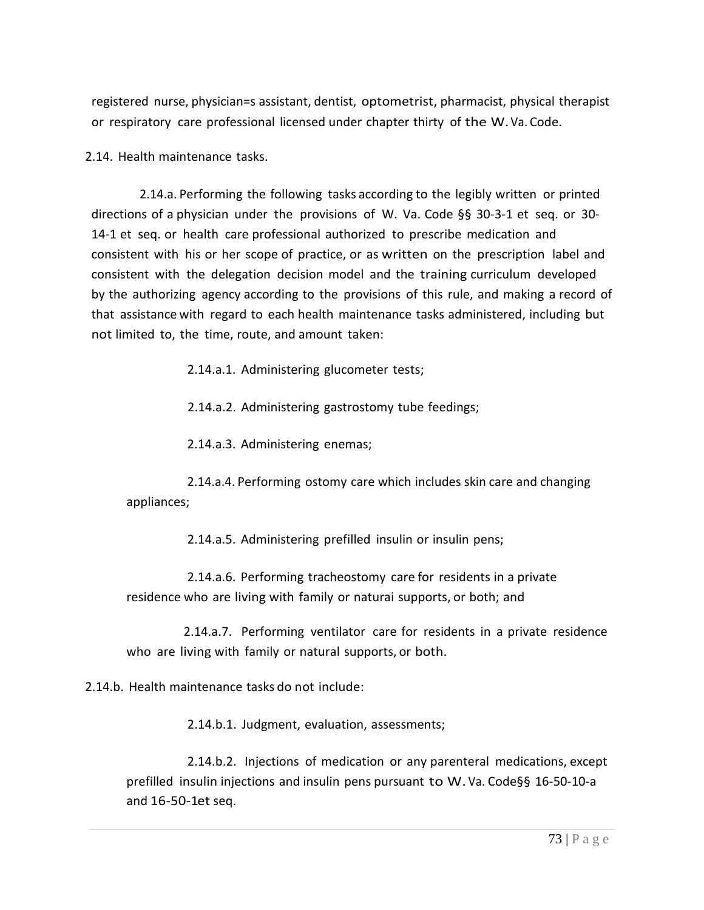registered nurse, physician=s assistant, dentist, optometrist, pharmacist, physical therapist or respiratory care professional licensed under chapter thirty of the W. Va. Code.

2.14. Health maintenance tasks.

2.14.a. Performing the following tasks according to the legibly written or printed directions of a physician under the provisions of W. Va. Code §§ 30-3-1 et seq. or 30-14-1 et seq. or health care professional authorized to prescribe medication and consistent with his or her scope of practice, or as written on the prescription label and consistent with the delegation decision model and the training curriculum developed by the authorizing agency according to the provisions of this rule, and making a record of that assistance with regard to each health maintenance tasks administered, including but not limited to, the time, route, and amount taken:

2.14.a.1. Administering glucometer tests;

2.14.a.2. Administering gastrostomy tube feedings;

2.14.a.3. Administering enemas;

2.14.a.4. Performing ostomy care which includes skin care and changing appliances;

2.14.a.5. Administering prefilled insulin or insulin pens;

2.14.a.6. Performing tracheostomy care for residents in a private residence who are living with family or naturai supports, or both; and

2.14.a.7. Performing ventilator care for residents in a private residence who are living with family or natural supports, or both.

2.14.b. Health maintenance tasks do not include:

2.14.b.1. Judgment, evaluation, assessments;

2.14.b.2. Injections of medication or any parenteral medications, except prefilled insulin injections and insulin pens pursuant to W. Va. Code§§ 16-50-10-a and 16-50-1et seq.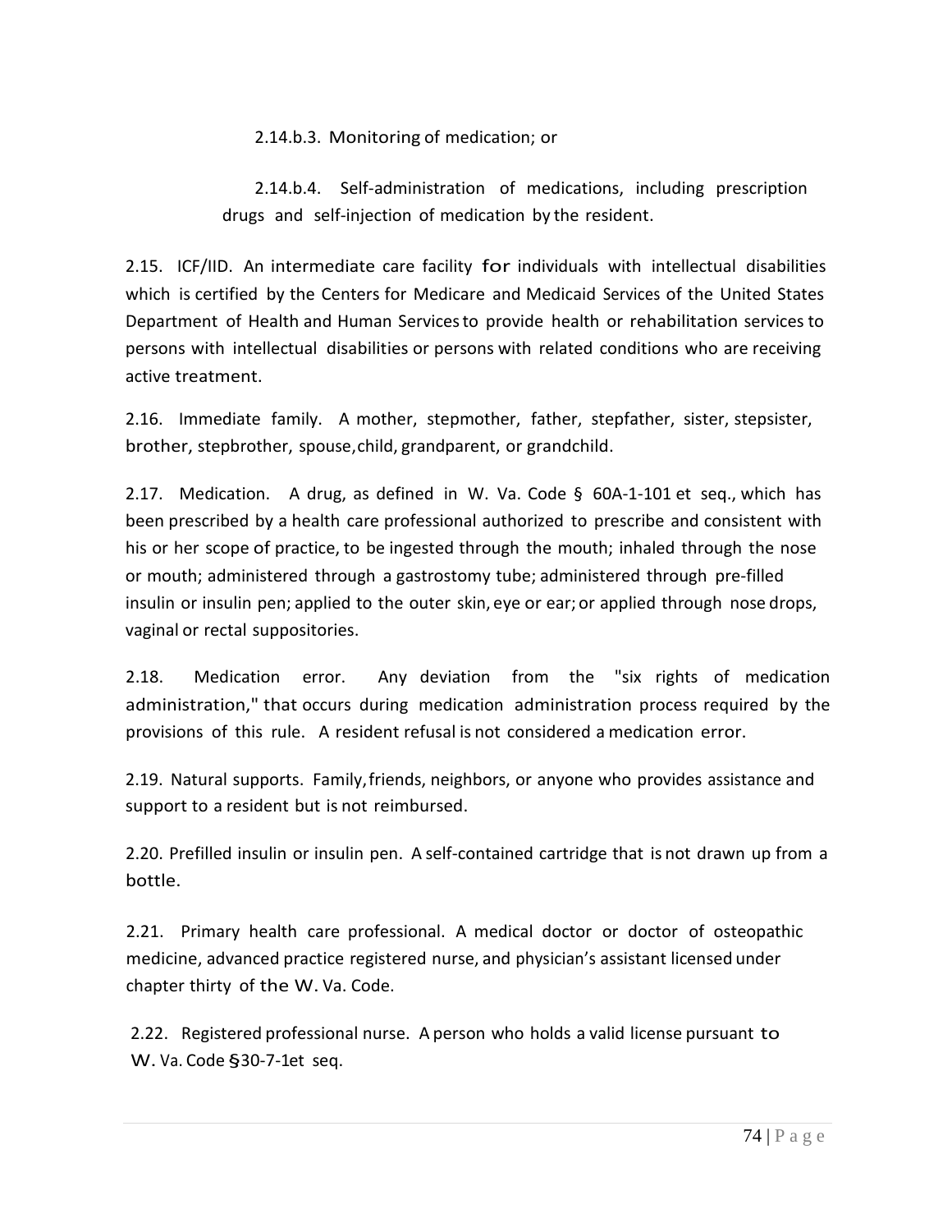2.14.b.3. Monitoring of medication; or

2.14.b.4. Self-administration of medications, including prescription drugs and self-injection of medication by the resident.

2.15. ICF/IID. An intermediate care facility for individuals with intellectual disabilities which is certified by the Centers for Medicare and Medicaid Services of the United States Department of Health and Human Services to provide health or rehabilitation services to persons with intellectual disabilities or persons with related conditions who are receiving active treatment.

2.16. Immediate family. A mother, stepmother, father, stepfather, sister, stepsister, brother, stepbrother, spouse, child, grandparent, or grandchild.

2.17. Medication. A drug, as defined in W. Va. Code § 60A-1-101 et seq., which has been prescribed by a health care professional authorized to prescribe and consistent with his or her scope of practice, to be ingested through the mouth; inhaled through the nose or mouth; administered through a gastrostomy tube; administered through pre-filled insulin or insulin pen; applied to the outer skin, eye or ear; or applied through nose drops, vaginal or rectal suppositories.

2.18. Medication error. Any deviation from the "six rights of medication administration," that occurs during medication administration process required by the provisions of this rule. A resident refusal is not considered a medication error.

2.19. Natural supports. Family, friends, neighbors, or anyone who provides assistance and support to a resident but is not reimbursed.

2.20. Prefilled insulin or insulin pen. A self-contained cartridge that is not drawn up from a bottle.

2.21. Primary health care professional. A medical doctor or doctor of osteopathic medicine, advanced practice registered nurse, and physician's assistant licensed under chapter thirty of the W. Va. Code.

2.22. Registered professional nurse. A person who holds a valid license pursuant to W. Va. Code §30-7-1et seq.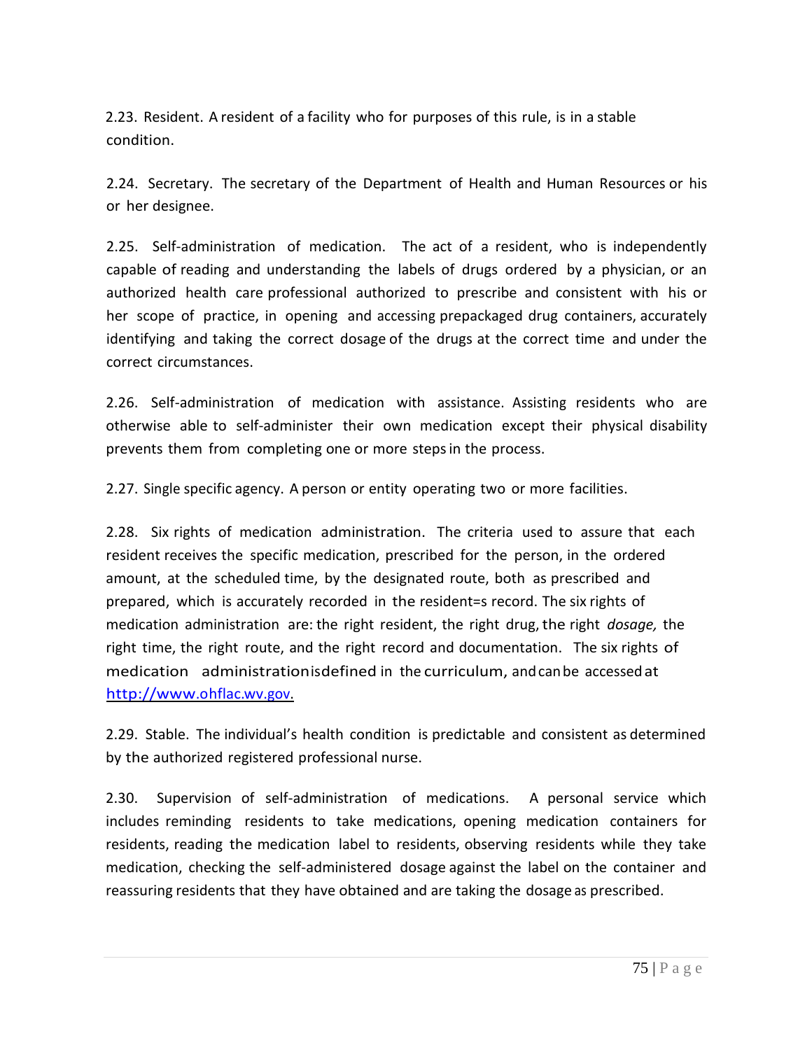2.23. Resident. A resident of a facility who for purposes of this rule, is in a stable condition.

2.24. Secretary. The secretary of the Department of Health and Human Resources or his or her designee.

2.25. Self-administration of medication. The act of a resident, who is independently capable of reading and understanding the labels of drugs ordered by a physician, or an authorized health care professional authorized to prescribe and consistent with his or her scope of practice, in opening and accessing prepackaged drug containers, accurately identifying and taking the correct dosage of the drugs at the correct time and under the correct circumstances.

2.26. Self-administration of medication with assistance. Assisting residents who are otherwise able to self-administer their own medication except their physical disability prevents them from completing one or more steps in the process.

2.27. Single specific agency. A person or entity operating two or more facilities.

2.28. Six rights of medication administration. The criteria used to assure that each resident receives the specific medication, prescribed for the person, in the ordered amount, at the scheduled time, by the designated route, both as prescribed and prepared, which is accurately recorded in the resident=s record. The six rights of medication administration are: the right resident, the right drug, the right *dosage,* the right time, the right route, and the right record and documentation. The six rights of medication administration is defined in the curriculum, and can be accessed at http://www.ohflac.wv.gov.

2.29. Stable. The individual's health condition is predictable and consistent as determined by the authorized registered professional nurse.

2.30. Supervision of self-administration of medications. A personal service which includes reminding residents to take medications, opening medication containers for residents, reading the medication label to residents, observing residents while they take medication, checking the self-administered dosage against the label on the container and reassuring residents that they have obtained and are taking the dosage as prescribed.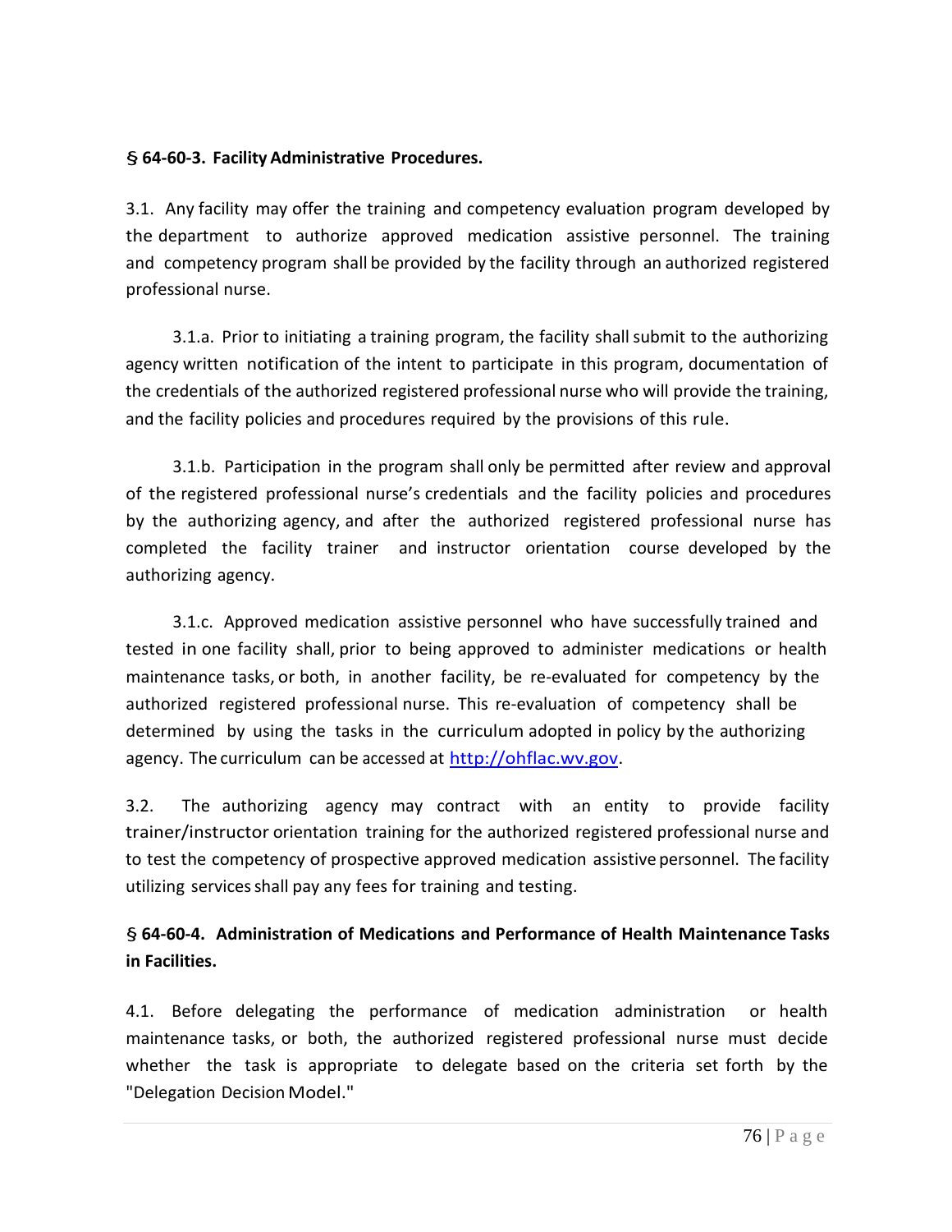**§ 64-60-3. Facility Administrative Procedures.**

3.1. Any facility may offer the training and competency evaluation program developed by the department to authorize approved medication assistive personnel. The training and competency program shall be provided by the facility through an authorized registered professional nurse.

3.1.a. Prior to initiating a training program, the facility shall submit to the authorizing agency written notification of the intent to participate in this program, documentation of the credentials of the authorized registered professional nurse who will provide the training, and the facility policies and procedures required by the provisions of this rule.

3.1.b. Participation in the program shall only be permitted after review and approval of the registered professional nurse's credentials and the facility policies and procedures by the authorizing agency, and after the authorized registered professional nurse has completed the facility trainer and instructor orientation course developed by the authorizing agency.

3.1.c. Approved medication assistive personnel who have successfully trained and tested in one facility shall, prior to being approved to administer medications or health maintenance tasks, or both, in another facility, be re-evaluated for competency by the authorized registered professional nurse. This re-evaluation of competency shall be determined by using the tasks in the curriculum adopted in policy by the authorizing agency. The curriculum can be accessed at http://ohflac.wv.gov.

3.2. The authorizing agency may contract with an entity to provide facility trainer/instructor orientation training for the authorized registered professional nurse and to test the competency of prospective approved medication assistive personnel. The facility utilizing services shall pay any fees for training and testing.

**§ 64-60-4. Administration of Medications and Performance of Health Maintenance Tasks in Facilities.**

4.1. Before delegating the performance of medication administration or health maintenance tasks, or both, the authorized registered professional nurse must decide whether the task is appropriate to delegate based on the criteria set forth by the "Delegation Decision Model."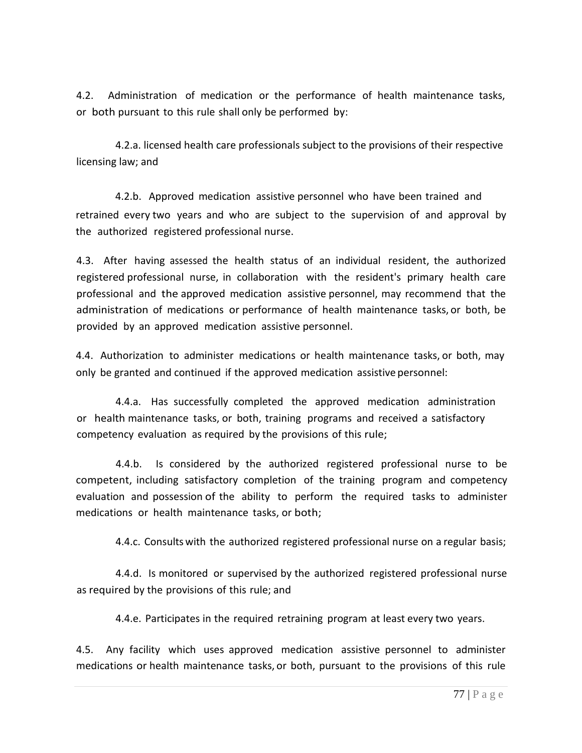4.2. Administration of medication or the performance of health maintenance tasks, or both pursuant to this rule shall only be performed by:

4.2.a. licensed health care professionals subject to the provisions of their respective licensing law; and

4.2.b. Approved medication assistive personnel who have been trained and retrained every two years and who are subject to the supervision of and approval by the authorized registered professional nurse.

4.3. After having assessed the health status of an individual resident, the authorized registered professional nurse, in collaboration with the resident's primary health care professional and the approved medication assistive personnel, may recommend that the administration of medications or performance of health maintenance tasks, or both, be provided by an approved medication assistive personnel.

4.4. Authorization to administer medications or health maintenance tasks, or both, may only be granted and continued if the approved medication assistive personnel:

4.4.a. Has successfully completed the approved medication administration or health maintenance tasks, or both, training programs and received a satisfactory competency evaluation as required by the provisions of this rule;

4.4.b. Is considered by the authorized registered professional nurse to be competent, including satisfactory completion of the training program and competency evaluation and possession of the ability to perform the required tasks to administer medications or health maintenance tasks, or both;

4.4.c. Consults with the authorized registered professional nurse on a regular basis;

4.4.d. Is monitored or supervised by the authorized registered professional nurse as required by the provisions of this rule; and

4.4.e. Participates in the required retraining program at least every two years.

4.5. Any facility which uses approved medication assistive personnel to administer medications or health maintenance tasks, or both, pursuant to the provisions of this rule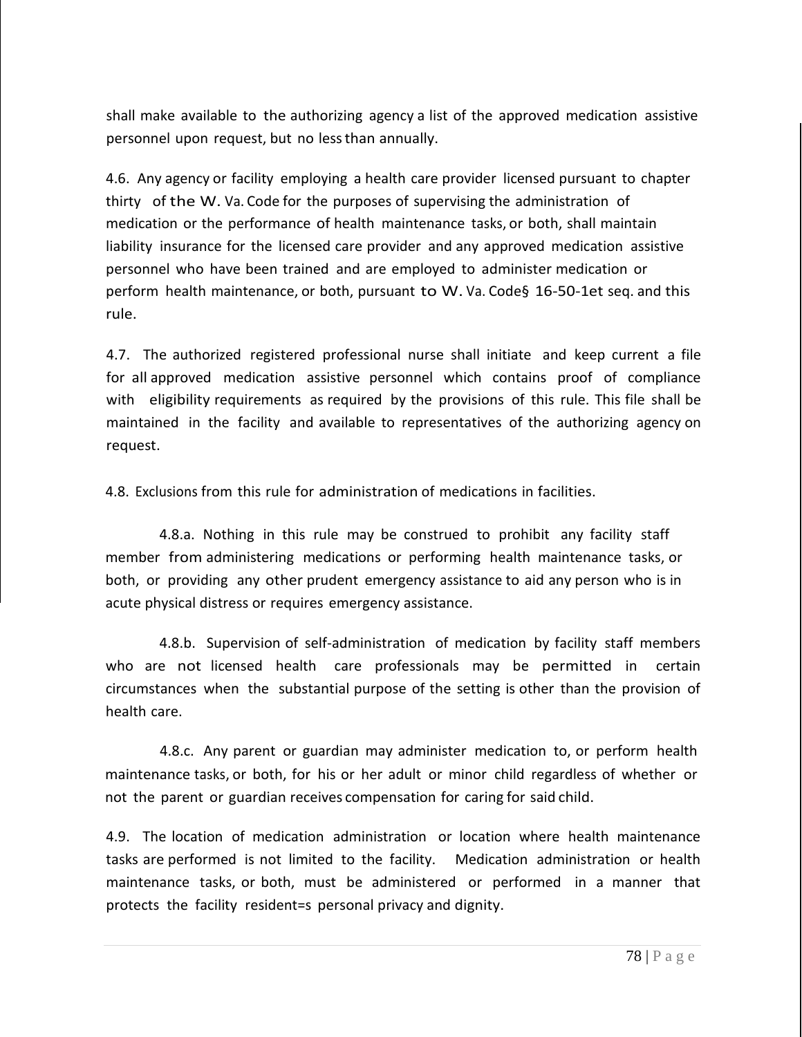shall make available to the authorizing agency a list of the approved medication assistive personnel upon request, but no less than annually.

4.6. Any agency or facility employing a health care provider licensed pursuant to chapter thirty of the W. Va. Code for the purposes of supervising the administration of medication or the performance of health maintenance tasks, or both, shall maintain liability insurance for the licensed care provider and any approved medication assistive personnel who have been trained and are employed to administer medication or perform health maintenance, or both, pursuant to W. Va. Code§ 16-50-1et seq. and this rule.

4.7. The authorized registered professional nurse shall initiate and keep current a file for all approved medication assistive personnel which contains proof of compliance with eligibility requirements as required by the provisions of this rule. This file shall be maintained in the facility and available to representatives of the authorizing agency on request.

4.8. Exclusions from this rule for administration of medications in facilities.

4.8.a. Nothing in this rule may be construed to prohibit any facility staff member from administering medications or performing health maintenance tasks, or both, or providing any other prudent emergency assistance to aid any person who is in acute physical distress or requires emergency assistance.

4.8.b. Supervision of self-administration of medication by facility staff members who are not licensed health care professionals may be permitted in certain circumstances when the substantial purpose of the setting is other than the provision of health care.

4.8.c. Any parent or guardian may administer medication to, or perform health maintenance tasks, or both, for his or her adult or minor child regardless of whether or not the parent or guardian receives compensation for caring for said child.

4.9. The location of medication administration or location where health maintenance tasks are performed is not limited to the facility. Medication administration or health maintenance tasks, or both, must be administered or performed in a manner that protects the facility resident=s personal privacy and dignity.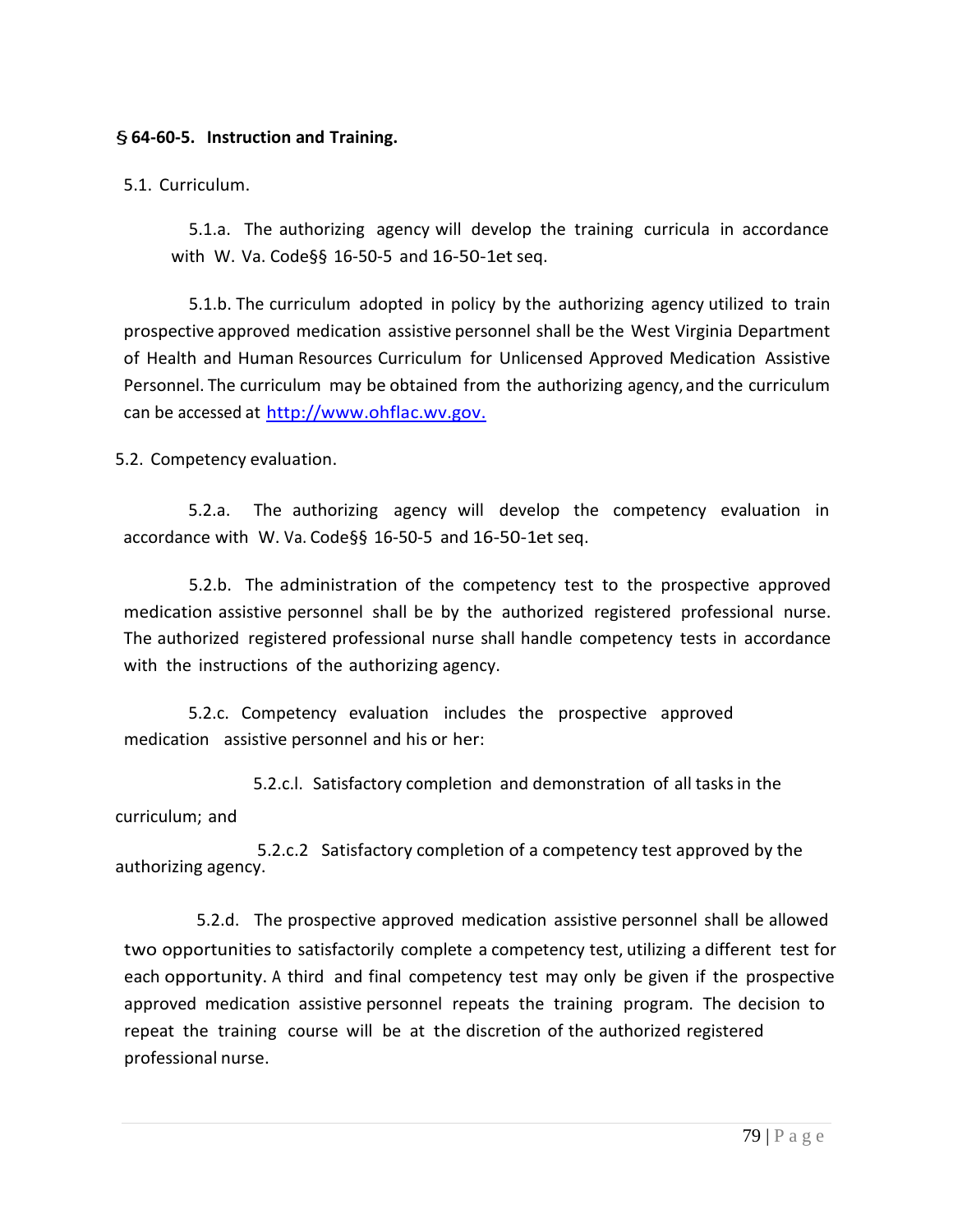**§ 64-60-5. Instruction and Training.**

5.1. Curriculum.

5.1.a. The authorizing agency will develop the training curricula in accordance with W. Va. Code§§ 16-50-5 and 16-50-1et seq.

5.1.b. The curriculum adopted in policy by the authorizing agency utilized to train prospective approved medication assistive personnel shall be the West Virginia Department of Health and Human Resources Curriculum for Unlicensed Approved Medication Assistive Personnel. The curriculum may be obtained from the authorizing agency, and the curriculum can be accessed at http://www.ohflac.wv.gov.

5.2. Competency evaluation.

5.2.a. The authorizing agency will develop the competency evaluation in accordance with W. Va. Code§§ 16-50-5 and 16-50-1et seq.

5.2.b. The administration of the competency test to the prospective approved medication assistive personnel shall be by the authorized registered professional nurse. The authorized registered professional nurse shall handle competency tests in accordance with the instructions of the authorizing agency.

5.2.c. Competency evaluation includes the prospective approved medication assistive personnel and his or her:

5.2.c.l. Satisfactory completion and demonstration of all tasks in the curriculum; and

5.2.c.2 Satisfactory completion of a competency test approved by the authorizing agency.

5.2.d. The prospective approved medication assistive personnel shall be allowed two opportunities to satisfactorily complete a competency test, utilizing a different test for each opportunity. A third and final competency test may only be given if the prospective approved medication assistive personnel repeats the training program. The decision to repeat the training course will be at the discretion of the authorized registered professional nurse.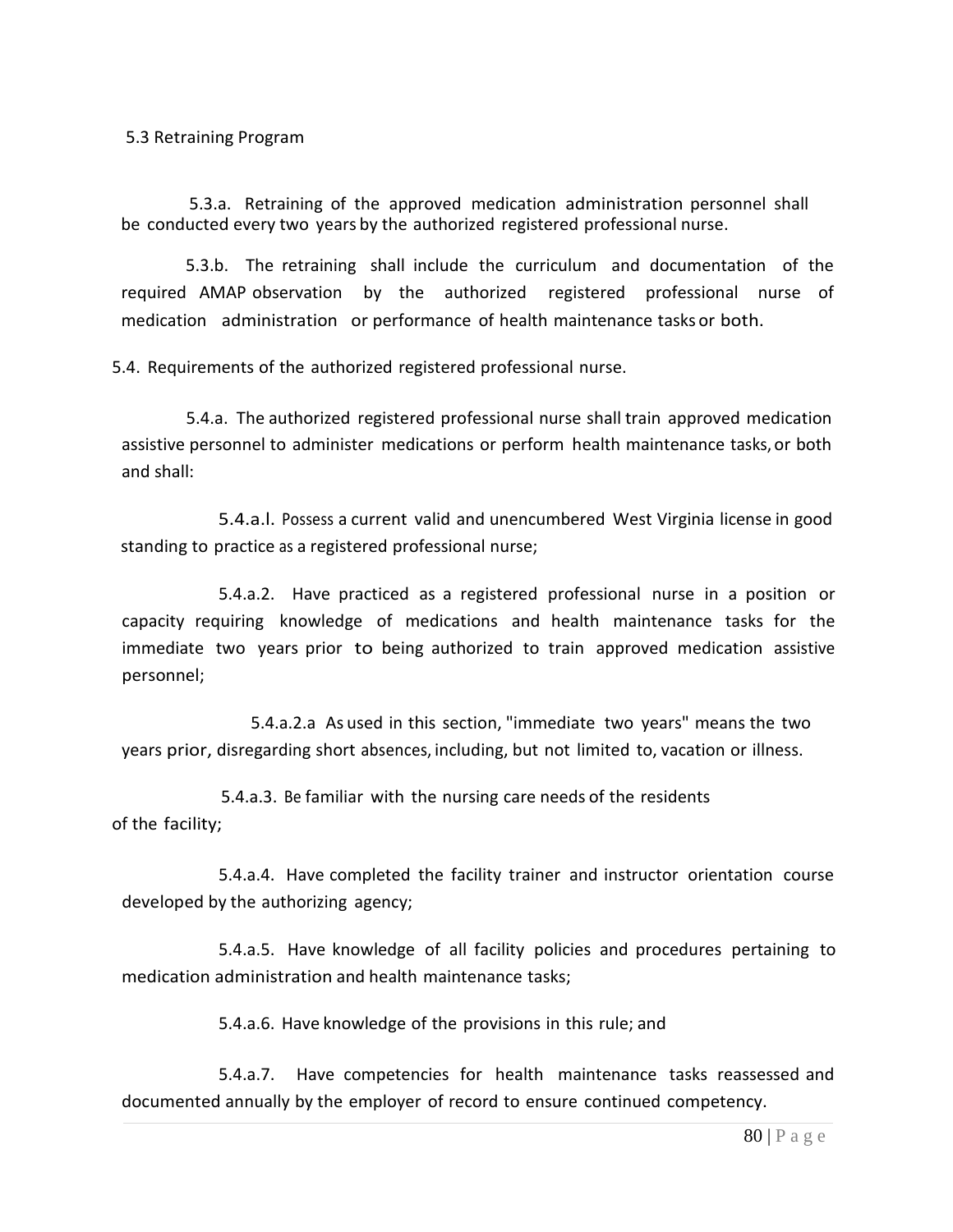5.3 Retraining Program

5.3.a. Retraining of the approved medication administration personnel shall be conducted every two years by the authorized registered professional nurse.

5.3.b. The retraining shall include the curriculum and documentation of the required AMAP observation by the authorized registered professional nurse of medication administration or performance of health maintenance tasks or both.

5.4. Requirements of the authorized registered professional nurse.

5.4.a. The authorized registered professional nurse shall train approved medication assistive personnel to administer medications or perform health maintenance tasks, or both and shall:

5.4.a.l. Possess a current valid and unencumbered West Virginia license in good standing to practice as a registered professional nurse;

5.4.a.2. Have practiced as a registered professional nurse in a position or capacity requiring knowledge of medications and health maintenance tasks for the immediate two years prior to being authorized to train approved medication assistive personnel;

5.4.a.2.a As used in this section, "immediate two years" means the two years prior, disregarding short absences, including, but not limited to, vacation or illness.

5.4.a.3. Be familiar with the nursing care needs of the residents of the facility;

5.4.a.4. Have completed the facility trainer and instructor orientation course developed by the authorizing agency;

5.4.a.5. Have knowledge of all facility policies and procedures pertaining to medication administration and health maintenance tasks;

5.4.a.6. Have knowledge of the provisions in this rule; and

5.4.a.7. Have competencies for health maintenance tasks reassessed and documented annually by the employer of record to ensure continued competency.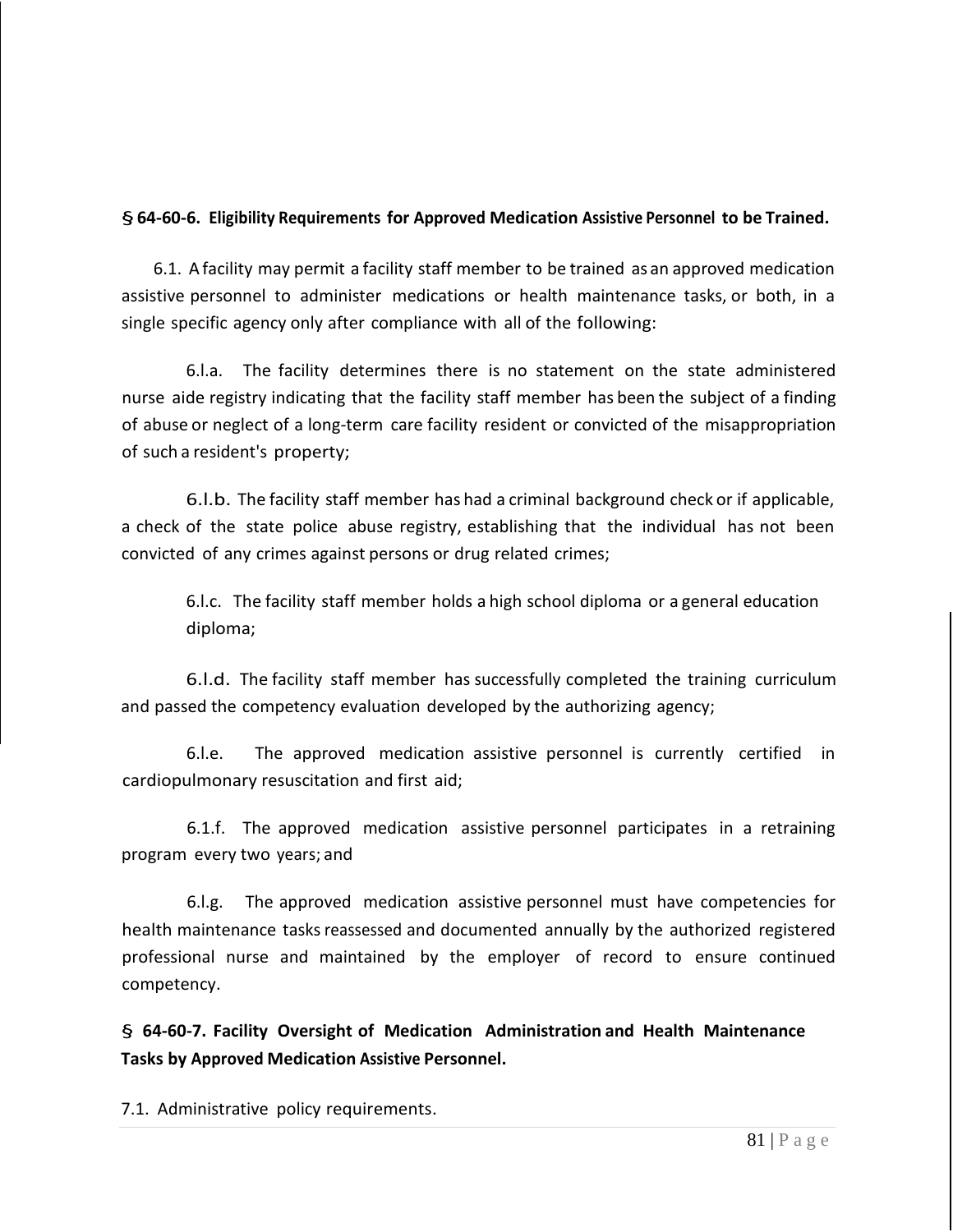**§ 64-60-6. Eligibility Requirements for Approved Medication Assistive Personnel to be Trained.**

6.1. A facility may permit a facility staff member to be trained as an approved medication assistive personnel to administer medications or health maintenance tasks, or both, in a single specific agency only after compliance with all of the following:

6.l.a. The facility determines there is no statement on the state administered nurse aide registry indicating that the facility staff member has been the subject of a finding of abuse or neglect of a long-term care facility resident or convicted of the misappropriation of such a resident's property;

6.l.b. The facility staff member has had a criminal background check or if applicable, a check of the state police abuse registry, establishing that the individual has not been convicted of any crimes against persons or drug related crimes;

6.l.c. The facility staff member holds a high school diploma or a general education diploma;

6.l.d. The facility staff member has successfully completed the training curriculum and passed the competency evaluation developed by the authorizing agency;

6.l.e. The approved medication assistive personnel is currently certified in cardiopulmonary resuscitation and first aid;

6.1.f. The approved medication assistive personnel participates in a retraining program every two years; and

6.l.g. The approved medication assistive personnel must have competencies for health maintenance tasks reassessed and documented annually by the authorized registered professional nurse and maintained by the employer of record to ensure continued competency.

**§ 64-60-7. Facility Oversight of Medication Administration and Health Maintenance Tasks by Approved Medication Assistive Personnel.**

7.1. Administrative policy requirements.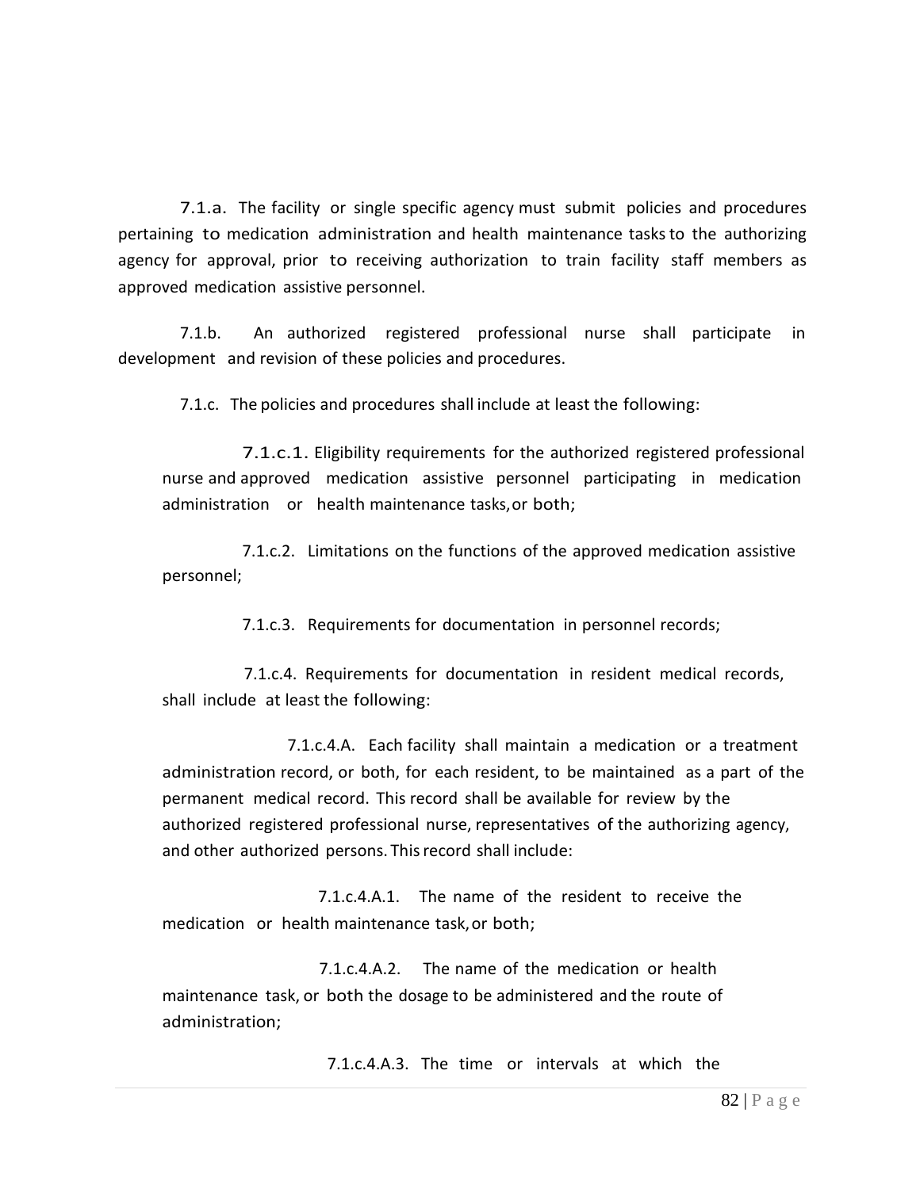7.1.a. The facility or single specific agency must submit policies and procedures pertaining to medication administration and health maintenance tasks to the authorizing agency for approval, prior to receiving authorization to train facility staff members as approved medication assistive personnel.

7.1.b. An authorized registered professional nurse shall participate in development and revision of these policies and procedures.

7.1.c. The policies and procedures shall include at least the following:

7.1.c.1. Eligibility requirements for the authorized registered professional nurse and approved medication assistive personnel participating in medication administration or health maintenance tasks, or both;

7.1.c.2. Limitations on the functions of the approved medication assistive personnel;

7.1.c.3. Requirements for documentation in personnel records;

7.1.c.4. Requirements for documentation in resident medical records, shall include at least the following:

7.1.c.4.A. Each facility shall maintain a medication or a treatment administration record, or both, for each resident, to be maintained as a part of the permanent medical record. This record shall be available for review by the authorized registered professional nurse, representatives of the authorizing agency, and other authorized persons. This record shall include:

7.1.c.4.A.1. The name of the resident to receive the medication or health maintenance task, or both;

7.1.c.4.A.2. The name of the medication or health maintenance task, or both the dosage to be administered and the route of administration;

7.1.c.4.A.3. The time or intervals at which the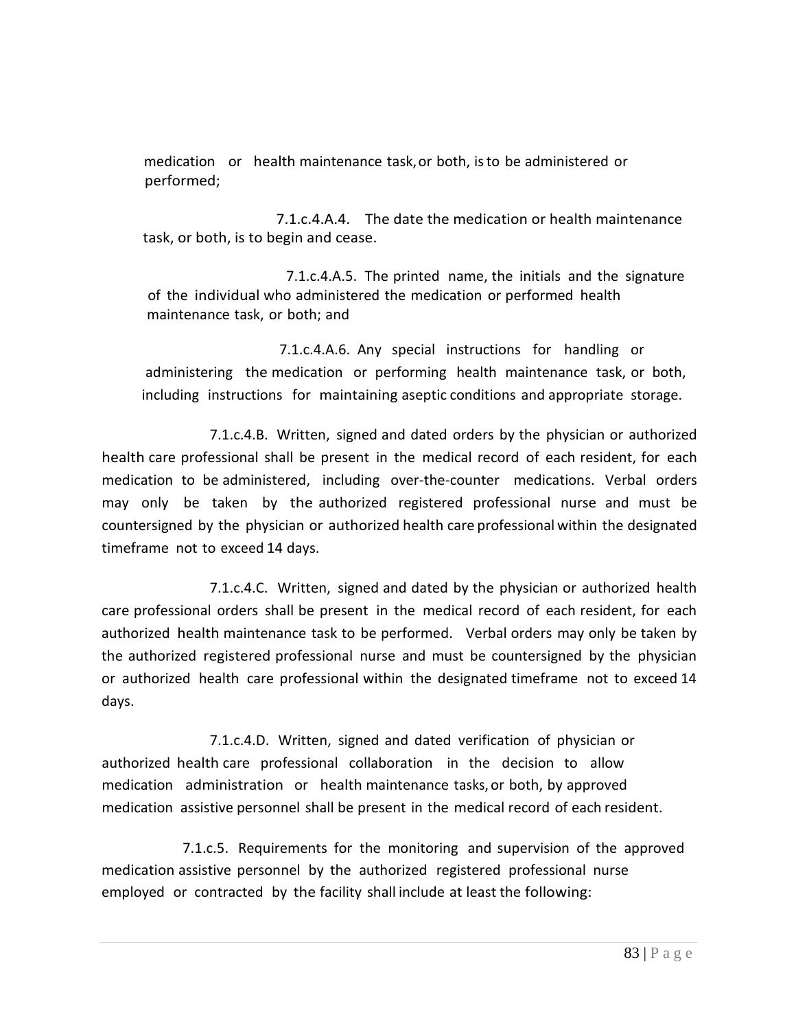medication or health maintenance task, or both, is to be administered or performed;

7.1.c.4.A.4. The date the medication or health maintenance task, or both, is to begin and cease.

7.1.c.4.A.5. The printed name, the initials and the signature of the individual who administered the medication or performed health maintenance task, or both; and

7.1.c.4.A.6. Any special instructions for handling or administering the medication or performing health maintenance task, or both, including instructions for maintaining aseptic conditions and appropriate storage.

7.1.c.4.B. Written, signed and dated orders by the physician or authorized health care professional shall be present in the medical record of each resident, for each medication to be administered, including over-the-counter medications. Verbal orders may only be taken by the authorized registered professional nurse and must be countersigned by the physician or authorized health care professional within the designated timeframe not to exceed 14 days.

7.1.c.4.C. Written, signed and dated by the physician or authorized health care professional orders shall be present in the medical record of each resident, for each authorized health maintenance task to be performed. Verbal orders may only be taken by the authorized registered professional nurse and must be countersigned by the physician or authorized health care professional within the designated timeframe not to exceed 14 days.

7.1.c.4.D. Written, signed and dated verification of physician or authorized health care professional collaboration in the decision to allow medication administration or health maintenance tasks, or both, by approved medication assistive personnel shall be present in the medical record of each resident.

7.1.c.5. Requirements for the monitoring and supervision of the approved medication assistive personnel by the authorized registered professional nurse employed or contracted by the facility shall include at least the following: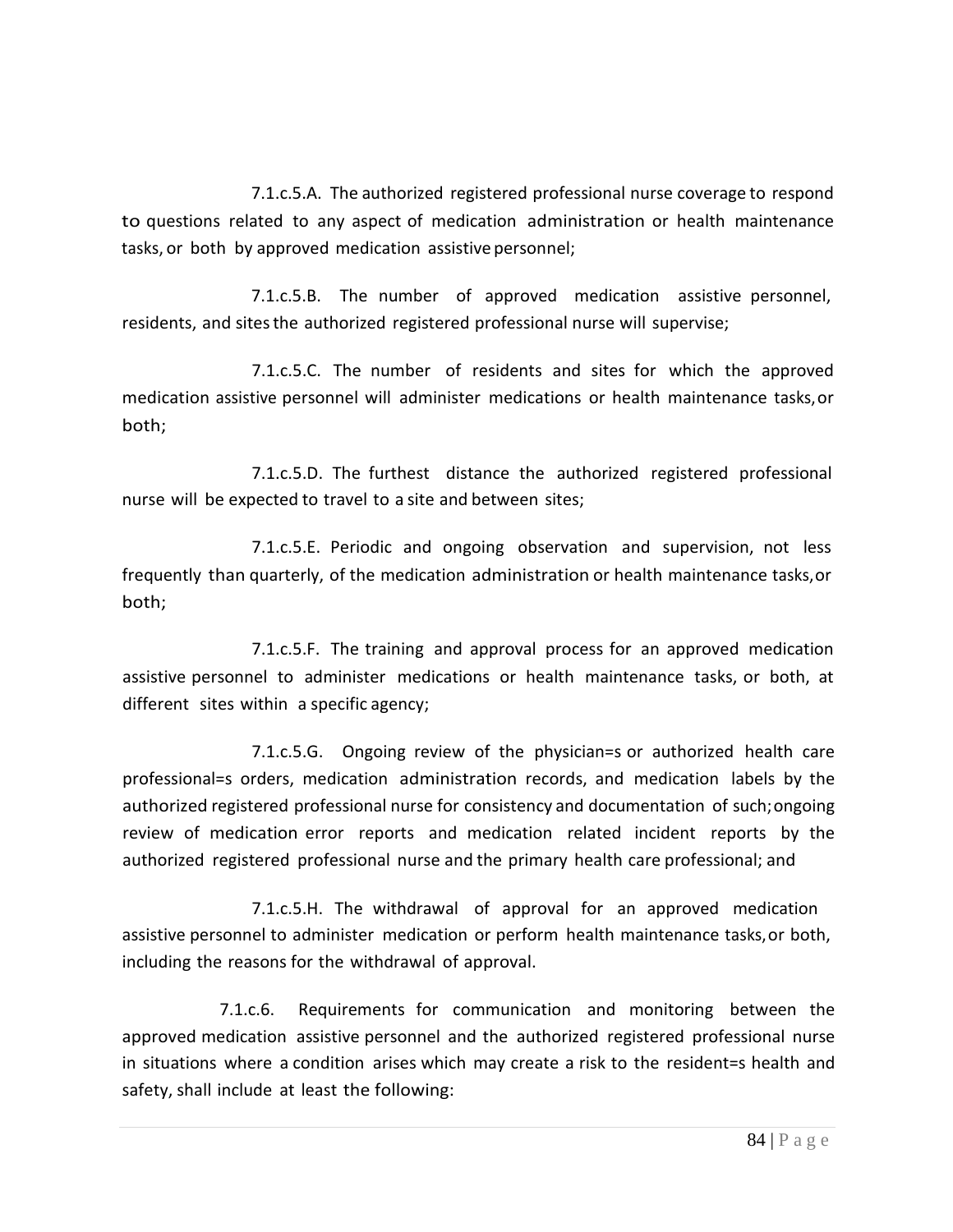7.1.c.5.A. The authorized registered professional nurse coverage to respond to questions related to any aspect of medication administration or health maintenance tasks, or both by approved medication assistive personnel;

7.1.c.5.B. The number of approved medication assistive personnel, residents, and sites the authorized registered professional nurse will supervise;

7.1.c.5.C. The number of residents and sites for which the approved medication assistive personnel will administer medications or health maintenance tasks, or both;

7.1.c.5.D. The furthest distance the authorized registered professional nurse will be expected to travel to a site and between sites;

7.1.c.5.E. Periodic and ongoing observation and supervision, not less frequently than quarterly, of the medication administration or health maintenance tasks, or both;

7.1.c.5.F. The training and approval process for an approved medication assistive personnel to administer medications or health maintenance tasks, or both, at different sites within a specific agency;

7.1.c.5.G. Ongoing review of the physician=s or authorized health care professional=s orders, medication administration records, and medication labels by the authorized registered professional nurse for consistency and documentation of such; ongoing review of medication error reports and medication related incident reports by the authorized registered professional nurse and the primary health care professional; and

7.1.c.5.H. The withdrawal of approval for an approved medication assistive personnel to administer medication or perform health maintenance tasks, or both, including the reasons for the withdrawal of approval.

7.1.c.6. Requirements for communication and monitoring between the approved medication assistive personnel and the authorized registered professional nurse in situations where a condition arises which may create a risk to the resident=s health and safety, shall include at least the following: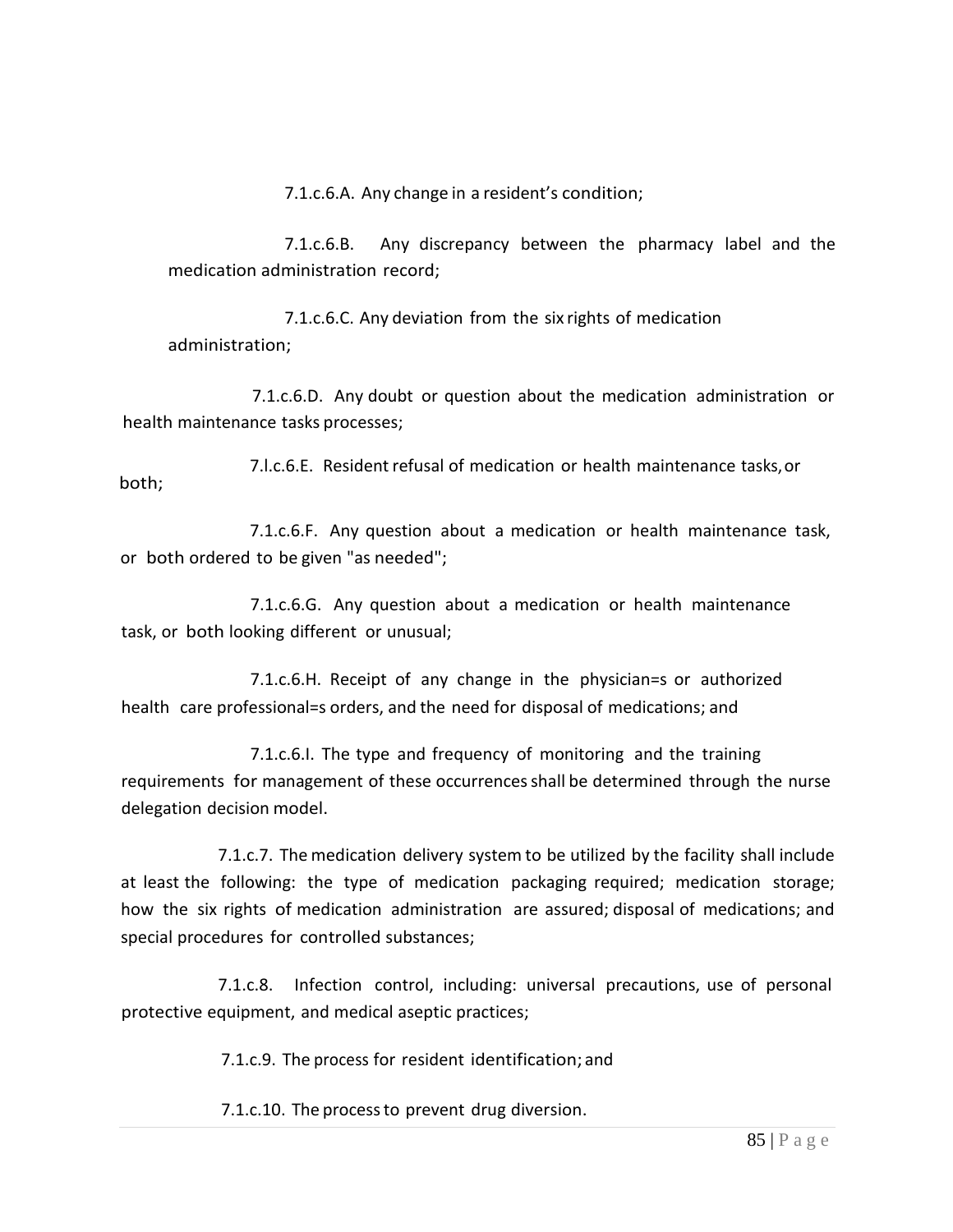7.1.c.6.A. Any change in a resident's condition;

7.1.c.6.B. Any discrepancy between the pharmacy label and the medication administration record;

7.1.c.6.C. Any deviation from the six rights of medication administration;

7.1.c.6.D. Any doubt or question about the medication administration or health maintenance tasks processes;

7.l.c.6.E. Resident refusal of medication or health maintenance tasks, or both;

7.1.c.6.F. Any question about a medication or health maintenance task, or both ordered to be given "as needed";

7.1.c.6.G. Any question about a medication or health maintenance task, or both looking different or unusual;

7.1.c.6.H. Receipt of any change in the physician=s or authorized health care professional=s orders, and the need for disposal of medications; and

7.1.c.6.I. The type and frequency of monitoring and the training requirements for management of these occurrences shall be determined through the nurse delegation decision model.

7.1.c.7. The medication delivery system to be utilized by the facility shall include at least the following: the type of medication packaging required; medication storage; how the six rights of medication administration are assured; disposal of medications; and special procedures for controlled substances;

7.1.c.8. Infection control, including: universal precautions, use of personal protective equipment, and medical aseptic practices;

7.1.c.9. The process for resident identification; and

7.1.c.10. The process to prevent drug diversion.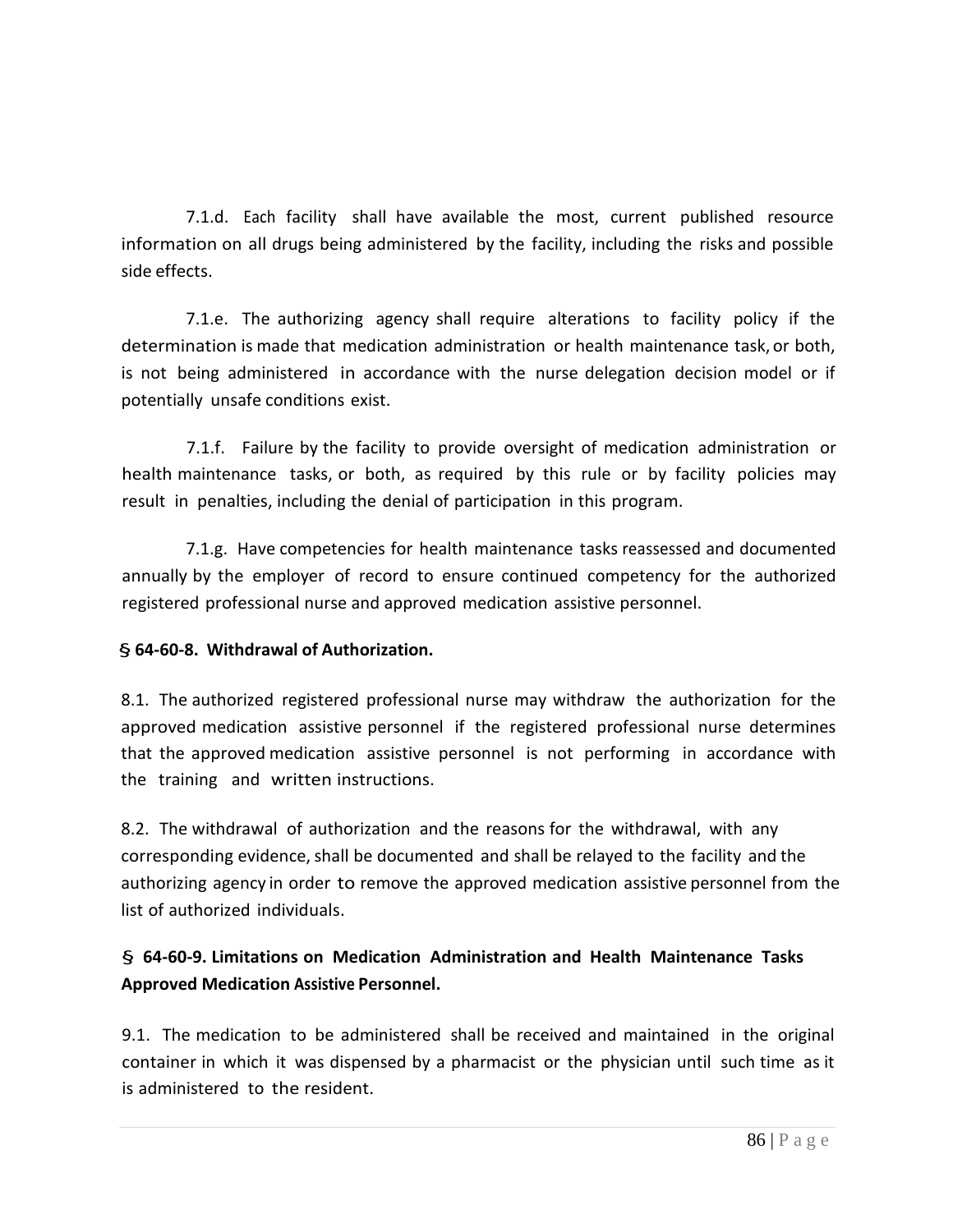7.1.d. Each facility shall have available the most, current published resource information on all drugs being administered by the facility, including the risks and possible side effects.

7.1.e. The authorizing agency shall require alterations to facility policy if the determination is made that medication administration or health maintenance task, or both, is not being administered in accordance with the nurse delegation decision model or if potentially unsafe conditions exist.

7.1.f. Failure by the facility to provide oversight of medication administration or health maintenance tasks, or both, as required by this rule or by facility policies may result in penalties, including the denial of participation in this program.

7.1.g. Have competencies for health maintenance tasks reassessed and documented annually by the employer of record to ensure continued competency for the authorized registered professional nurse and approved medication assistive personnel.

### § 64-60-8. Withdrawal of Authorization.

8.1. The authorized registered professional nurse may withdraw the authorization for the approved medication assistive personnel if the registered professional nurse determines that the approved medication assistive personnel is not performing in accordance with the training and written instructions.

8.2. The withdrawal of authorization and the reasons for the withdrawal, with any corresponding evidence, shall be documented and shall be relayed to the facility and the authorizing agency in order to remove the approved medication assistive personnel from the list of authorized individuals.

### § 64-60-9. Limitations on Medication Administration and Health Maintenance Tasks Approved Medication Assistive Personnel.

9.1. The medication to be administered shall be received and maintained in the original container in which it was dispensed by a pharmacist or the physician until such time as it is administered to the resident.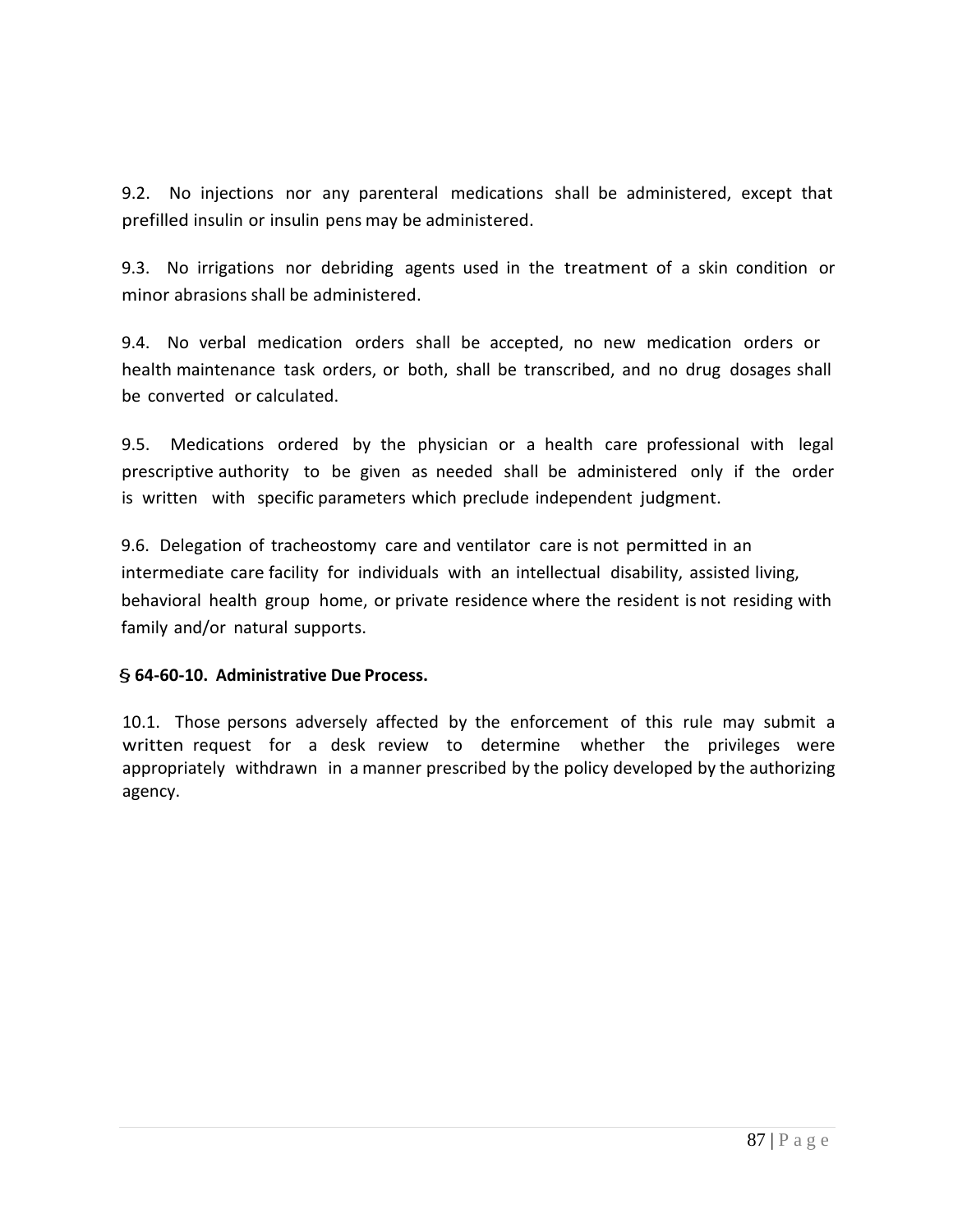9.2. No injections nor any parenteral medications shall be administered, except that prefilled insulin or insulin pens may be administered.

9.3. No irrigations nor debriding agents used in the treatment of a skin condition or minor abrasions shall be administered.

9.4. No verbal medication orders shall be accepted, no new medication orders or health maintenance task orders, or both, shall be transcribed, and no drug dosages shall be converted or calculated.

9.5. Medications ordered by the physician or a health care professional with legal prescriptive authority to be given as needed shall be administered only if the order is written with specific parameters which preclude independent judgment.

9.6. Delegation of tracheostomy care and ventilator care is not permitted in an intermediate care facility for individuals with an intellectual disability, assisted living, behavioral health group home, or private residence where the resident is not residing with family and/or natural supports.

**§ 64-60-10. Administrative Due Process.**

10.1. Those persons adversely affected by the enforcement of this rule may submit a written request for a desk review to determine whether the privileges were appropriately withdrawn in a manner prescribed by the policy developed by the authorizing agency.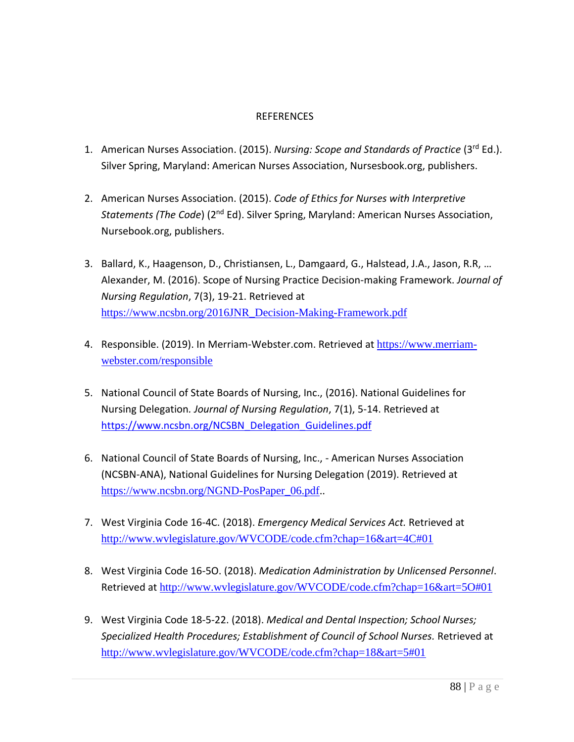# REFERENCES

1. American Nurses Association. (2015). *Nursing: Scope and Standards of Practice* (3rd Ed.). Silver Spring, Maryland: American Nurses Association, Nursesbook.org, publishers.

2. American Nurses Association. (2015). *Code of Ethics for Nurses with Interpretive Statements (The Code*) (2nd Ed). Silver Spring, Maryland: American Nurses Association, Nursebook.org, publishers.

3. Ballard, K., Haagenson, D., Christiansen, L., Damgaard, G., Halstead, J.A., Jason, R.R, … Alexander, M. (2016). Scope of Nursing Practice Decision-making Framework. *Journal of Nursing Regulation*, 7(3), 19-21. Retrieved at https://www.ncsbn.org/2016JNR_Decision-Making-Framework.pdf

4. Responsible. (2019). In Merriam-Webster.com. Retrieved at https://www.merriam-webster.com/responsible

5. National Council of State Boards of Nursing, Inc., (2016). National Guidelines for Nursing Delegation*.* *Journal of Nursing Regulation*, 7(1), 5-14. Retrieved at https://www.ncsbn.org/NCSBN_Delegation_Guidelines.pdf

6. National Council of State Boards of Nursing, Inc., - American Nurses Association (NCSBN-ANA), National Guidelines for Nursing Delegation (2019). Retrieved at https://www.ncsbn.org/NGND-PosPaper_06.pdf..

7. West Virginia Code 16-4C. (2018). *Emergency Medical Services Act.* Retrieved at http://www.wvlegislature.gov/WVCODE/code.cfm?chap=16&art=4C#01

8. West Virginia Code 16-5O. (2018). *Medication Administration by Unlicensed Personnel*. Retrieved at http://www.wvlegislature.gov/WVCODE/code.cfm?chap=16&art=5O#01

9. West Virginia Code 18-5-22. (2018). *Medical and Dental Inspection; School Nurses; Specialized Health Procedures; Establishment of Council of School Nurses.* Retrieved at http://www.wvlegislature.gov/WVCODE/code.cfm?chap=18&art=5#01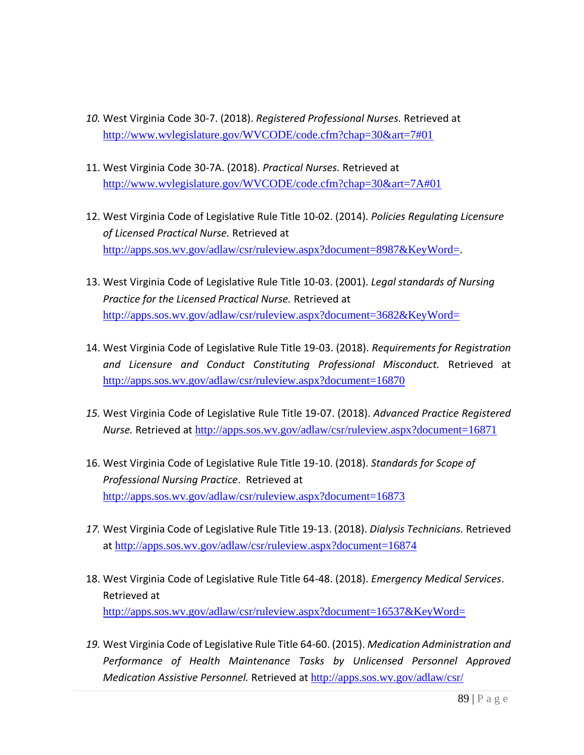10. West Virginia Code 30-7. (2018). *Registered Professional Nurses.* Retrieved at http://www.wvlegislature.gov/WVCODE/code.cfm?chap=30&art=7#01

11. West Virginia Code 30-7A. (2018). *Practical Nurses.* Retrieved at http://www.wvlegislature.gov/WVCODE/code.cfm?chap=30&art=7A#01

12. West Virginia Code of Legislative Rule Title 10-02. (2014). *Policies Regulating Licensure of Licensed Practical Nurse.* Retrieved at http://apps.sos.wv.gov/adlaw/csr/ruleview.aspx?document=8987&KeyWord=.

13. West Virginia Code of Legislative Rule Title 10-03. (2001). *Legal standards of Nursing Practice for the Licensed Practical Nurse.* Retrieved at http://apps.sos.wv.gov/adlaw/csr/ruleview.aspx?document=3682&KeyWord=

14. West Virginia Code of Legislative Rule Title 19-03. (2018). *Requirements for Registration and Licensure and Conduct Constituting Professional Misconduct.* Retrieved at http://apps.sos.wv.gov/adlaw/csr/ruleview.aspx?document=16870

15. West Virginia Code of Legislative Rule Title 19-07. (2018). *Advanced Practice Registered Nurse.* Retrieved at http://apps.sos.wv.gov/adlaw/csr/ruleview.aspx?document=16871

16. West Virginia Code of Legislative Rule Title 19-10. (2018). *Standards for Scope of Professional Nursing Practice*. Retrieved at http://apps.sos.wv.gov/adlaw/csr/ruleview.aspx?document=16873

17. West Virginia Code of Legislative Rule Title 19-13. (2018). *Dialysis Technicians.* Retrieved at http://apps.sos.wv.gov/adlaw/csr/ruleview.aspx?document=16874

18. West Virginia Code of Legislative Rule Title 64-48. (2018). *Emergency Medical Services*. Retrieved at http://apps.sos.wv.gov/adlaw/csr/ruleview.aspx?document=16537&KeyWord=

19. West Virginia Code of Legislative Rule Title 64-60. (2015). *Medication Administration and Performance of Health Maintenance Tasks by Unlicensed Personnel Approved Medication Assistive Personnel.* Retrieved at http://apps.sos.wv.gov/adlaw/csr/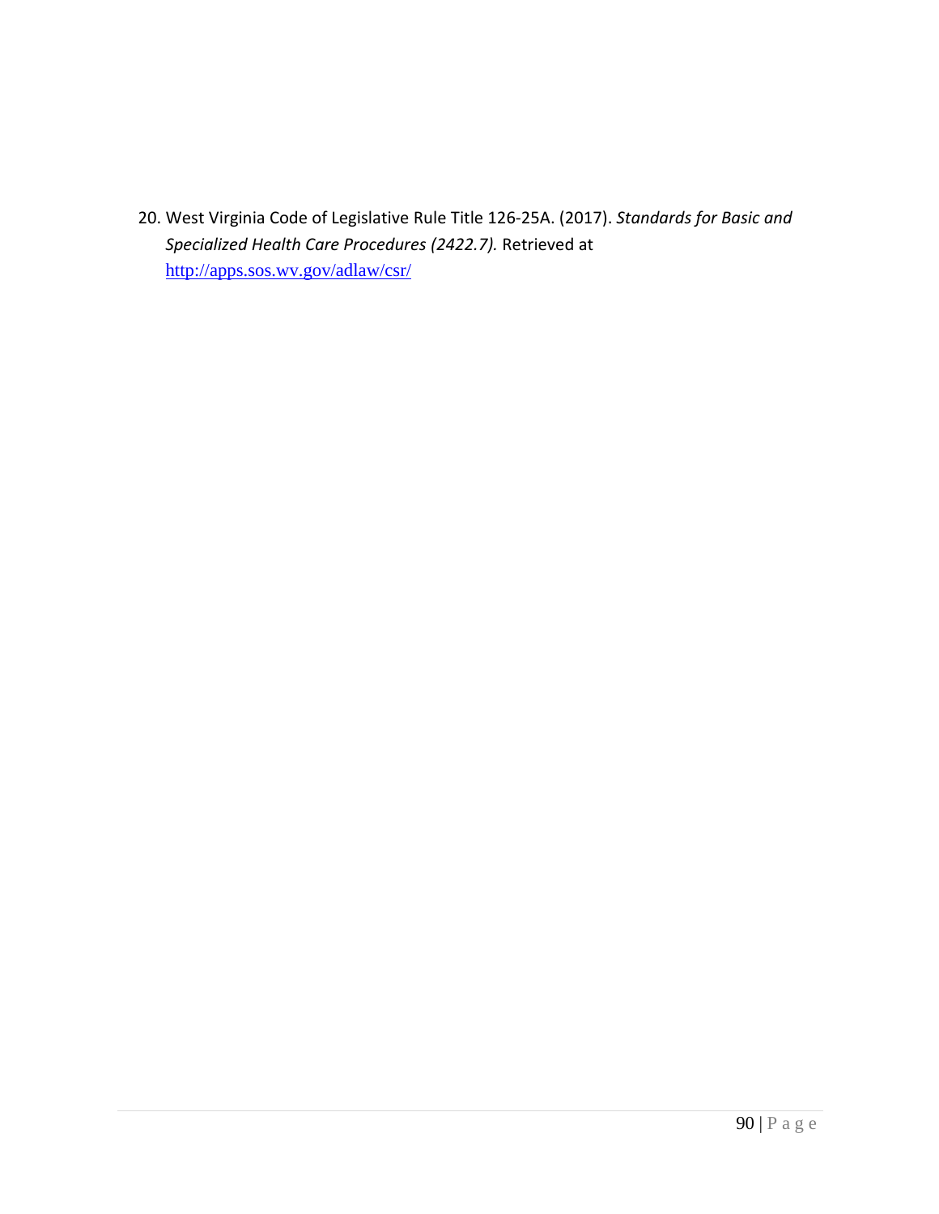20. West Virginia Code of Legislative Rule Title 126-25A. (2017). *Standards for Basic and Specialized Health Care Procedures (2422.7).* Retrieved at [http://apps.sos.wv.gov/adlaw/csr/](http://apps.sos.wv.gov/adlaw/csr/)